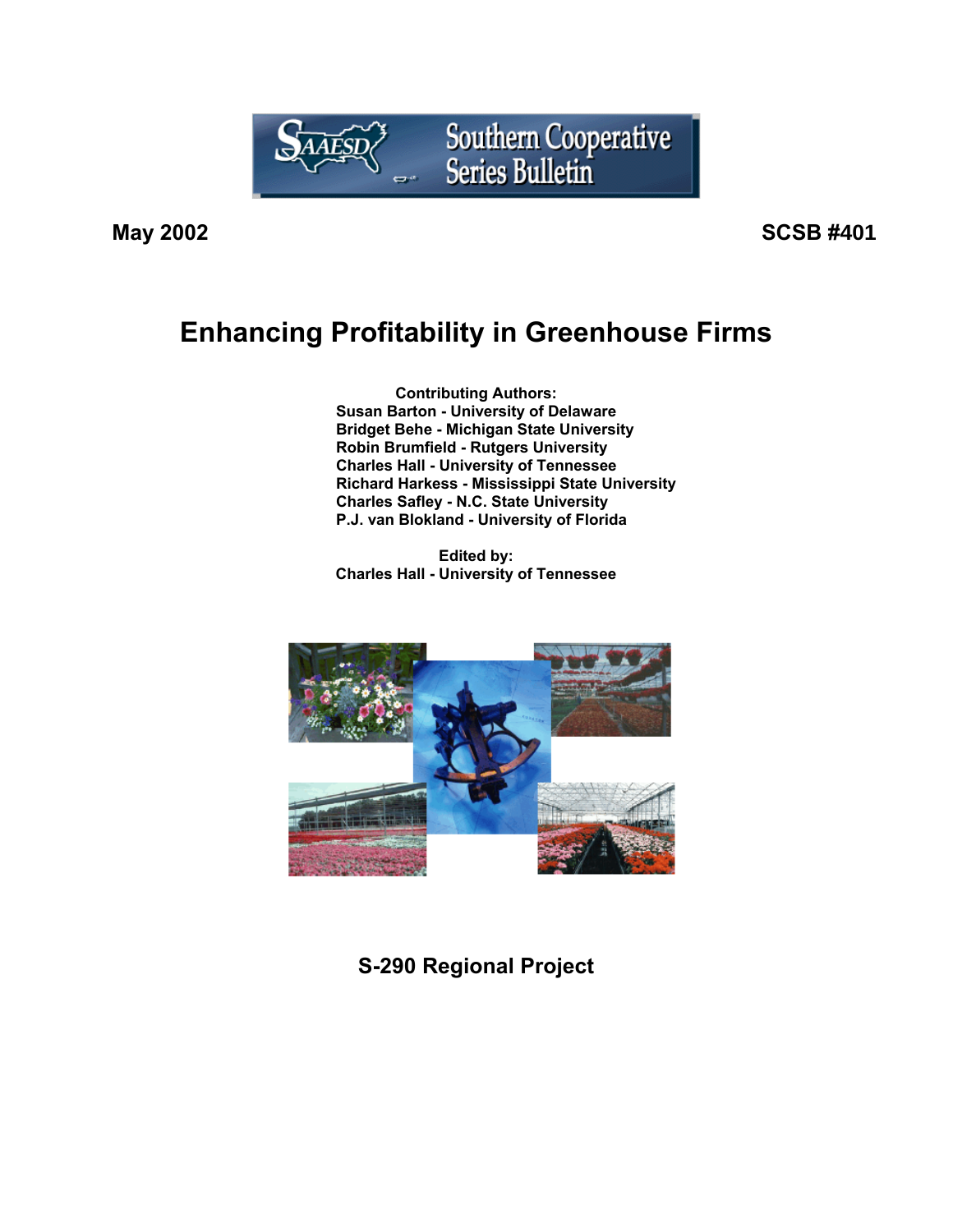Southern Cooperative Series Bulletin

**May 2002** **SCSB #401**

# Enhancing Profitability in Greenhouse Firms

**Contributing Authors:**

**Susan Barton - University of Delaware**
**Bridget Behe - Michigan State University**
**Robin Brumfield - Rutgers University**
**Charles Hall - University of Tennessee**
**Richard Harkess - Mississippi State University**
**Charles Safley - N.C. State University**
**P.J. van Blokland - University of Florida**

**Edited by:**
**Charles Hall - University of Tennessee**

**S-290 Regional Project**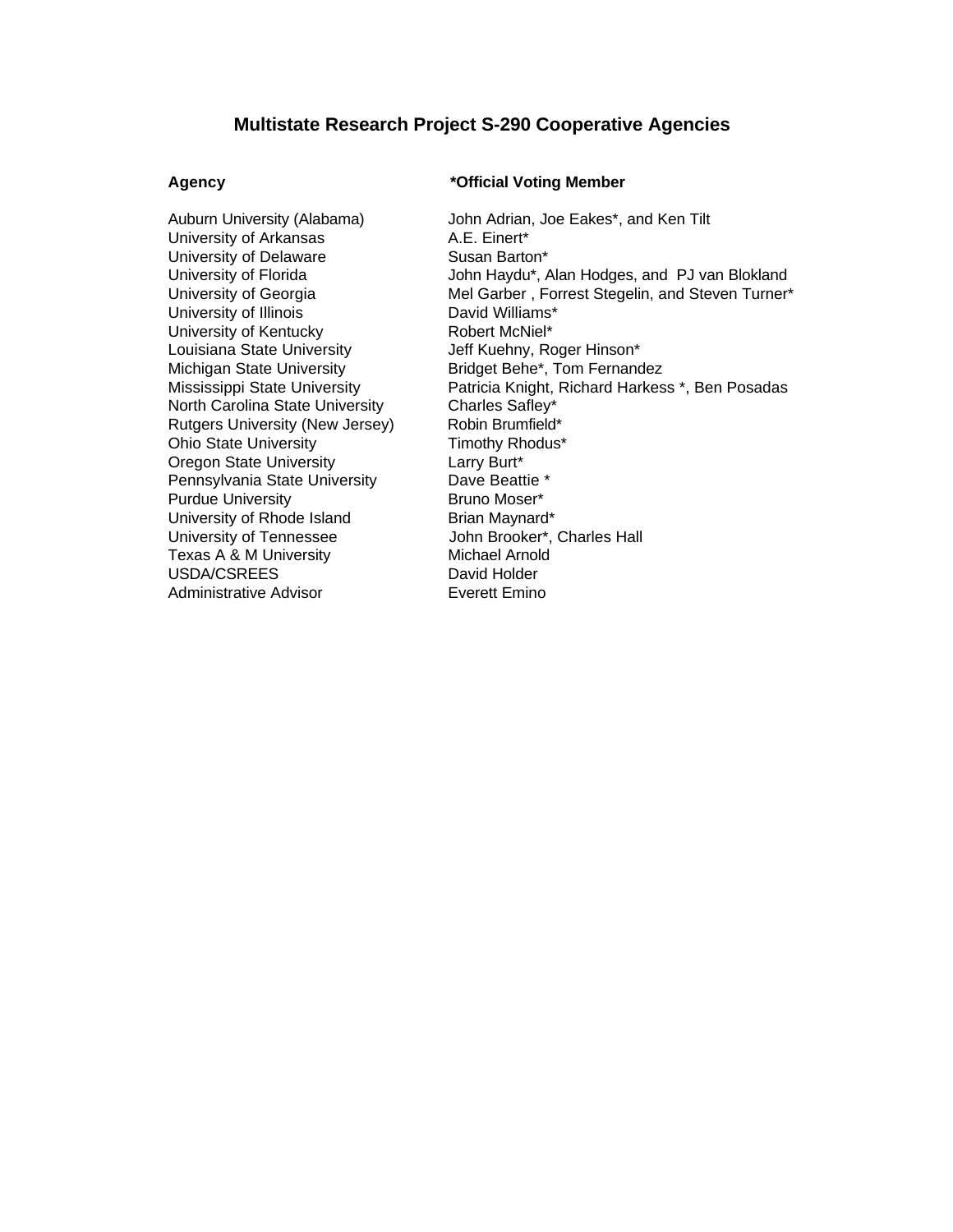## Multistate Research Project S-290 Cooperative Agencies

| Agency | *Official Voting Member |
|---|---|
| Auburn University (Alabama) | John Adrian, Joe Eakes*, and Ken Tilt |
| University of Arkansas | A.E. Einert* |
| University of Delaware | Susan Barton* |
| University of Florida | John Haydu*, Alan Hodges, and PJ van Blokland |
| University of Georgia | Mel Garber , Forrest Stegelin, and Steven Turner* |
| University of Illinois | David Williams* |
| University of Kentucky | Robert McNiel* |
| Louisiana State University | Jeff Kuehny, Roger Hinson* |
| Michigan State University | Bridget Behe*, Tom Fernandez |
| Mississippi State University | Patricia Knight, Richard Harkess *, Ben Posadas |
| North Carolina State University | Charles Safley* |
| Rutgers University (New Jersey) | Robin Brumfield* |
| Ohio State University | Timothy Rhodus* |
| Oregon State University | Larry Burt* |
| Pennsylvania State University | Dave Beattie * |
| Purdue University | Bruno Moser* |
| University of Rhode Island | Brian Maynard* |
| University of Tennessee | John Brooker*, Charles Hall |
| Texas A & M University | Michael Arnold |
| USDA/CSREES | David Holder |
| Administrative Advisor | Everett Emino |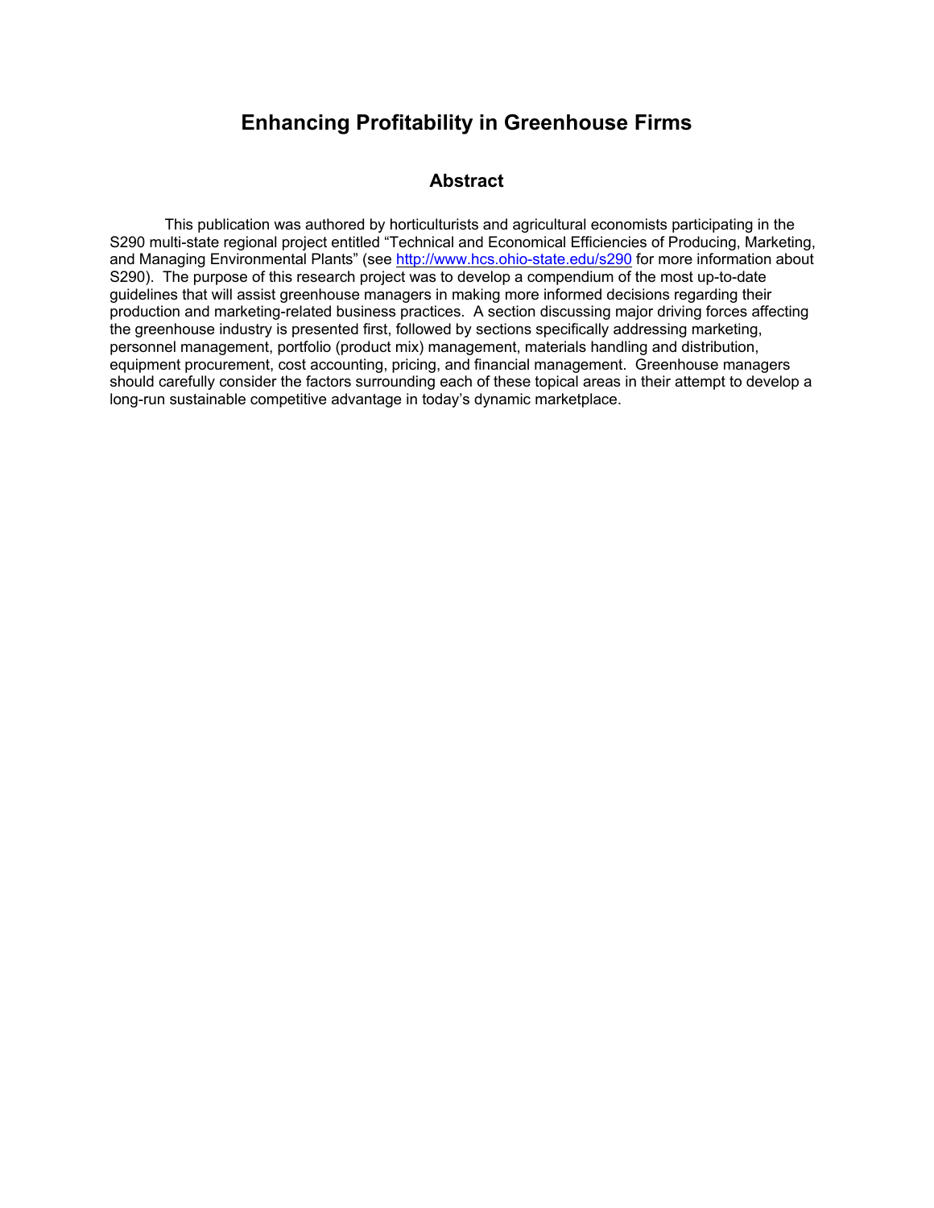# Enhancing Profitability in Greenhouse Firms

## Abstract

This publication was authored by horticulturists and agricultural economists participating in the S290 multi-state regional project entitled "Technical and Economical Efficiencies of Producing, Marketing, and Managing Environmental Plants" (see [http://www.hcs.ohio-state.edu/s290](http://www.hcs.ohio-state.edu/s290) for more information about S290). The purpose of this research project was to develop a compendium of the most up-to-date guidelines that will assist greenhouse managers in making more informed decisions regarding their production and marketing-related business practices. A section discussing major driving forces affecting the greenhouse industry is presented first, followed by sections specifically addressing marketing, personnel management, portfolio (product mix) management, materials handling and distribution, equipment procurement, cost accounting, pricing, and financial management. Greenhouse managers should carefully consider the factors surrounding each of these topical areas in their attempt to develop a long-run sustainable competitive advantage in today's dynamic marketplace.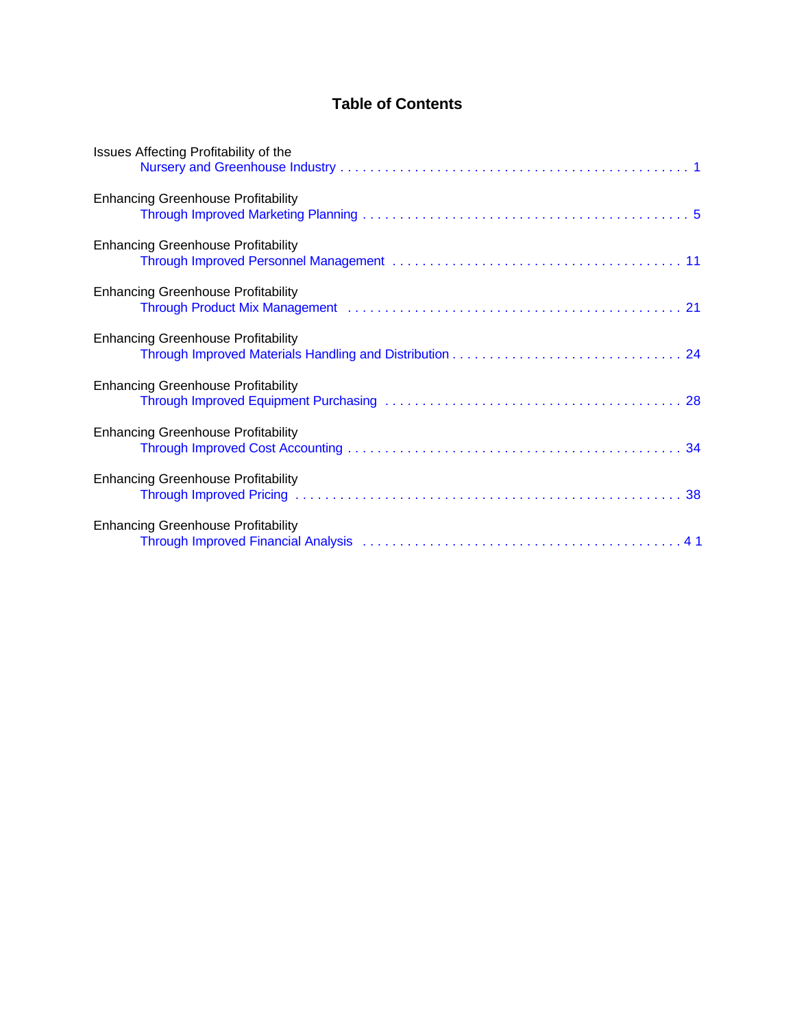# Table of Contents

Issues Affecting Profitability of the
Nursery and Greenhouse Industry . . . . . . . . . . . . . . . . . . . . . . . . . . . . . . . . . . . . . . . . . . . . . 1

Enhancing Greenhouse Profitability
Through Improved Marketing Planning . . . . . . . . . . . . . . . . . . . . . . . . . . . . . . . . . . . . . . . . . . . 5

Enhancing Greenhouse Profitability
Through Improved Personnel Management . . . . . . . . . . . . . . . . . . . . . . . . . . . . . . . . . . . . . 11

Enhancing Greenhouse Profitability
Through Product Mix Management . . . . . . . . . . . . . . . . . . . . . . . . . . . . . . . . . . . . . . . . . . . . 21

Enhancing Greenhouse Profitability
Through Improved Materials Handling and Distribution . . . . . . . . . . . . . . . . . . . . . . . . . . . . . . . 24

Enhancing Greenhouse Profitability
Through Improved Equipment Purchasing . . . . . . . . . . . . . . . . . . . . . . . . . . . . . . . . . . . . . . . 28

Enhancing Greenhouse Profitability
Through Improved Cost Accounting . . . . . . . . . . . . . . . . . . . . . . . . . . . . . . . . . . . . . . . . . . . . 34

Enhancing Greenhouse Profitability
Through Improved Pricing . . . . . . . . . . . . . . . . . . . . . . . . . . . . . . . . . . . . . . . . . . . . . . . . . . . 38

Enhancing Greenhouse Profitability
Through Improved Financial Analysis . . . . . . . . . . . . . . . . . . . . . . . . . . . . . . . . . . . . . . . . . . 41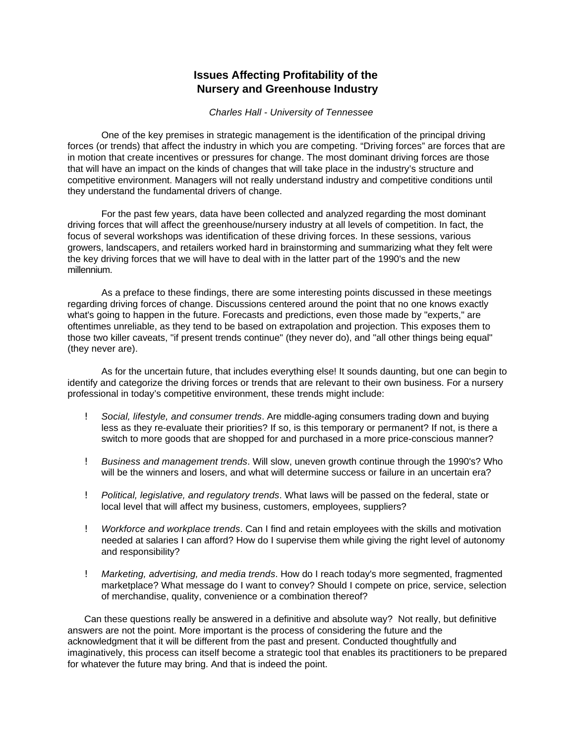# Issues Affecting Profitability of the Nursery and Greenhouse Industry

*Charles Hall - University of Tennessee*

One of the key premises in strategic management is the identification of the principal driving forces (or trends) that affect the industry in which you are competing. "Driving forces" are forces that are in motion that create incentives or pressures for change. The most dominant driving forces are those that will have an impact on the kinds of changes that will take place in the industry's structure and competitive environment. Managers will not really understand industry and competitive conditions until they understand the fundamental drivers of change.

For the past few years, data have been collected and analyzed regarding the most dominant driving forces that will affect the greenhouse/nursery industry at all levels of competition. In fact, the focus of several workshops was identification of these driving forces. In these sessions, various growers, landscapers, and retailers worked hard in brainstorming and summarizing what they felt were the key driving forces that we will have to deal with in the latter part of the 1990's and the new millennium.

As a preface to these findings, there are some interesting points discussed in these meetings regarding driving forces of change. Discussions centered around the point that no one knows exactly what's going to happen in the future. Forecasts and predictions, even those made by "experts," are oftentimes unreliable, as they tend to be based on extrapolation and projection. This exposes them to those two killer caveats, "if present trends continue" (they never do), and "all other things being equal" (they never are).

As for the uncertain future, that includes everything else! It sounds daunting, but one can begin to identify and categorize the driving forces or trends that are relevant to their own business. For a nursery professional in today's competitive environment, these trends might include:

- *Social, lifestyle, and consumer trends*. Are middle-aging consumers trading down and buying less as they re-evaluate their priorities? If so, is this temporary or permanent? If not, is there a switch to more goods that are shopped for and purchased in a more price-conscious manner?

- *Business and management trends*. Will slow, uneven growth continue through the 1990's? Who will be the winners and losers, and what will determine success or failure in an uncertain era?

- *Political, legislative, and regulatory trends*. What laws will be passed on the federal, state or local level that will affect my business, customers, employees, suppliers?

- *Workforce and workplace trends*. Can I find and retain employees with the skills and motivation needed at salaries I can afford? How do I supervise them while giving the right level of autonomy and responsibility?

- *Marketing, advertising, and media trends*. How do I reach today's more segmented, fragmented marketplace? What message do I want to convey? Should I compete on price, service, selection of merchandise, quality, convenience or a combination thereof?

Can these questions really be answered in a definitive and absolute way? Not really, but definitive answers are not the point. More important is the process of considering the future and the acknowledgment that it will be different from the past and present. Conducted thoughtfully and imaginatively, this process can itself become a strategic tool that enables its practitioners to be prepared for whatever the future may bring. And that is indeed the point.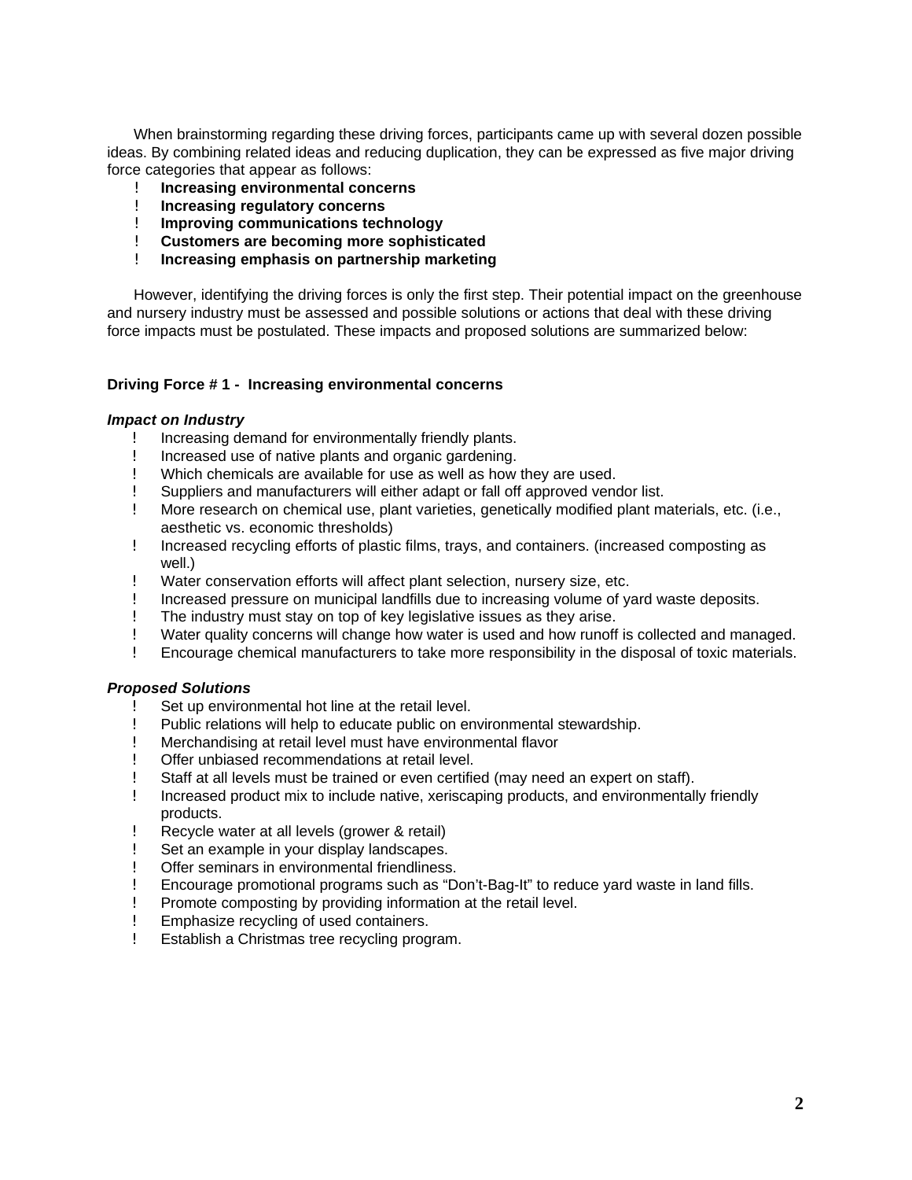When brainstorming regarding these driving forces, participants came up with several dozen possible ideas. By combining related ideas and reducing duplication, they can be expressed as five major driving force categories that appear as follows:

- **Increasing environmental concerns**
- **Increasing regulatory concerns**
- **Improving communications technology**
- **Customers are becoming more sophisticated**
- **Increasing emphasis on partnership marketing**

However, identifying the driving forces is only the first step. Their potential impact on the greenhouse and nursery industry must be assessed and possible solutions or actions that deal with these driving force impacts must be postulated. These impacts and proposed solutions are summarized below:

### Driving Force # 1 - Increasing environmental concerns

***Impact on Industry***

- Increasing demand for environmentally friendly plants.
- Increased use of native plants and organic gardening.
- Which chemicals are available for use as well as how they are used.
- Suppliers and manufacturers will either adapt or fall off approved vendor list.
- More research on chemical use, plant varieties, genetically modified plant materials, etc. (i.e., aesthetic vs. economic thresholds)
- Increased recycling efforts of plastic films, trays, and containers. (increased composting as well.)
- Water conservation efforts will affect plant selection, nursery size, etc.
- Increased pressure on municipal landfills due to increasing volume of yard waste deposits.
- The industry must stay on top of key legislative issues as they arise.
- Water quality concerns will change how water is used and how runoff is collected and managed.
- Encourage chemical manufacturers to take more responsibility in the disposal of toxic materials.

***Proposed Solutions***

- Set up environmental hot line at the retail level.
- Public relations will help to educate public on environmental stewardship.
- Merchandising at retail level must have environmental flavor
- Offer unbiased recommendations at retail level.
- Staff at all levels must be trained or even certified (may need an expert on staff).
- Increased product mix to include native, xeriscaping products, and environmentally friendly products.
- Recycle water at all levels (grower & retail)
- Set an example in your display landscapes.
- Offer seminars in environmental friendliness.
- Encourage promotional programs such as “Don’t-Bag-It” to reduce yard waste in land fills.
- Promote composting by providing information at the retail level.
- Emphasize recycling of used containers.
- Establish a Christmas tree recycling program.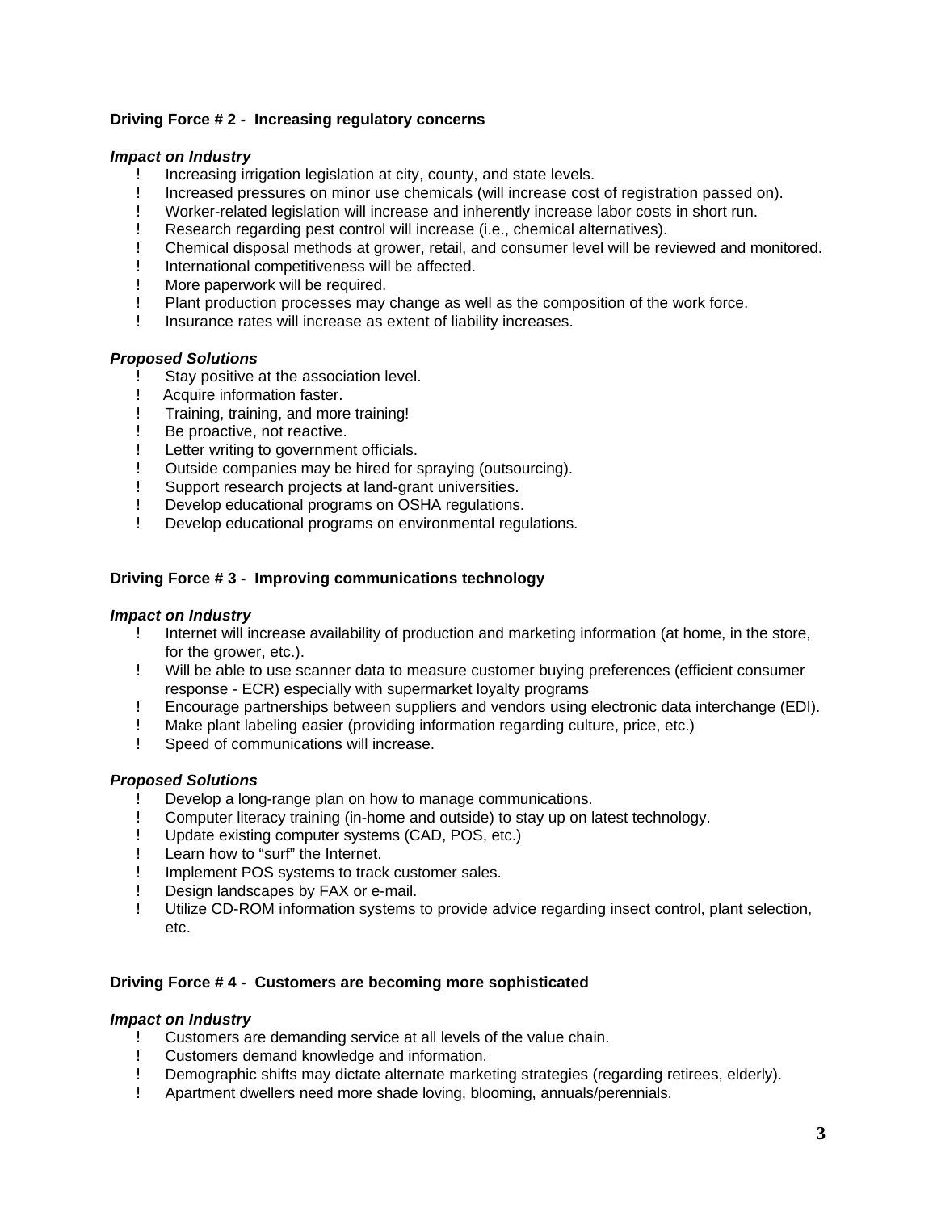**Driving Force # 2 - Increasing regulatory concerns**

***Impact on Industry***

- Increasing irrigation legislation at city, county, and state levels.
- Increased pressures on minor use chemicals (will increase cost of registration passed on).
- Worker-related legislation will increase and inherently increase labor costs in short run.
- Research regarding pest control will increase (i.e., chemical alternatives).
- Chemical disposal methods at grower, retail, and consumer level will be reviewed and monitored.
- International competitiveness will be affected.
- More paperwork will be required.
- Plant production processes may change as well as the composition of the work force.
- Insurance rates will increase as extent of liability increases.

***Proposed Solutions***

- Stay positive at the association level.
- Acquire information faster.
- Training, training, and more training!
- Be proactive, not reactive.
- Letter writing to government officials.
- Outside companies may be hired for spraying (outsourcing).
- Support research projects at land-grant universities.
- Develop educational programs on OSHA regulations.
- Develop educational programs on environmental regulations.

**Driving Force # 3 - Improving communications technology**

***Impact on Industry***

- Internet will increase availability of production and marketing information (at home, in the store, for the grower, etc.).
- Will be able to use scanner data to measure customer buying preferences (efficient consumer response - ECR) especially with supermarket loyalty programs
- Encourage partnerships between suppliers and vendors using electronic data interchange (EDI).
- Make plant labeling easier (providing information regarding culture, price, etc.)
- Speed of communications will increase.

***Proposed Solutions***

- Develop a long-range plan on how to manage communications.
- Computer literacy training (in-home and outside) to stay up on latest technology.
- Update existing computer systems (CAD, POS, etc.)
- Learn how to "surf" the Internet.
- Implement POS systems to track customer sales.
- Design landscapes by FAX or e-mail.
- Utilize CD-ROM information systems to provide advice regarding insect control, plant selection, etc.

**Driving Force # 4 - Customers are becoming more sophisticated**

***Impact on Industry***

- Customers are demanding service at all levels of the value chain.
- Customers demand knowledge and information.
- Demographic shifts may dictate alternate marketing strategies (regarding retirees, elderly).
- Apartment dwellers need more shade loving, blooming, annuals/perennials.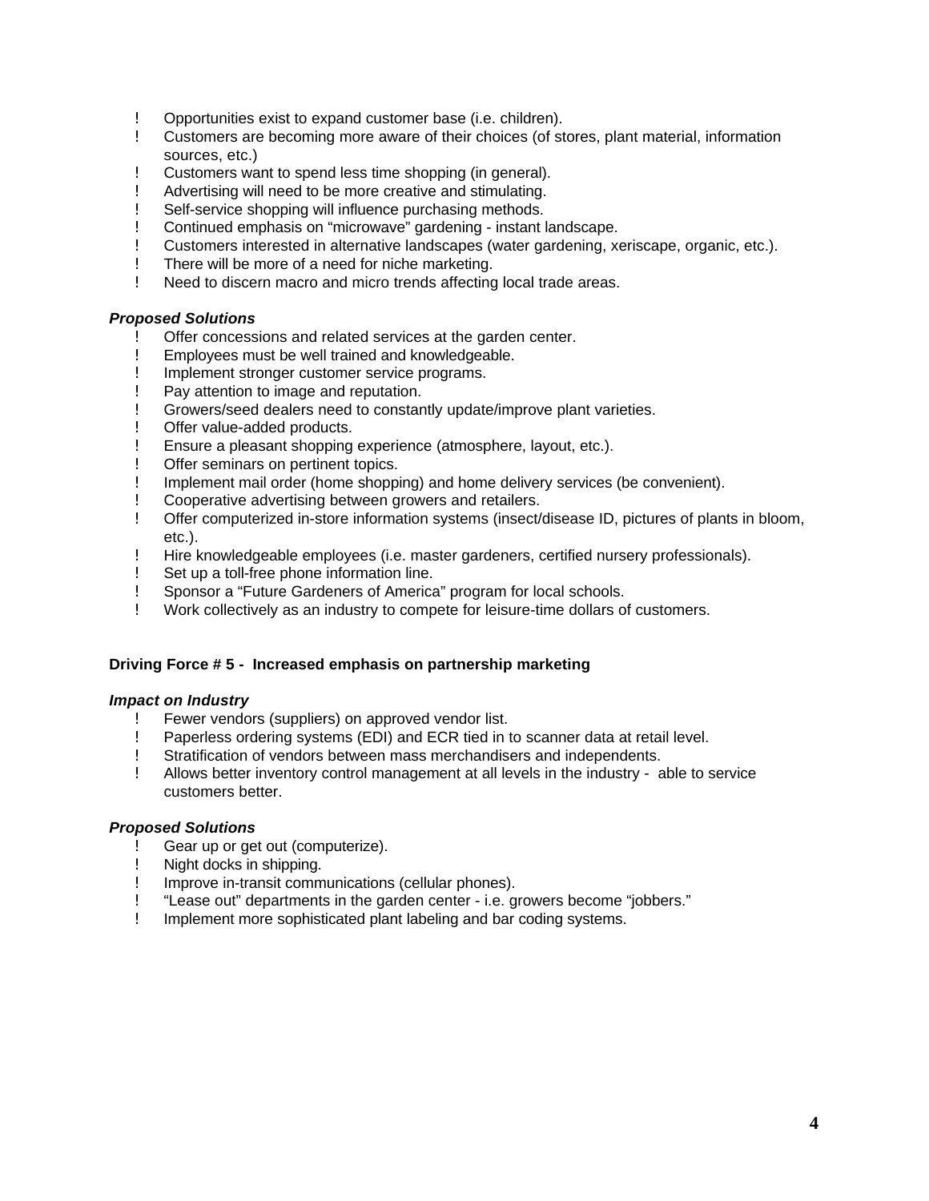- Opportunities exist to expand customer base (i.e. children).
- Customers are becoming more aware of their choices (of stores, plant material, information sources, etc.)
- Customers want to spend less time shopping (in general).
- Advertising will need to be more creative and stimulating.
- Self-service shopping will influence purchasing methods.
- Continued emphasis on "microwave" gardening - instant landscape.
- Customers interested in alternative landscapes (water gardening, xeriscape, organic, etc.).
- There will be more of a need for niche marketing.
- Need to discern macro and micro trends affecting local trade areas.

***Proposed Solutions***

- Offer concessions and related services at the garden center.
- Employees must be well trained and knowledgeable.
- Implement stronger customer service programs.
- Pay attention to image and reputation.
- Growers/seed dealers need to constantly update/improve plant varieties.
- Offer value-added products.
- Ensure a pleasant shopping experience (atmosphere, layout, etc.).
- Offer seminars on pertinent topics.
- Implement mail order (home shopping) and home delivery services (be convenient).
- Cooperative advertising between growers and retailers.
- Offer computerized in-store information systems (insect/disease ID, pictures of plants in bloom, etc.).
- Hire knowledgeable employees (i.e. master gardeners, certified nursery professionals).
- Set up a toll-free phone information line.
- Sponsor a "Future Gardeners of America" program for local schools.
- Work collectively as an industry to compete for leisure-time dollars of customers.

**Driving Force # 5 - Increased emphasis on partnership marketing**

***Impact on Industry***

- Fewer vendors (suppliers) on approved vendor list.
- Paperless ordering systems (EDI) and ECR tied in to scanner data at retail level.
- Stratification of vendors between mass merchandisers and independents.
- Allows better inventory control management at all levels in the industry - able to service customers better.

***Proposed Solutions***

- Gear up or get out (computerize).
- Night docks in shipping.
- Improve in-transit communications (cellular phones).
- "Lease out" departments in the garden center - i.e. growers become "jobbers."
- Implement more sophisticated plant labeling and bar coding systems.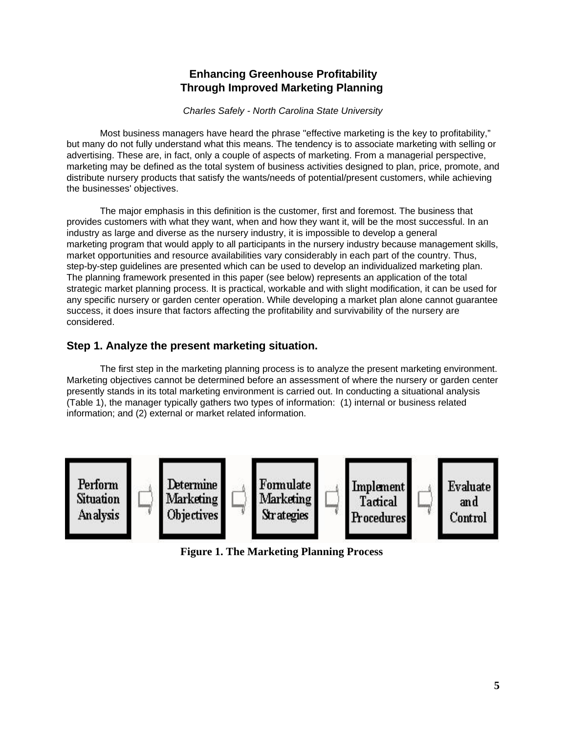# Enhancing Greenhouse Profitability Through Improved Marketing Planning

*Charles Safely - North Carolina State University*

Most business managers have heard the phrase "effective marketing is the key to profitability," but many do not fully understand what this means. The tendency is to associate marketing with selling or advertising. These are, in fact, only a couple of aspects of marketing. From a managerial perspective, marketing may be defined as the total system of business activities designed to plan, price, promote, and distribute nursery products that satisfy the wants/needs of potential/present customers, while achieving the businesses' objectives.

The major emphasis in this definition is the customer, first and foremost. The business that provides customers with what they want, when and how they want it, will be the most successful. In an industry as large and diverse as the nursery industry, it is impossible to develop a general marketing program that would apply to all participants in the nursery industry because management skills, market opportunities and resource availabilities vary considerably in each part of the country. Thus, step-by-step guidelines are presented which can be used to develop an individualized marketing plan. The planning framework presented in this paper (see below) represents an application of the total strategic market planning process. It is practical, workable and with slight modification, it can be used for any specific nursery or garden center operation. While developing a market plan alone cannot guarantee success, it does insure that factors affecting the profitability and survivability of the nursery are considered.

## Step 1. Analyze the present marketing situation.

The first step in the marketing planning process is to analyze the present marketing environment. Marketing objectives cannot be determined before an assessment of where the nursery or garden center presently stands in its total marketing environment is carried out. In conducting a situational analysis (Table 1), the manager typically gathers two types of information: (1) internal or business related information; and (2) external or market related information.

Perform Situation Analysis → Determine Marketing Objectives → Formulate Marketing Strategies → Implement Tactical Procedures → Evaluate and Control

**Figure 1. The Marketing Planning Process**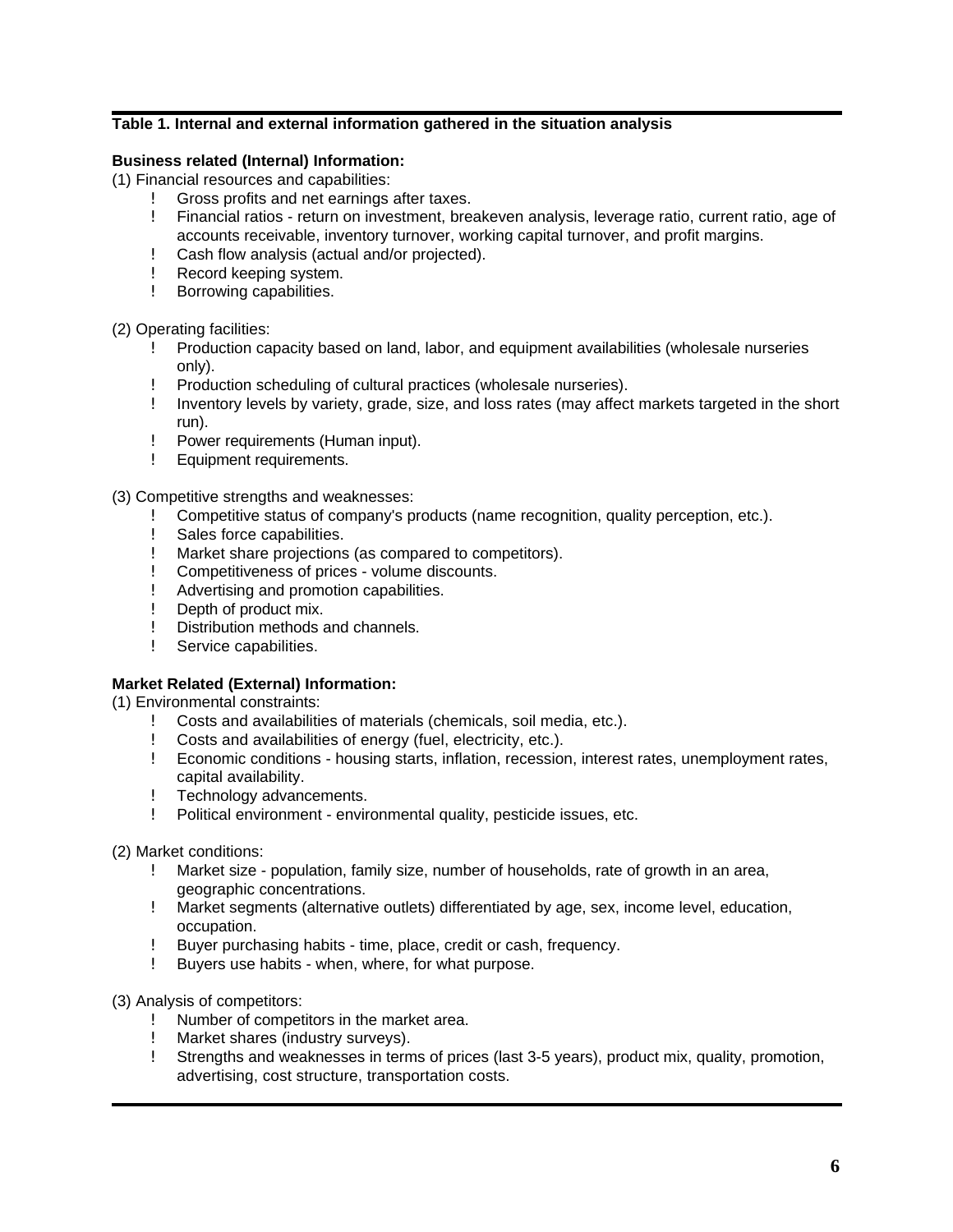**Table 1. Internal and external information gathered in the situation analysis**

**Business related (Internal) Information:**

(1) Financial resources and capabilities:

- Gross profits and net earnings after taxes.
- Financial ratios - return on investment, breakeven analysis, leverage ratio, current ratio, age of accounts receivable, inventory turnover, working capital turnover, and profit margins.
- Cash flow analysis (actual and/or projected).
- Record keeping system.
- Borrowing capabilities.

(2) Operating facilities:

- Production capacity based on land, labor, and equipment availabilities (wholesale nurseries only).
- Production scheduling of cultural practices (wholesale nurseries).
- Inventory levels by variety, grade, size, and loss rates (may affect markets targeted in the short run).
- Power requirements (Human input).
- Equipment requirements.

(3) Competitive strengths and weaknesses:

- Competitive status of company's products (name recognition, quality perception, etc.).
- Sales force capabilities.
- Market share projections (as compared to competitors).
- Competitiveness of prices - volume discounts.
- Advertising and promotion capabilities.
- Depth of product mix.
- Distribution methods and channels.
- Service capabilities.

**Market Related (External) Information:**

(1) Environmental constraints:

- Costs and availabilities of materials (chemicals, soil media, etc.).
- Costs and availabilities of energy (fuel, electricity, etc.).
- Economic conditions - housing starts, inflation, recession, interest rates, unemployment rates, capital availability.
- Technology advancements.
- Political environment - environmental quality, pesticide issues, etc.

(2) Market conditions:

- Market size - population, family size, number of households, rate of growth in an area, geographic concentrations.
- Market segments (alternative outlets) differentiated by age, sex, income level, education, occupation.
- Buyer purchasing habits - time, place, credit or cash, frequency.
- Buyers use habits - when, where, for what purpose.

(3) Analysis of competitors:

- Number of competitors in the market area.
- Market shares (industry surveys).
- Strengths and weaknesses in terms of prices (last 3-5 years), product mix, quality, promotion, advertising, cost structure, transportation costs.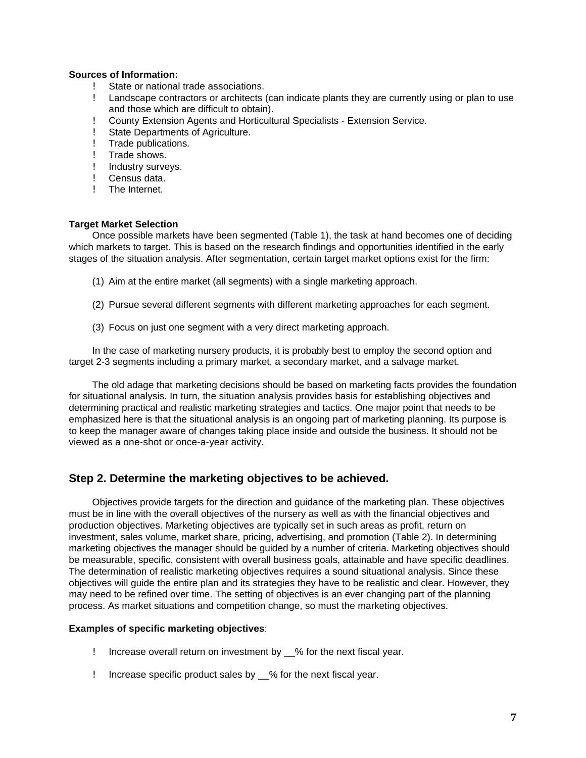**Sources of Information:**

- State or national trade associations.
- Landscape contractors or architects (can indicate plants they are currently using or plan to use and those which are difficult to obtain).
- County Extension Agents and Horticultural Specialists - Extension Service.
- State Departments of Agriculture.
- Trade publications.
- Trade shows.
- Industry surveys.
- Census data.
- The Internet.

**Target Market Selection**

Once possible markets have been segmented (Table 1), the task at hand becomes one of deciding which markets to target. This is based on the research findings and opportunities identified in the early stages of the situation analysis. After segmentation, certain target market options exist for the firm:

(1) Aim at the entire market (all segments) with a single marketing approach.

(2) Pursue several different segments with different marketing approaches for each segment.

(3) Focus on just one segment with a very direct marketing approach.

In the case of marketing nursery products, it is probably best to employ the second option and target 2-3 segments including a primary market, a secondary market, and a salvage market.

The old adage that marketing decisions should be based on marketing facts provides the foundation for situational analysis. In turn, the situation analysis provides basis for establishing objectives and determining practical and realistic marketing strategies and tactics. One major point that needs to be emphasized here is that the situational analysis is an ongoing part of marketing planning. Its purpose is to keep the manager aware of changes taking place inside and outside the business. It should not be viewed as a one-shot or once-a-year activity.

## Step 2. Determine the marketing objectives to be achieved.

Objectives provide targets for the direction and guidance of the marketing plan. These objectives must be in line with the overall objectives of the nursery as well as with the financial objectives and production objectives. Marketing objectives are typically set in such areas as profit, return on investment, sales volume, market share, pricing, advertising, and promotion (Table 2). In determining marketing objectives the manager should be guided by a number of criteria. Marketing objectives should be measurable, specific, consistent with overall business goals, attainable and have specific deadlines. The determination of realistic marketing objectives requires a sound situational analysis. Since these objectives will guide the entire plan and its strategies they have to be realistic and clear. However, they may need to be refined over time. The setting of objectives is an ever changing part of the planning process. As market situations and competition change, so must the marketing objectives.

**Examples of specific marketing objectives**:

- Increase overall return on investment by __% for the next fiscal year.
- Increase specific product sales by __% for the next fiscal year.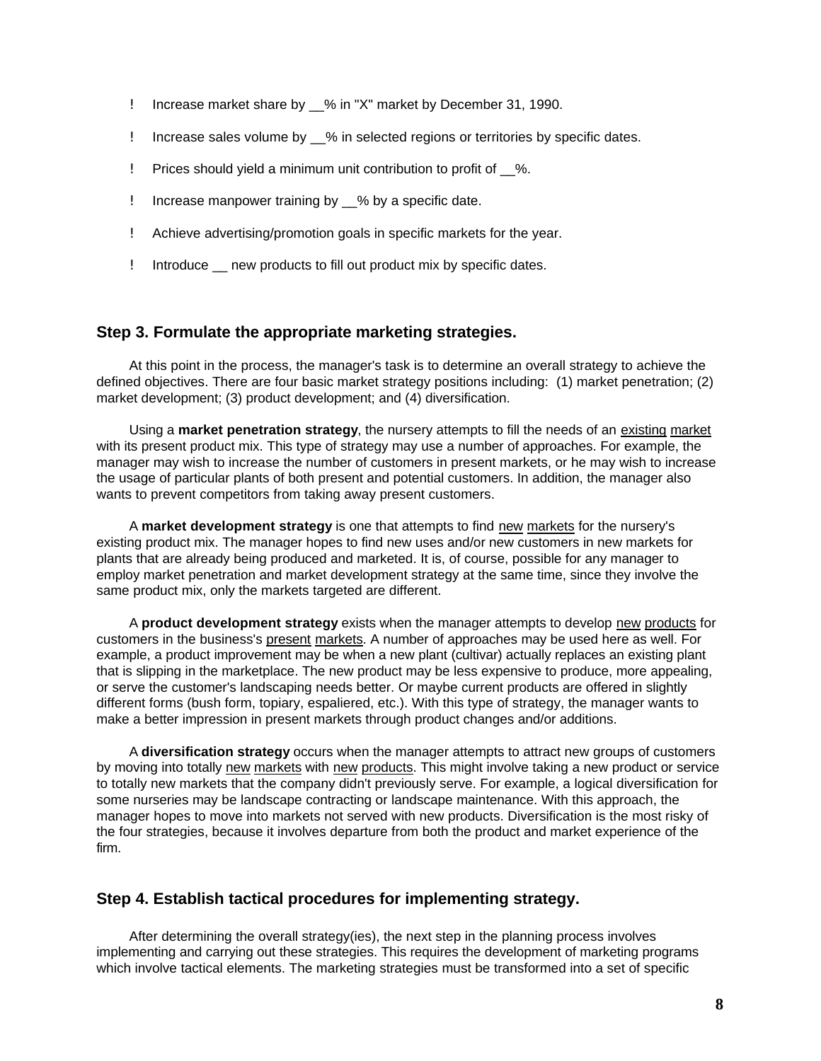- Increase market share by __% in "X" market by December 31, 1990.
- Increase sales volume by __% in selected regions or territories by specific dates.
- Prices should yield a minimum unit contribution to profit of __%.
- Increase manpower training by __% by a specific date.
- Achieve advertising/promotion goals in specific markets for the year.
- Introduce __ new products to fill out product mix by specific dates.

## Step 3. Formulate the appropriate marketing strategies.

At this point in the process, the manager's task is to determine an overall strategy to achieve the defined objectives. There are four basic market strategy positions including: (1) market penetration; (2) market development; (3) product development; and (4) diversification.

Using a **market penetration strategy**, the nursery attempts to fill the needs of an existing market with its present product mix. This type of strategy may use a number of approaches. For example, the manager may wish to increase the number of customers in present markets, or he may wish to increase the usage of particular plants of both present and potential customers. In addition, the manager also wants to prevent competitors from taking away present customers.

A **market development strategy** is one that attempts to find new markets for the nursery's existing product mix. The manager hopes to find new uses and/or new customers in new markets for plants that are already being produced and marketed. It is, of course, possible for any manager to employ market penetration and market development strategy at the same time, since they involve the same product mix, only the markets targeted are different.

A **product development strategy** exists when the manager attempts to develop new products for customers in the business's present markets. A number of approaches may be used here as well. For example, a product improvement may be when a new plant (cultivar) actually replaces an existing plant that is slipping in the marketplace. The new product may be less expensive to produce, more appealing, or serve the customer's landscaping needs better. Or maybe current products are offered in slightly different forms (bush form, topiary, espaliered, etc.). With this type of strategy, the manager wants to make a better impression in present markets through product changes and/or additions.

A **diversification strategy** occurs when the manager attempts to attract new groups of customers by moving into totally new markets with new products. This might involve taking a new product or service to totally new markets that the company didn't previously serve. For example, a logical diversification for some nurseries may be landscape contracting or landscape maintenance. With this approach, the manager hopes to move into markets not served with new products. Diversification is the most risky of the four strategies, because it involves departure from both the product and market experience of the firm.

## Step 4. Establish tactical procedures for implementing strategy.

After determining the overall strategy(ies), the next step in the planning process involves implementing and carrying out these strategies. This requires the development of marketing programs which involve tactical elements. The marketing strategies must be transformed into a set of specific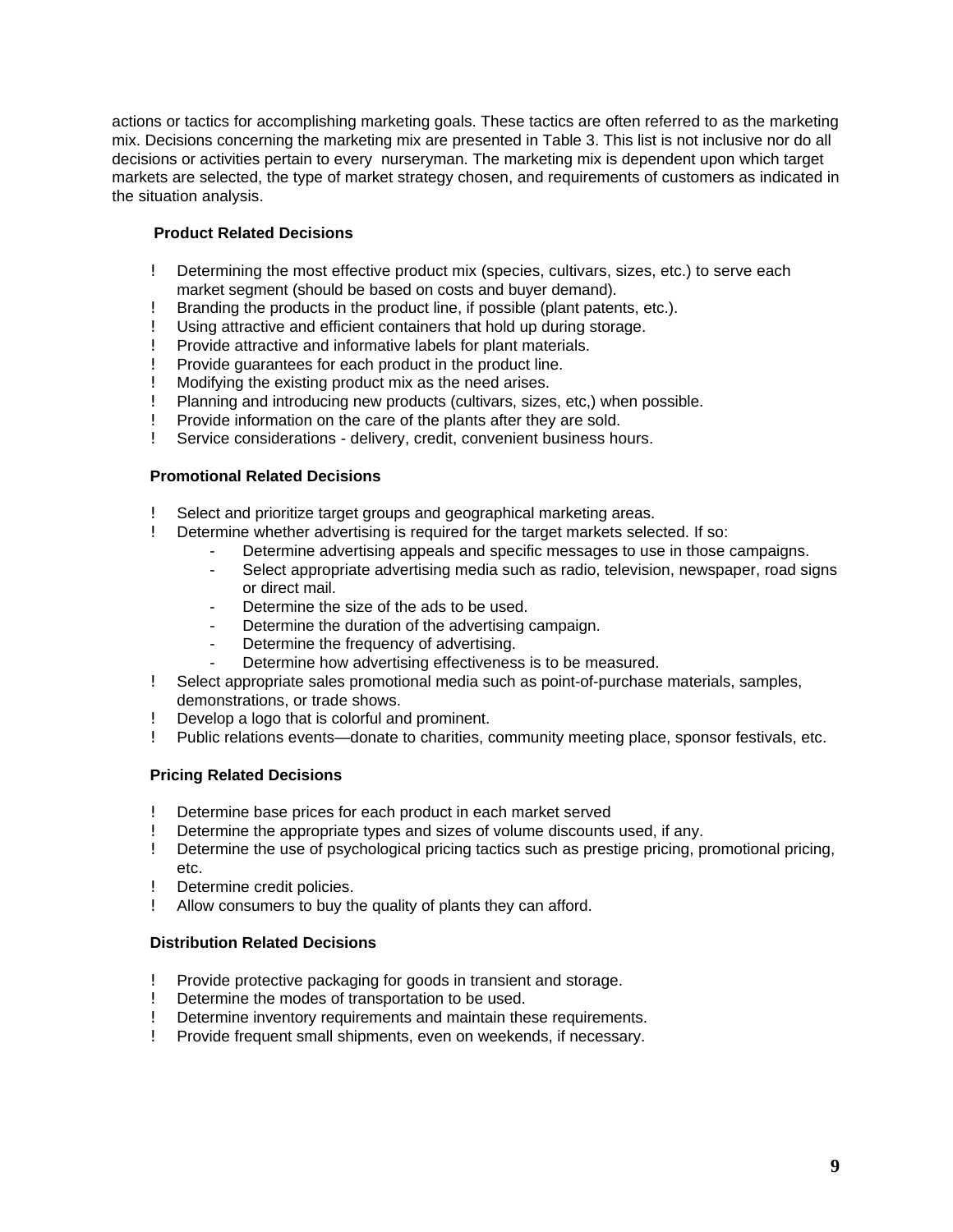actions or tactics for accomplishing marketing goals. These tactics are often referred to as the marketing mix. Decisions concerning the marketing mix are presented in Table 3. This list is not inclusive nor do all decisions or activities pertain to every nurseryman. The marketing mix is dependent upon which target markets are selected, the type of market strategy chosen, and requirements of customers as indicated in the situation analysis.

**Product Related Decisions**

- Determining the most effective product mix (species, cultivars, sizes, etc.) to serve each market segment (should be based on costs and buyer demand).
- Branding the products in the product line, if possible (plant patents, etc.).
- Using attractive and efficient containers that hold up during storage.
- Provide attractive and informative labels for plant materials.
- Provide guarantees for each product in the product line.
- Modifying the existing product mix as the need arises.
- Planning and introducing new products (cultivars, sizes, etc,) when possible.
- Provide information on the care of the plants after they are sold.
- Service considerations - delivery, credit, convenient business hours.

**Promotional Related Decisions**

- Select and prioritize target groups and geographical marketing areas.
- Determine whether advertising is required for the target markets selected. If so:
  - Determine advertising appeals and specific messages to use in those campaigns.
  - Select appropriate advertising media such as radio, television, newspaper, road signs or direct mail.
  - Determine the size of the ads to be used.
  - Determine the duration of the advertising campaign.
  - Determine the frequency of advertising.
  - Determine how advertising effectiveness is to be measured.
- Select appropriate sales promotional media such as point-of-purchase materials, samples, demonstrations, or trade shows.
- Develop a logo that is colorful and prominent.
- Public relations events—donate to charities, community meeting place, sponsor festivals, etc.

**Pricing Related Decisions**

- Determine base prices for each product in each market served
- Determine the appropriate types and sizes of volume discounts used, if any.
- Determine the use of psychological pricing tactics such as prestige pricing, promotional pricing, etc.
- Determine credit policies.
- Allow consumers to buy the quality of plants they can afford.

**Distribution Related Decisions**

- Provide protective packaging for goods in transient and storage.
- Determine the modes of transportation to be used.
- Determine inventory requirements and maintain these requirements.
- Provide frequent small shipments, even on weekends, if necessary.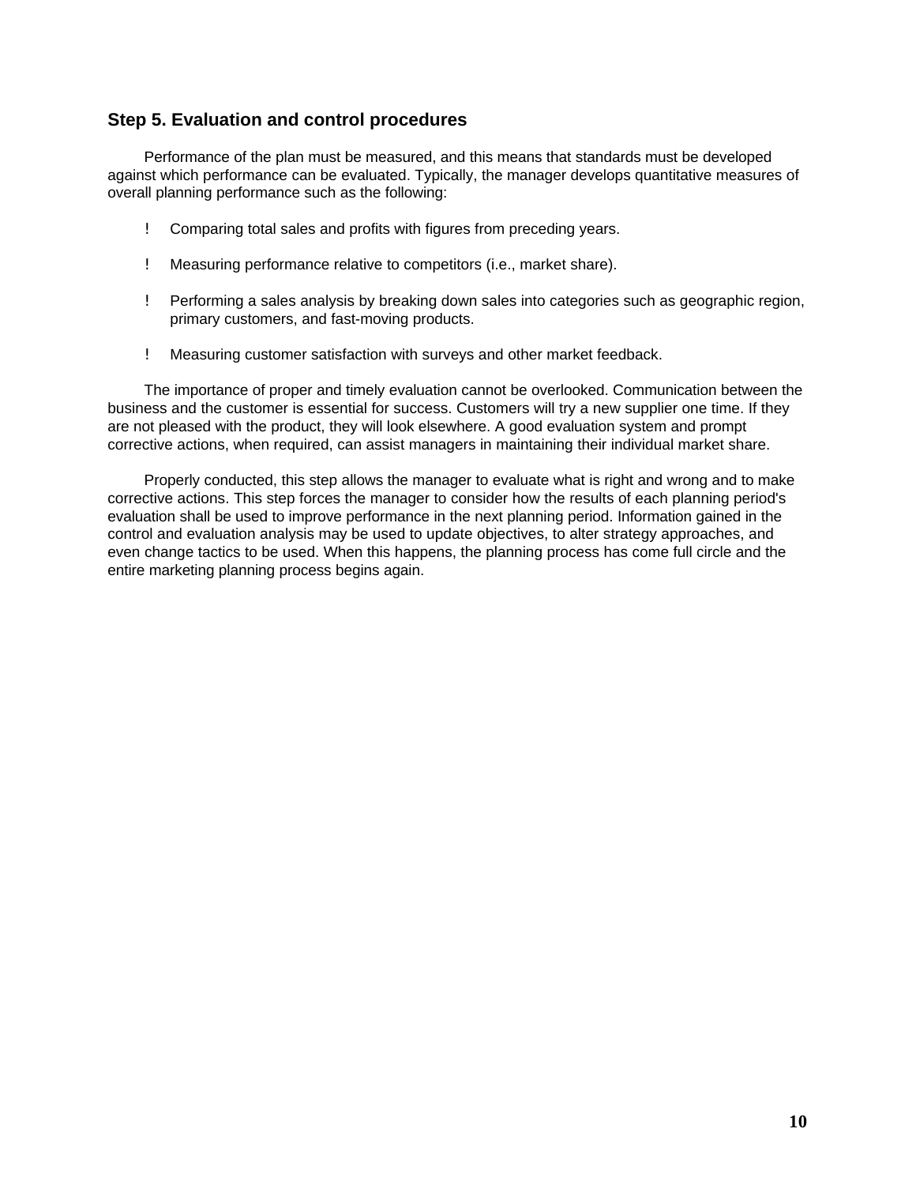### Step 5. Evaluation and control procedures

Performance of the plan must be measured, and this means that standards must be developed against which performance can be evaluated. Typically, the manager develops quantitative measures of overall planning performance such as the following:

- Comparing total sales and profits with figures from preceding years.
- Measuring performance relative to competitors (i.e., market share).
- Performing a sales analysis by breaking down sales into categories such as geographic region, primary customers, and fast-moving products.
- Measuring customer satisfaction with surveys and other market feedback.

The importance of proper and timely evaluation cannot be overlooked. Communication between the business and the customer is essential for success. Customers will try a new supplier one time. If they are not pleased with the product, they will look elsewhere. A good evaluation system and prompt corrective actions, when required, can assist managers in maintaining their individual market share.

Properly conducted, this step allows the manager to evaluate what is right and wrong and to make corrective actions. This step forces the manager to consider how the results of each planning period's evaluation shall be used to improve performance in the next planning period. Information gained in the control and evaluation analysis may be used to update objectives, to alter strategy approaches, and even change tactics to be used. When this happens, the planning process has come full circle and the entire marketing planning process begins again.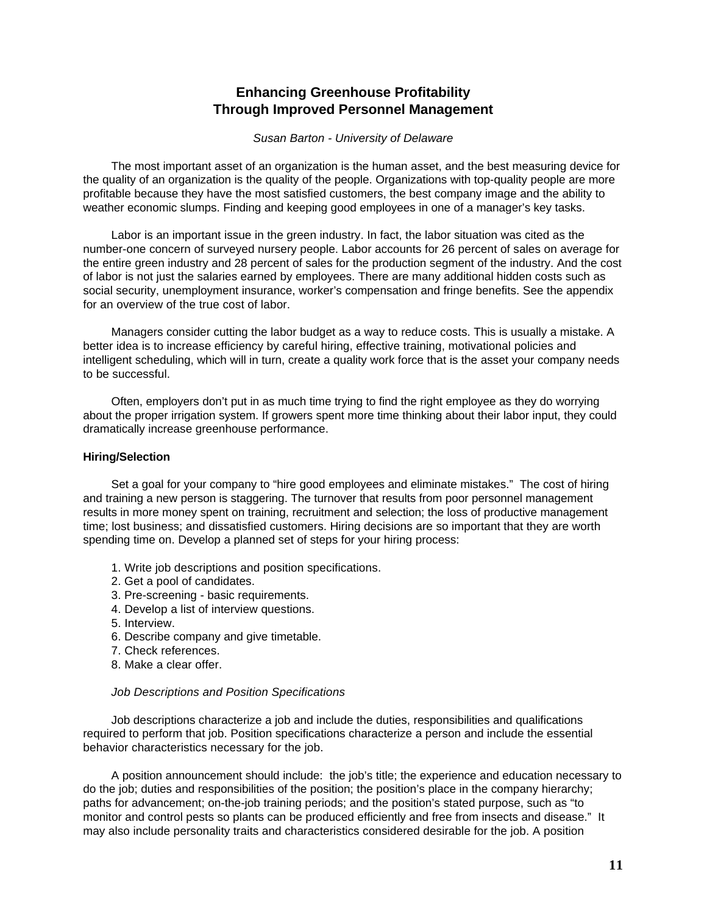# Enhancing Greenhouse Profitability Through Improved Personnel Management

*Susan Barton - University of Delaware*

The most important asset of an organization is the human asset, and the best measuring device for the quality of an organization is the quality of the people. Organizations with top-quality people are more profitable because they have the most satisfied customers, the best company image and the ability to weather economic slumps. Finding and keeping good employees in one of a manager's key tasks.

Labor is an important issue in the green industry. In fact, the labor situation was cited as the number-one concern of surveyed nursery people. Labor accounts for 26 percent of sales on average for the entire green industry and 28 percent of sales for the production segment of the industry. And the cost of labor is not just the salaries earned by employees. There are many additional hidden costs such as social security, unemployment insurance, worker's compensation and fringe benefits. See the appendix for an overview of the true cost of labor.

Managers consider cutting the labor budget as a way to reduce costs. This is usually a mistake. A better idea is to increase efficiency by careful hiring, effective training, motivational policies and intelligent scheduling, which will in turn, create a quality work force that is the asset your company needs to be successful.

Often, employers don't put in as much time trying to find the right employee as they do worrying about the proper irrigation system. If growers spent more time thinking about their labor input, they could dramatically increase greenhouse performance.

**Hiring/Selection**

Set a goal for your company to "hire good employees and eliminate mistakes." The cost of hiring and training a new person is staggering. The turnover that results from poor personnel management results in more money spent on training, recruitment and selection; the loss of productive management time; lost business; and dissatisfied customers. Hiring decisions are so important that they are worth spending time on. Develop a planned set of steps for your hiring process:

1. Write job descriptions and position specifications.
2. Get a pool of candidates.
3. Pre-screening - basic requirements.
4. Develop a list of interview questions.
5. Interview.
6. Describe company and give timetable.
7. Check references.
8. Make a clear offer.

*Job Descriptions and Position Specifications*

Job descriptions characterize a job and include the duties, responsibilities and qualifications required to perform that job. Position specifications characterize a person and include the essential behavior characteristics necessary for the job.

A position announcement should include: the job's title; the experience and education necessary to do the job; duties and responsibilities of the position; the position's place in the company hierarchy; paths for advancement; on-the-job training periods; and the position's stated purpose, such as "to monitor and control pests so plants can be produced efficiently and free from insects and disease." It may also include personality traits and characteristics considered desirable for the job. A position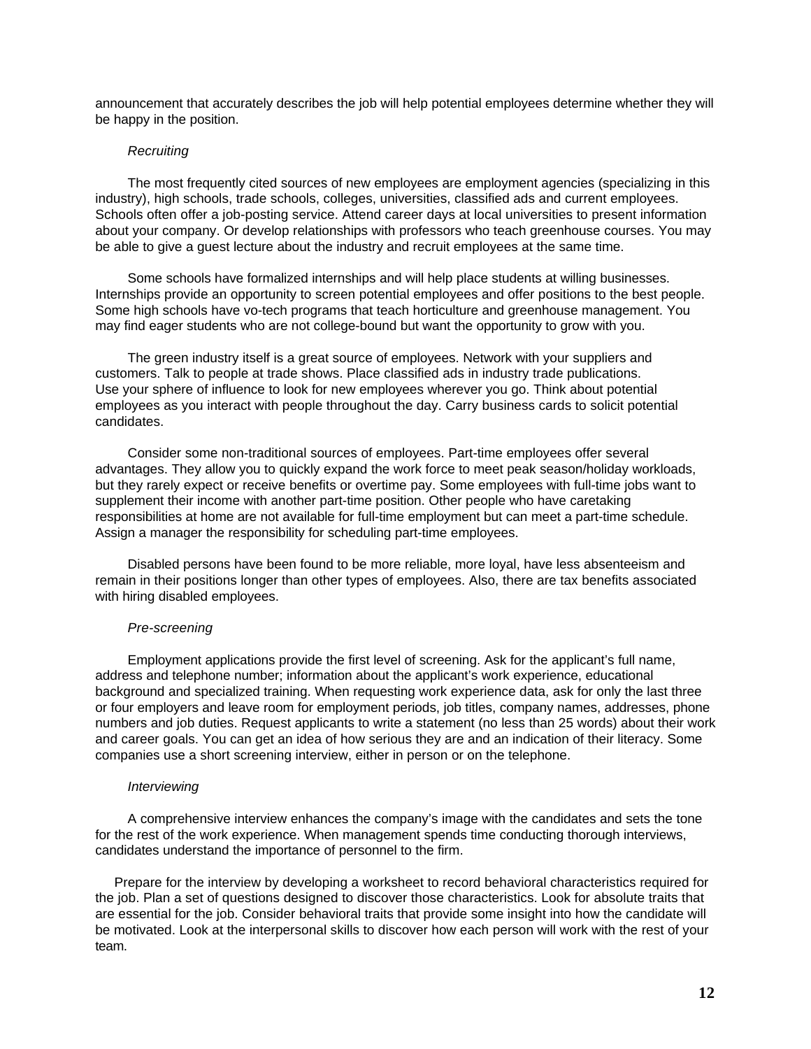announcement that accurately describes the job will help potential employees determine whether they will be happy in the position.

*Recruiting*

The most frequently cited sources of new employees are employment agencies (specializing in this industry), high schools, trade schools, colleges, universities, classified ads and current employees. Schools often offer a job-posting service. Attend career days at local universities to present information about your company. Or develop relationships with professors who teach greenhouse courses. You may be able to give a guest lecture about the industry and recruit employees at the same time.

Some schools have formalized internships and will help place students at willing businesses. Internships provide an opportunity to screen potential employees and offer positions to the best people. Some high schools have vo-tech programs that teach horticulture and greenhouse management. You may find eager students who are not college-bound but want the opportunity to grow with you.

The green industry itself is a great source of employees. Network with your suppliers and customers. Talk to people at trade shows. Place classified ads in industry trade publications. Use your sphere of influence to look for new employees wherever you go. Think about potential employees as you interact with people throughout the day. Carry business cards to solicit potential candidates.

Consider some non-traditional sources of employees. Part-time employees offer several advantages. They allow you to quickly expand the work force to meet peak season/holiday workloads, but they rarely expect or receive benefits or overtime pay. Some employees with full-time jobs want to supplement their income with another part-time position. Other people who have caretaking responsibilities at home are not available for full-time employment but can meet a part-time schedule. Assign a manager the responsibility for scheduling part-time employees.

Disabled persons have been found to be more reliable, more loyal, have less absenteeism and remain in their positions longer than other types of employees. Also, there are tax benefits associated with hiring disabled employees.

*Pre-screening*

Employment applications provide the first level of screening. Ask for the applicant's full name, address and telephone number; information about the applicant's work experience, educational background and specialized training. When requesting work experience data, ask for only the last three or four employers and leave room for employment periods, job titles, company names, addresses, phone numbers and job duties. Request applicants to write a statement (no less than 25 words) about their work and career goals. You can get an idea of how serious they are and an indication of their literacy. Some companies use a short screening interview, either in person or on the telephone.

*Interviewing*

A comprehensive interview enhances the company's image with the candidates and sets the tone for the rest of the work experience. When management spends time conducting thorough interviews, candidates understand the importance of personnel to the firm.

Prepare for the interview by developing a worksheet to record behavioral characteristics required for the job. Plan a set of questions designed to discover those characteristics. Look for absolute traits that are essential for the job. Consider behavioral traits that provide some insight into how the candidate will be motivated. Look at the interpersonal skills to discover how each person will work with the rest of your team.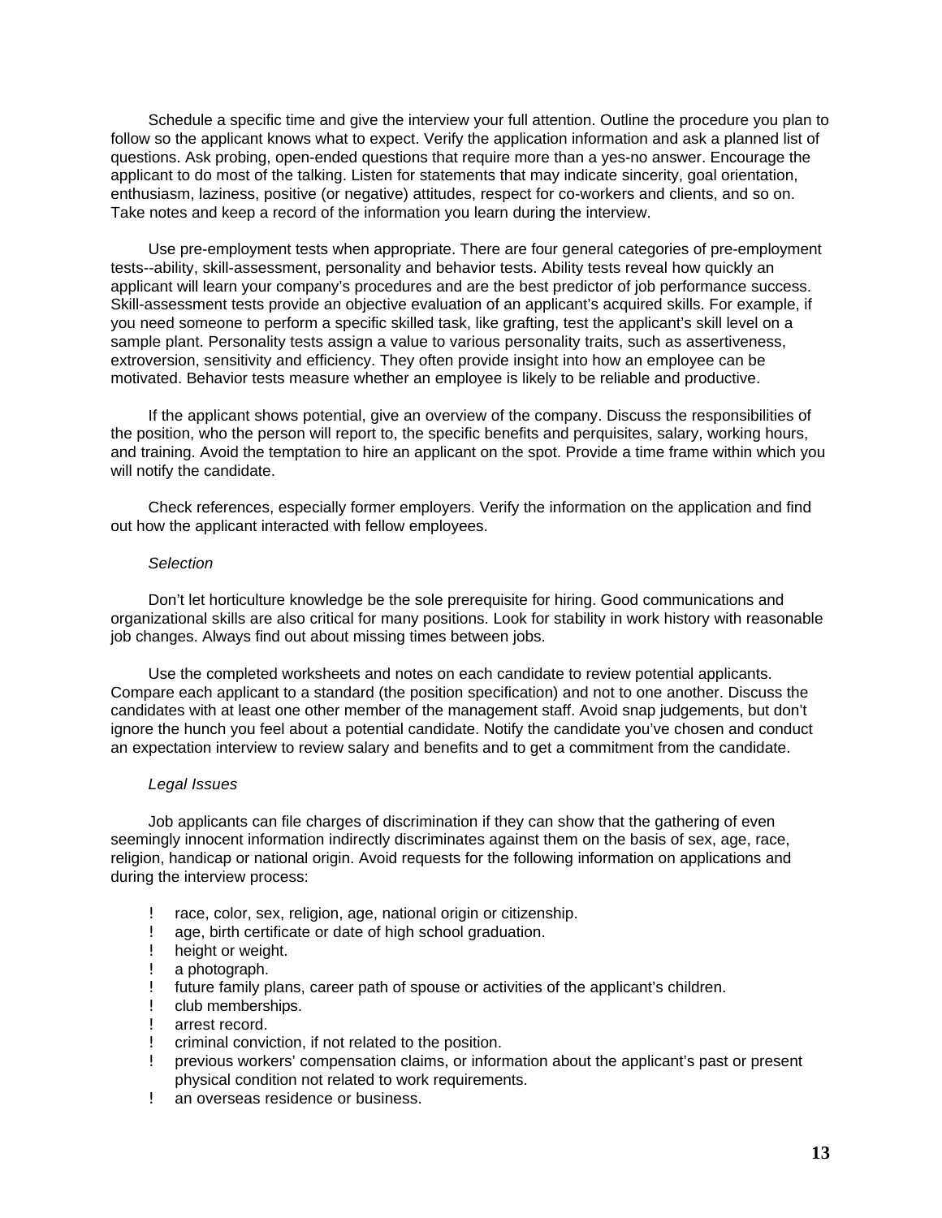Schedule a specific time and give the interview your full attention. Outline the procedure you plan to follow so the applicant knows what to expect. Verify the application information and ask a planned list of questions. Ask probing, open-ended questions that require more than a yes-no answer. Encourage the applicant to do most of the talking. Listen for statements that may indicate sincerity, goal orientation, enthusiasm, laziness, positive (or negative) attitudes, respect for co-workers and clients, and so on. Take notes and keep a record of the information you learn during the interview.

Use pre-employment tests when appropriate. There are four general categories of pre-employment tests--ability, skill-assessment, personality and behavior tests. Ability tests reveal how quickly an applicant will learn your company's procedures and are the best predictor of job performance success. Skill-assessment tests provide an objective evaluation of an applicant's acquired skills. For example, if you need someone to perform a specific skilled task, like grafting, test the applicant's skill level on a sample plant. Personality tests assign a value to various personality traits, such as assertiveness, extroversion, sensitivity and efficiency. They often provide insight into how an employee can be motivated. Behavior tests measure whether an employee is likely to be reliable and productive.

If the applicant shows potential, give an overview of the company. Discuss the responsibilities of the position, who the person will report to, the specific benefits and perquisites, salary, working hours, and training. Avoid the temptation to hire an applicant on the spot. Provide a time frame within which you will notify the candidate.

Check references, especially former employers. Verify the information on the application and find out how the applicant interacted with fellow employees.

*Selection*

Don't let horticulture knowledge be the sole prerequisite for hiring. Good communications and organizational skills are also critical for many positions. Look for stability in work history with reasonable job changes. Always find out about missing times between jobs.

Use the completed worksheets and notes on each candidate to review potential applicants. Compare each applicant to a standard (the position specification) and not to one another. Discuss the candidates with at least one other member of the management staff. Avoid snap judgements, but don't ignore the hunch you feel about a potential candidate. Notify the candidate you've chosen and conduct an expectation interview to review salary and benefits and to get a commitment from the candidate.

*Legal Issues*

Job applicants can file charges of discrimination if they can show that the gathering of even seemingly innocent information indirectly discriminates against them on the basis of sex, age, race, religion, handicap or national origin. Avoid requests for the following information on applications and during the interview process:

- race, color, sex, religion, age, national origin or citizenship.
- age, birth certificate or date of high school graduation.
- height or weight.
- a photograph.
- future family plans, career path of spouse or activities of the applicant's children.
- club memberships.
- arrest record.
- criminal conviction, if not related to the position.
- previous workers' compensation claims, or information about the applicant's past or present physical condition not related to work requirements.
- an overseas residence or business.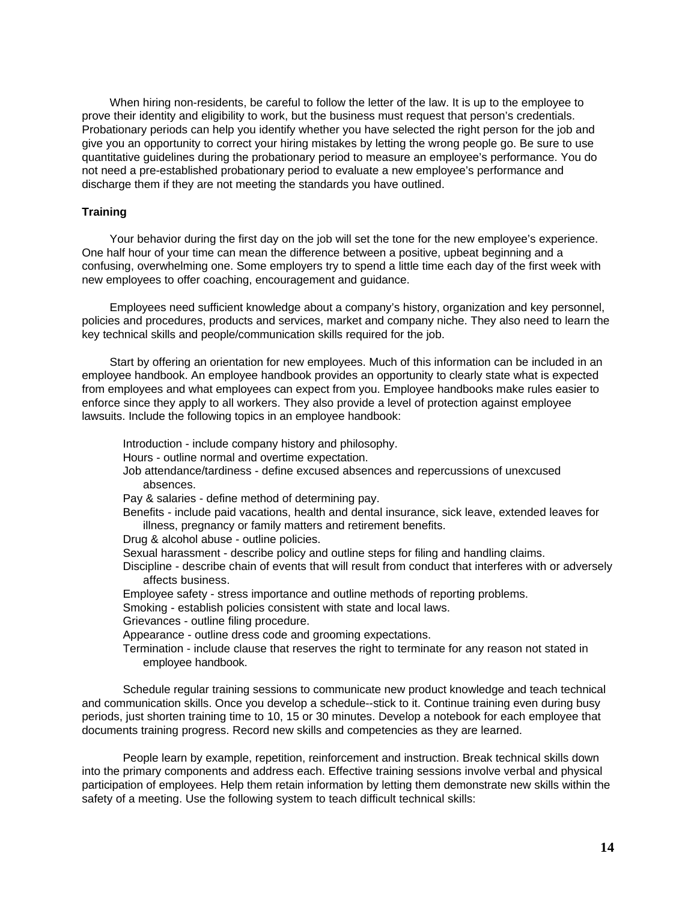When hiring non-residents, be careful to follow the letter of the law. It is up to the employee to prove their identity and eligibility to work, but the business must request that person's credentials. Probationary periods can help you identify whether you have selected the right person for the job and give you an opportunity to correct your hiring mistakes by letting the wrong people go. Be sure to use quantitative guidelines during the probationary period to measure an employee's performance. You do not need a pre-established probationary period to evaluate a new employee's performance and discharge them if they are not meeting the standards you have outlined.

**Training**

Your behavior during the first day on the job will set the tone for the new employee's experience. One half hour of your time can mean the difference between a positive, upbeat beginning and a confusing, overwhelming one. Some employers try to spend a little time each day of the first week with new employees to offer coaching, encouragement and guidance.

Employees need sufficient knowledge about a company's history, organization and key personnel, policies and procedures, products and services, market and company niche. They also need to learn the key technical skills and people/communication skills required for the job.

Start by offering an orientation for new employees. Much of this information can be included in an employee handbook. An employee handbook provides an opportunity to clearly state what is expected from employees and what employees can expect from you. Employee handbooks make rules easier to enforce since they apply to all workers. They also provide a level of protection against employee lawsuits. Include the following topics in an employee handbook:

- Introduction - include company history and philosophy.
- Hours - outline normal and overtime expectation.
- Job attendance/tardiness - define excused absences and repercussions of unexcused absences.
- Pay & salaries - define method of determining pay.
- Benefits - include paid vacations, health and dental insurance, sick leave, extended leaves for illness, pregnancy or family matters and retirement benefits.
- Drug & alcohol abuse - outline policies.
- Sexual harassment - describe policy and outline steps for filing and handling claims.
- Discipline - describe chain of events that will result from conduct that interferes with or adversely affects business.
- Employee safety - stress importance and outline methods of reporting problems.
- Smoking - establish policies consistent with state and local laws.
- Grievances - outline filing procedure.
- Appearance - outline dress code and grooming expectations.
- Termination - include clause that reserves the right to terminate for any reason not stated in employee handbook.

Schedule regular training sessions to communicate new product knowledge and teach technical and communication skills. Once you develop a schedule--stick to it. Continue training even during busy periods, just shorten training time to 10, 15 or 30 minutes. Develop a notebook for each employee that documents training progress. Record new skills and competencies as they are learned.

People learn by example, repetition, reinforcement and instruction. Break technical skills down into the primary components and address each. Effective training sessions involve verbal and physical participation of employees. Help them retain information by letting them demonstrate new skills within the safety of a meeting. Use the following system to teach difficult technical skills: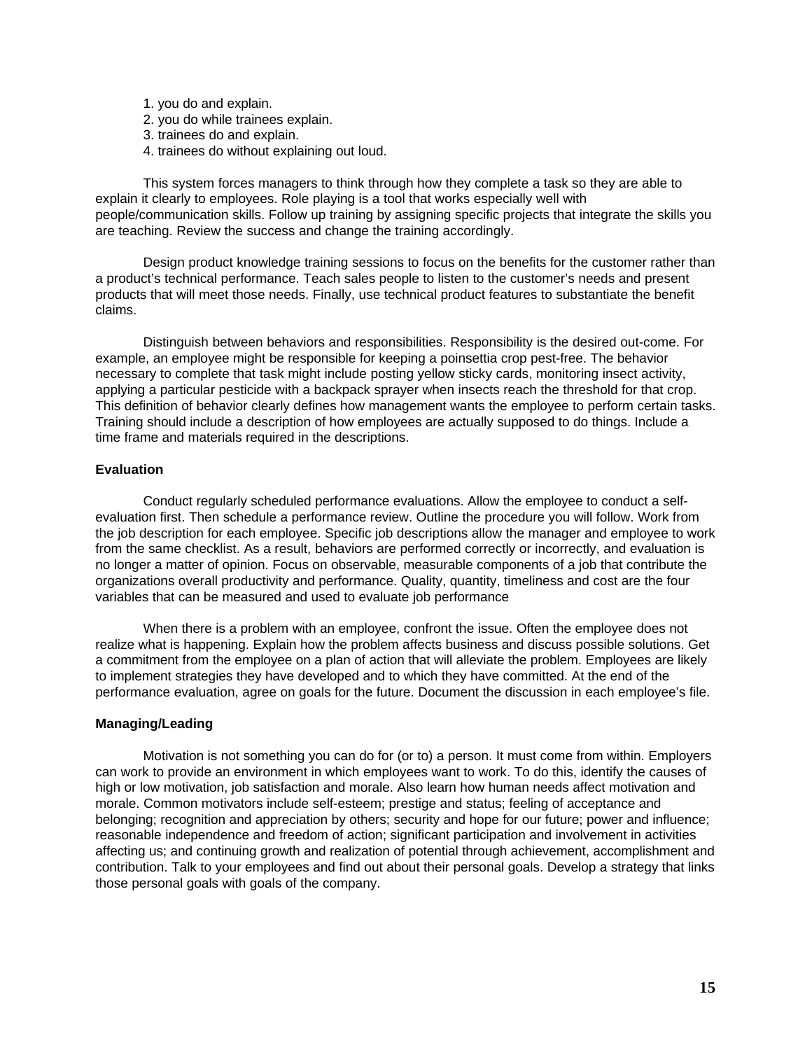1. you do and explain.
2. you do while trainees explain.
3. trainees do and explain.
4. trainees do without explaining out loud.

This system forces managers to think through how they complete a task so they are able to explain it clearly to employees. Role playing is a tool that works especially well with people/communication skills. Follow up training by assigning specific projects that integrate the skills you are teaching. Review the success and change the training accordingly.

Design product knowledge training sessions to focus on the benefits for the customer rather than a product's technical performance. Teach sales people to listen to the customer's needs and present products that will meet those needs. Finally, use technical product features to substantiate the benefit claims.

Distinguish between behaviors and responsibilities. Responsibility is the desired out-come. For example, an employee might be responsible for keeping a poinsettia crop pest-free. The behavior necessary to complete that task might include posting yellow sticky cards, monitoring insect activity, applying a particular pesticide with a backpack sprayer when insects reach the threshold for that crop. This definition of behavior clearly defines how management wants the employee to perform certain tasks. Training should include a description of how employees are actually supposed to do things. Include a time frame and materials required in the descriptions.

**Evaluation**

Conduct regularly scheduled performance evaluations. Allow the employee to conduct a self-evaluation first. Then schedule a performance review. Outline the procedure you will follow. Work from the job description for each employee. Specific job descriptions allow the manager and employee to work from the same checklist. As a result, behaviors are performed correctly or incorrectly, and evaluation is no longer a matter of opinion. Focus on observable, measurable components of a job that contribute the organizations overall productivity and performance. Quality, quantity, timeliness and cost are the four variables that can be measured and used to evaluate job performance

When there is a problem with an employee, confront the issue. Often the employee does not realize what is happening. Explain how the problem affects business and discuss possible solutions. Get a commitment from the employee on a plan of action that will alleviate the problem. Employees are likely to implement strategies they have developed and to which they have committed. At the end of the performance evaluation, agree on goals for the future. Document the discussion in each employee's file.

**Managing/Leading**

Motivation is not something you can do for (or to) a person. It must come from within. Employers can work to provide an environment in which employees want to work. To do this, identify the causes of high or low motivation, job satisfaction and morale. Also learn how human needs affect motivation and morale. Common motivators include self-esteem; prestige and status; feeling of acceptance and belonging; recognition and appreciation by others; security and hope for our future; power and influence; reasonable independence and freedom of action; significant participation and involvement in activities affecting us; and continuing growth and realization of potential through achievement, accomplishment and contribution. Talk to your employees and find out about their personal goals. Develop a strategy that links those personal goals with goals of the company.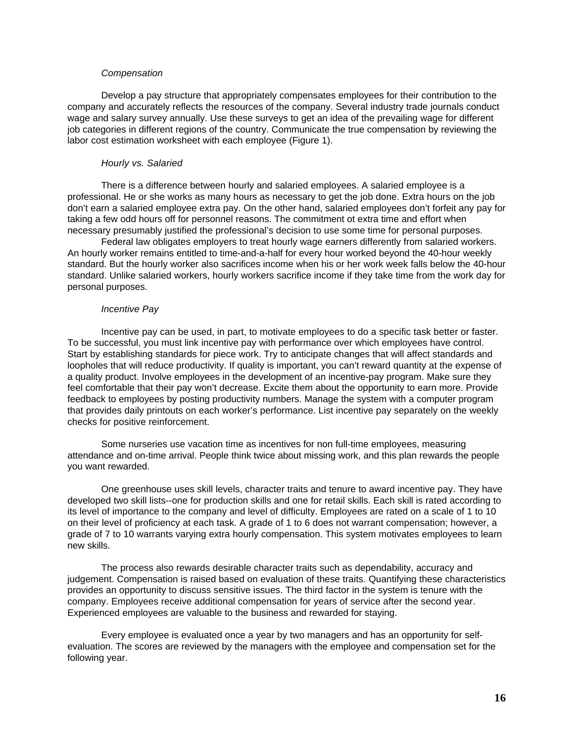*Compensation*

Develop a pay structure that appropriately compensates employees for their contribution to the company and accurately reflects the resources of the company. Several industry trade journals conduct wage and salary survey annually. Use these surveys to get an idea of the prevailing wage for different job categories in different regions of the country. Communicate the true compensation by reviewing the labor cost estimation worksheet with each employee (Figure 1).

*Hourly vs. Salaried*

There is a difference between hourly and salaried employees. A salaried employee is a professional. He or she works as many hours as necessary to get the job done. Extra hours on the job don't earn a salaried employee extra pay. On the other hand, salaried employees don't forfeit any pay for taking a few odd hours off for personnel reasons. The commitment ot extra time and effort when necessary presumably justified the professional's decision to use some time for personal purposes.

Federal law obligates employers to treat hourly wage earners differently from salaried workers. An hourly worker remains entitled to time-and-a-half for every hour worked beyond the 40-hour weekly standard. But the hourly worker also sacrifices income when his or her work week falls below the 40-hour standard. Unlike salaried workers, hourly workers sacrifice income if they take time from the work day for personal purposes.

*Incentive Pay*

Incentive pay can be used, in part, to motivate employees to do a specific task better or faster. To be successful, you must link incentive pay with performance over which employees have control. Start by establishing standards for piece work. Try to anticipate changes that will affect standards and loopholes that will reduce productivity. If quality is important, you can't reward quantity at the expense of a quality product. Involve employees in the development of an incentive-pay program. Make sure they feel comfortable that their pay won't decrease. Excite them about the opportunity to earn more. Provide feedback to employees by posting productivity numbers. Manage the system with a computer program that provides daily printouts on each worker's performance. List incentive pay separately on the weekly checks for positive reinforcement.

Some nurseries use vacation time as incentives for non full-time employees, measuring attendance and on-time arrival. People think twice about missing work, and this plan rewards the people you want rewarded.

One greenhouse uses skill levels, character traits and tenure to award incentive pay. They have developed two skill lists--one for production skills and one for retail skills. Each skill is rated according to its level of importance to the company and level of difficulty. Employees are rated on a scale of 1 to 10 on their level of proficiency at each task. A grade of 1 to 6 does not warrant compensation; however, a grade of 7 to 10 warrants varying extra hourly compensation. This system motivates employees to learn new skills.

The process also rewards desirable character traits such as dependability, accuracy and judgement. Compensation is raised based on evaluation of these traits. Quantifying these characteristics provides an opportunity to discuss sensitive issues. The third factor in the system is tenure with the company. Employees receive additional compensation for years of service after the second year. Experienced employees are valuable to the business and rewarded for staying.

Every employee is evaluated once a year by two managers and has an opportunity for self-evaluation. The scores are reviewed by the managers with the employee and compensation set for the following year.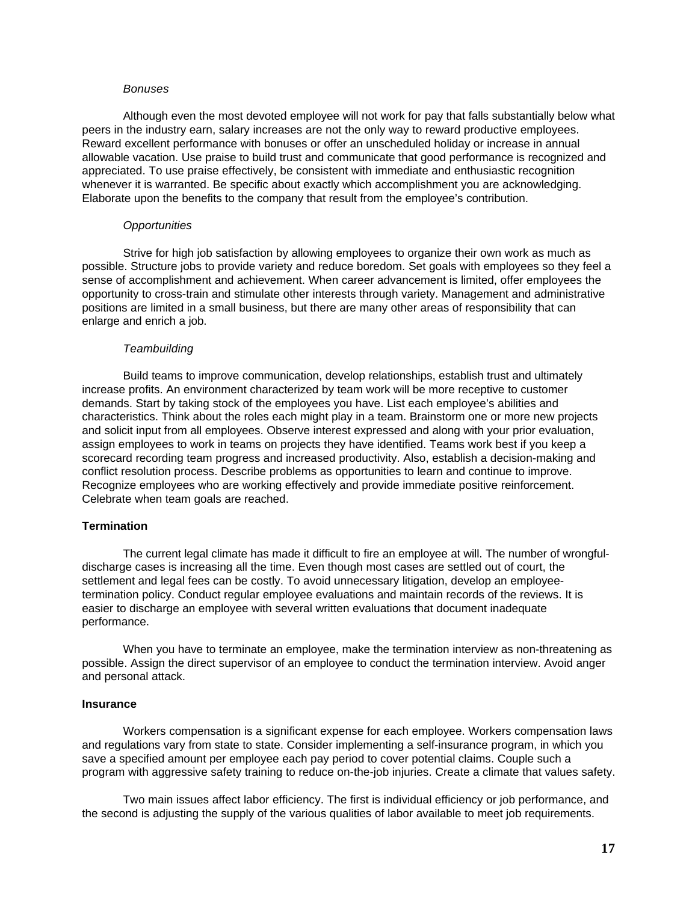*Bonuses*

Although even the most devoted employee will not work for pay that falls substantially below what peers in the industry earn, salary increases are not the only way to reward productive employees. Reward excellent performance with bonuses or offer an unscheduled holiday or increase in annual allowable vacation. Use praise to build trust and communicate that good performance is recognized and appreciated. To use praise effectively, be consistent with immediate and enthusiastic recognition whenever it is warranted. Be specific about exactly which accomplishment you are acknowledging. Elaborate upon the benefits to the company that result from the employee's contribution.

*Opportunities*

Strive for high job satisfaction by allowing employees to organize their own work as much as possible. Structure jobs to provide variety and reduce boredom. Set goals with employees so they feel a sense of accomplishment and achievement. When career advancement is limited, offer employees the opportunity to cross-train and stimulate other interests through variety. Management and administrative positions are limited in a small business, but there are many other areas of responsibility that can enlarge and enrich a job.

*Teambuilding*

Build teams to improve communication, develop relationships, establish trust and ultimately increase profits. An environment characterized by team work will be more receptive to customer demands. Start by taking stock of the employees you have. List each employee's abilities and characteristics. Think about the roles each might play in a team. Brainstorm one or more new projects and solicit input from all employees. Observe interest expressed and along with your prior evaluation, assign employees to work in teams on projects they have identified. Teams work best if you keep a scorecard recording team progress and increased productivity. Also, establish a decision-making and conflict resolution process. Describe problems as opportunities to learn and continue to improve. Recognize employees who are working effectively and provide immediate positive reinforcement. Celebrate when team goals are reached.

**Termination**

The current legal climate has made it difficult to fire an employee at will. The number of wrongful-discharge cases is increasing all the time. Even though most cases are settled out of court, the settlement and legal fees can be costly. To avoid unnecessary litigation, develop an employee-termination policy. Conduct regular employee evaluations and maintain records of the reviews. It is easier to discharge an employee with several written evaluations that document inadequate performance.

When you have to terminate an employee, make the termination interview as non-threatening as possible. Assign the direct supervisor of an employee to conduct the termination interview. Avoid anger and personal attack.

**Insurance**

Workers compensation is a significant expense for each employee. Workers compensation laws and regulations vary from state to state. Consider implementing a self-insurance program, in which you save a specified amount per employee each pay period to cover potential claims. Couple such a program with aggressive safety training to reduce on-the-job injuries. Create a climate that values safety.

Two main issues affect labor efficiency. The first is individual efficiency or job performance, and the second is adjusting the supply of the various qualities of labor available to meet job requirements.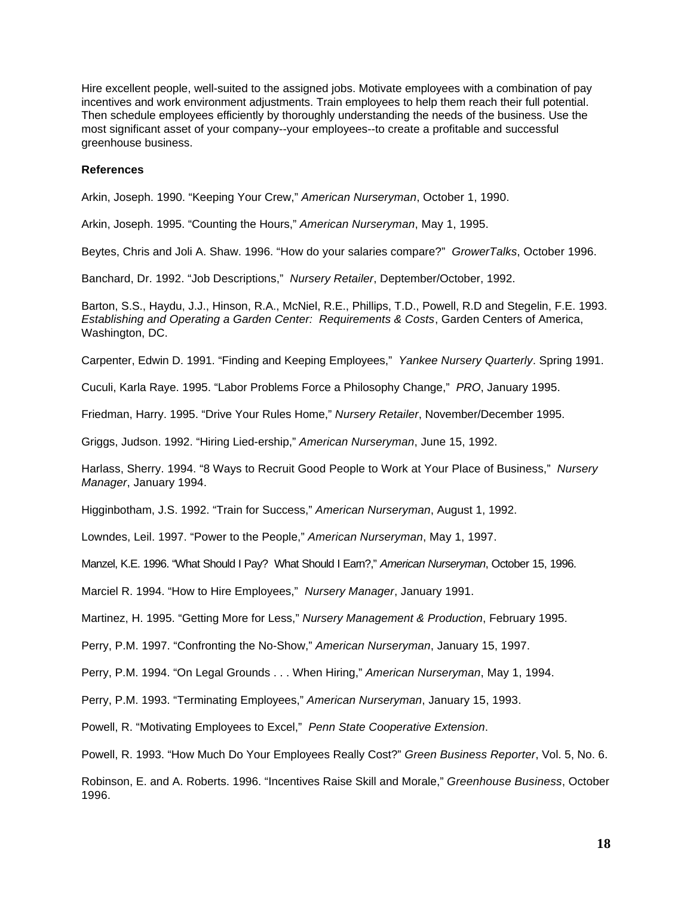Hire excellent people, well-suited to the assigned jobs. Motivate employees with a combination of pay incentives and work environment adjustments. Train employees to help them reach their full potential. Then schedule employees efficiently by thoroughly understanding the needs of the business. Use the most significant asset of your company--your employees--to create a profitable and successful greenhouse business.

**References**

Arkin, Joseph. 1990. "Keeping Your Crew," *American Nurseryman*, October 1, 1990.

Arkin, Joseph. 1995. "Counting the Hours," *American Nurseryman*, May 1, 1995.

Beytes, Chris and Joli A. Shaw. 1996. "How do your salaries compare?" *GrowerTalks*, October 1996.

Banchard, Dr. 1992. "Job Descriptions," *Nursery Retailer*, Deptember/October, 1992.

Barton, S.S., Haydu, J.J., Hinson, R.A., McNiel, R.E., Phillips, T.D., Powell, R.D and Stegelin, F.E. 1993. *Establishing and Operating a Garden Center: Requirements & Costs*, Garden Centers of America, Washington, DC.

Carpenter, Edwin D. 1991. "Finding and Keeping Employees," *Yankee Nursery Quarterly*. Spring 1991.

Cuculi, Karla Raye. 1995. "Labor Problems Force a Philosophy Change," *PRO*, January 1995.

Friedman, Harry. 1995. "Drive Your Rules Home," *Nursery Retailer*, November/December 1995.

Griggs, Judson. 1992. "Hiring Lied-ership," *American Nurseryman*, June 15, 1992.

Harlass, Sherry. 1994. "8 Ways to Recruit Good People to Work at Your Place of Business," *Nursery Manager*, January 1994.

Higginbotham, J.S. 1992. "Train for Success," *American Nurseryman*, August 1, 1992.

Lowndes, Leil. 1997. "Power to the People," *American Nurseryman*, May 1, 1997.

Manzel, K.E. 1996. "What Should I Pay? What Should I Earn?," *American Nurseryman*, October 15, 1996.

Marciel R. 1994. "How to Hire Employees," *Nursery Manager*, January 1991.

Martinez, H. 1995. "Getting More for Less," *Nursery Management & Production*, February 1995.

Perry, P.M. 1997. "Confronting the No-Show," *American Nurseryman*, January 15, 1997.

Perry, P.M. 1994. "On Legal Grounds . . . When Hiring," *American Nurseryman*, May 1, 1994.

Perry, P.M. 1993. "Terminating Employees," *American Nurseryman*, January 15, 1993.

Powell, R. "Motivating Employees to Excel," *Penn State Cooperative Extension*.

Powell, R. 1993. "How Much Do Your Employees Really Cost?" *Green Business Reporter*, Vol. 5, No. 6.

Robinson, E. and A. Roberts. 1996. "Incentives Raise Skill and Morale," *Greenhouse Business*, October 1996.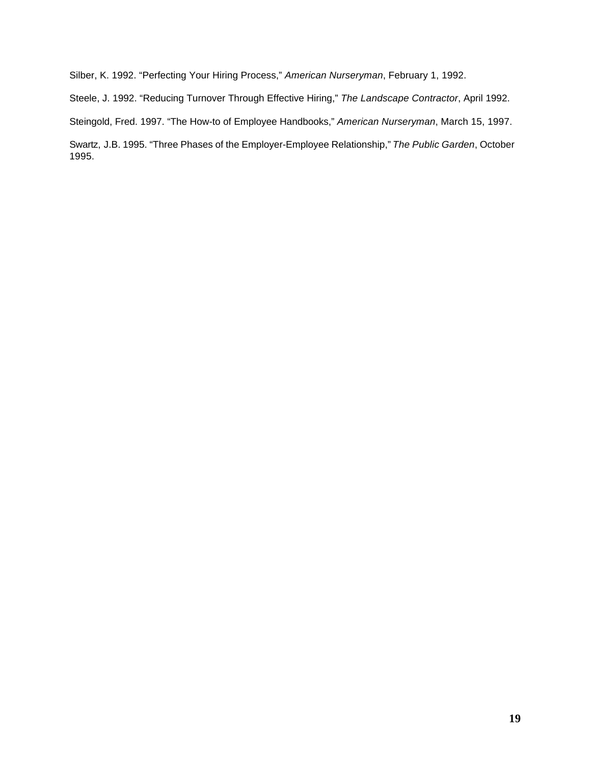Silber, K. 1992. “Perfecting Your Hiring Process,” *American Nurseryman*, February 1, 1992.

Steele, J. 1992. “Reducing Turnover Through Effective Hiring,” *The Landscape Contractor*, April 1992.

Steingold, Fred. 1997. “The How-to of Employee Handbooks,” *American Nurseryman*, March 15, 1997.

Swartz, J.B. 1995. “Three Phases of the Employer-Employee Relationship,” *The Public Garden*, October 1995.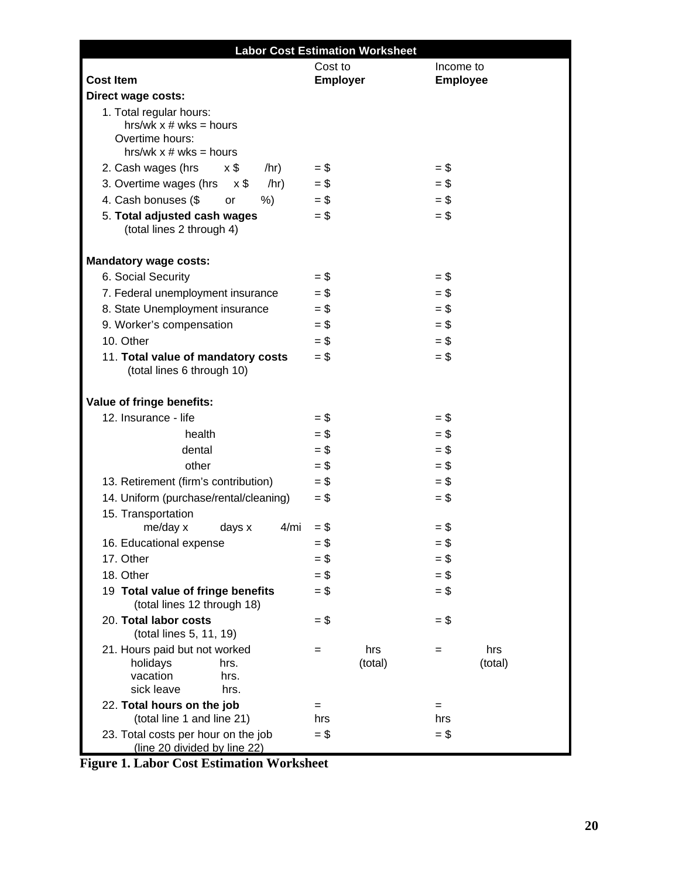| Labor Cost Estimation Worksheet | | |
|---|---|---|
| **Cost Item** | Cost to **Employer** | Income to **Employee** |
| **Direct wage costs:** | | |
| 1. Total regular hours: hrs/wk x # wks = hours<br>Overtime hours: hrs/wk x # wks = hours | | |
| 2. Cash wages (hrs x $ /hr) | = $ | = $ |
| 3. Overtime wages (hrs x $ /hr) | = $ | = $ |
| 4. Cash bonuses ($ or %) | = $ | = $ |
| 5. **Total adjusted cash wages** (total lines 2 through 4) | = $ | = $ |
| **Mandatory wage costs:** | | |
| 6. Social Security | = $ | = $ |
| 7. Federal unemployment insurance | = $ | = $ |
| 8. State Unemployment insurance | = $ | = $ |
| 9. Worker's compensation | = $ | = $ |
| 10. Other | = $ | = $ |
| 11. **Total value of mandatory costs** (total lines 6 through 10) | = $ | = $ |
| **Value of fringe benefits:** | | |
| 12. Insurance - life | = $ | = $ |
| health | = $ | = $ |
| dental | = $ | = $ |
| other | = $ | = $ |
| 13. Retirement (firm's contribution) | = $ | = $ |
| 14. Uniform (purchase/rental/cleaning) | = $ | = $ |
| 15. Transportation me/day x days x 4/mi | = $ | = $ |
| 16. Educational expense | = $ | = $ |
| 17. Other | = $ | = $ |
| 18. Other | = $ | = $ |
| 19 **Total value of fringe benefits** (total lines 12 through 18) | = $ | = $ |
| 20. **Total labor costs** (total lines 5, 11, 19) | = $ | = $ |
| 21. Hours paid but not worked<br>holidays hrs.<br>vacation hrs.<br>sick leave hrs. | = hrs (total) | = hrs (total) |
| 22. **Total hours on the job** (total line 1 and line 21) | = hrs | = hrs |
| 23. Total costs per hour on the job (line 20 divided by line 22) | = $ | = $ |

**Figure 1. Labor Cost Estimation Worksheet**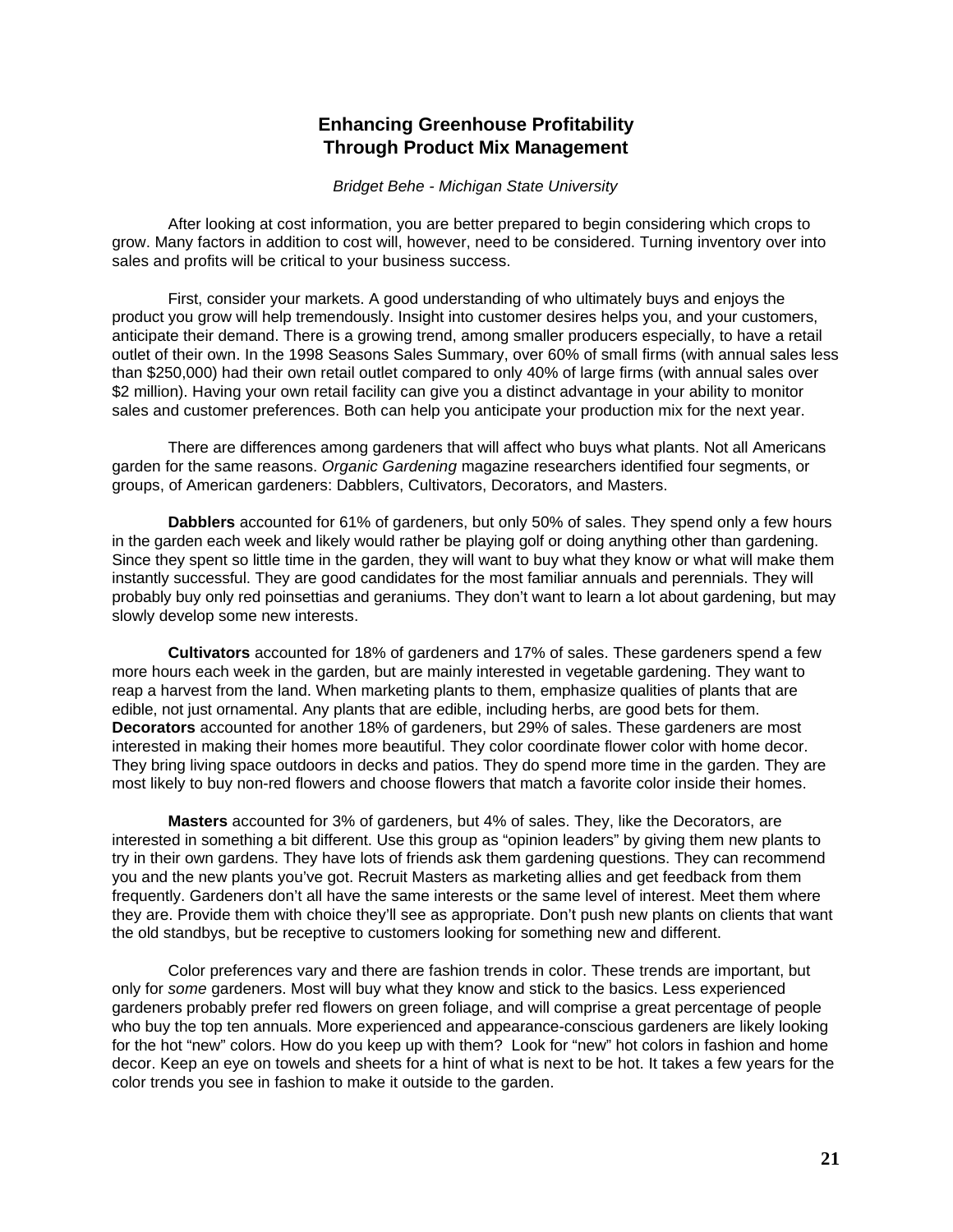# Enhancing Greenhouse Profitability Through Product Mix Management

*Bridget Behe - Michigan State University*

After looking at cost information, you are better prepared to begin considering which crops to grow. Many factors in addition to cost will, however, need to be considered. Turning inventory over into sales and profits will be critical to your business success.

First, consider your markets. A good understanding of who ultimately buys and enjoys the product you grow will help tremendously. Insight into customer desires helps you, and your customers, anticipate their demand. There is a growing trend, among smaller producers especially, to have a retail outlet of their own. In the 1998 Seasons Sales Summary, over 60% of small firms (with annual sales less than $250,000) had their own retail outlet compared to only 40% of large firms (with annual sales over $2 million). Having your own retail facility can give you a distinct advantage in your ability to monitor sales and customer preferences. Both can help you anticipate your production mix for the next year.

There are differences among gardeners that will affect who buys what plants. Not all Americans garden for the same reasons. *Organic Gardening* magazine researchers identified four segments, or groups, of American gardeners: Dabblers, Cultivators, Decorators, and Masters.

**Dabblers** accounted for 61% of gardeners, but only 50% of sales. They spend only a few hours in the garden each week and likely would rather be playing golf or doing anything other than gardening. Since they spent so little time in the garden, they will want to buy what they know or what will make them instantly successful. They are good candidates for the most familiar annuals and perennials. They will probably buy only red poinsettias and geraniums. They don't want to learn a lot about gardening, but may slowly develop some new interests.

**Cultivators** accounted for 18% of gardeners and 17% of sales. These gardeners spend a few more hours each week in the garden, but are mainly interested in vegetable gardening. They want to reap a harvest from the land. When marketing plants to them, emphasize qualities of plants that are edible, not just ornamental. Any plants that are edible, including herbs, are good bets for them. **Decorators** accounted for another 18% of gardeners, but 29% of sales. These gardeners are most interested in making their homes more beautiful. They color coordinate flower color with home decor. They bring living space outdoors in decks and patios. They do spend more time in the garden. They are most likely to buy non-red flowers and choose flowers that match a favorite color inside their homes.

**Masters** accounted for 3% of gardeners, but 4% of sales. They, like the Decorators, are interested in something a bit different. Use this group as "opinion leaders" by giving them new plants to try in their own gardens. They have lots of friends ask them gardening questions. They can recommend you and the new plants you've got. Recruit Masters as marketing allies and get feedback from them frequently. Gardeners don't all have the same interests or the same level of interest. Meet them where they are. Provide them with choice they'll see as appropriate. Don't push new plants on clients that want the old standbys, but be receptive to customers looking for something new and different.

Color preferences vary and there are fashion trends in color. These trends are important, but only for *some* gardeners. Most will buy what they know and stick to the basics. Less experienced gardeners probably prefer red flowers on green foliage, and will comprise a great percentage of people who buy the top ten annuals. More experienced and appearance-conscious gardeners are likely looking for the hot "new" colors. How do you keep up with them? Look for "new" hot colors in fashion and home decor. Keep an eye on towels and sheets for a hint of what is next to be hot. It takes a few years for the color trends you see in fashion to make it outside to the garden.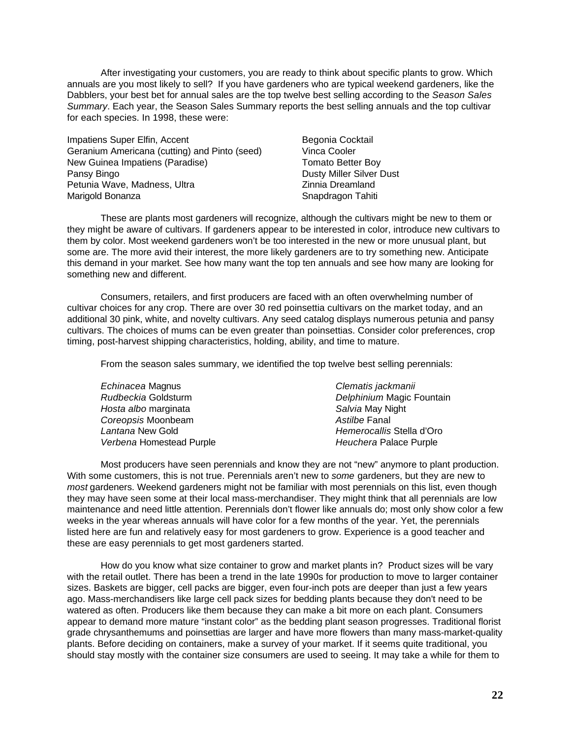After investigating your customers, you are ready to think about specific plants to grow. Which annuals are you most likely to sell? If you have gardeners who are typical weekend gardeners, like the Dabblers, your best bet for annual sales are the top twelve best selling according to the *Season Sales Summary*. Each year, the Season Sales Summary reports the best selling annuals and the top cultivar for each species. In 1998, these were:

Impatiens Super Elfin, Accent
Geranium Americana (cutting) and Pinto (seed)
New Guinea Impatiens (Paradise)
Pansy Bingo
Petunia Wave, Madness, Ultra
Marigold Bonanza
Begonia Cocktail
Vinca Cooler
Tomato Better Boy
Dusty Miller Silver Dust
Zinnia Dreamland
Snapdragon Tahiti

These are plants most gardeners will recognize, although the cultivars might be new to them or they might be aware of cultivars. If gardeners appear to be interested in color, introduce new cultivars to them by color. Most weekend gardeners won't be too interested in the new or more unusual plant, but some are. The more avid their interest, the more likely gardeners are to try something new. Anticipate this demand in your market. See how many want the top ten annuals and see how many are looking for something new and different.

Consumers, retailers, and first producers are faced with an often overwhelming number of cultivar choices for any crop. There are over 30 red poinsettia cultivars on the market today, and an additional 30 pink, white, and novelty cultivars. Any seed catalog displays numerous petunia and pansy cultivars. The choices of mums can be even greater than poinsettias. Consider color preferences, crop timing, post-harvest shipping characteristics, holding, ability, and time to mature.

From the season sales summary, we identified the top twelve best selling perennials:

*Echinacea* Magnus
*Rudbeckia* Goldsturm
*Hosta albo* marginata
*Coreopsis* Moonbeam
*Lantana* New Gold
*Verbena* Homestead Purple
*Clematis jackmanii*
*Delphinium* Magic Fountain
*Salvia* May Night
*Astilbe* Fanal
*Hemerocallis* Stella d'Oro
*Heuchera* Palace Purple

Most producers have seen perennials and know they are not "new" anymore to plant production. With some customers, this is not true. Perennials aren't new to *some* gardeners, but they are new to *most* gardeners. Weekend gardeners might not be familiar with most perennials on this list, even though they may have seen some at their local mass-merchandiser. They might think that all perennials are low maintenance and need little attention. Perennials don't flower like annuals do; most only show color a few weeks in the year whereas annuals will have color for a few months of the year. Yet, the perennials listed here are fun and relatively easy for most gardeners to grow. Experience is a good teacher and these are easy perennials to get most gardeners started.

How do you know what size container to grow and market plants in? Product sizes will be vary with the retail outlet. There has been a trend in the late 1990s for production to move to larger container sizes. Baskets are bigger, cell packs are bigger, even four-inch pots are deeper than just a few years ago. Mass-merchandisers like large cell pack sizes for bedding plants because they don't need to be watered as often. Producers like them because they can make a bit more on each plant. Consumers appear to demand more mature "instant color" as the bedding plant season progresses. Traditional florist grade chrysanthemums and poinsettias are larger and have more flowers than many mass-market-quality plants. Before deciding on containers, make a survey of your market. If it seems quite traditional, you should stay mostly with the container size consumers are used to seeing. It may take a while for them to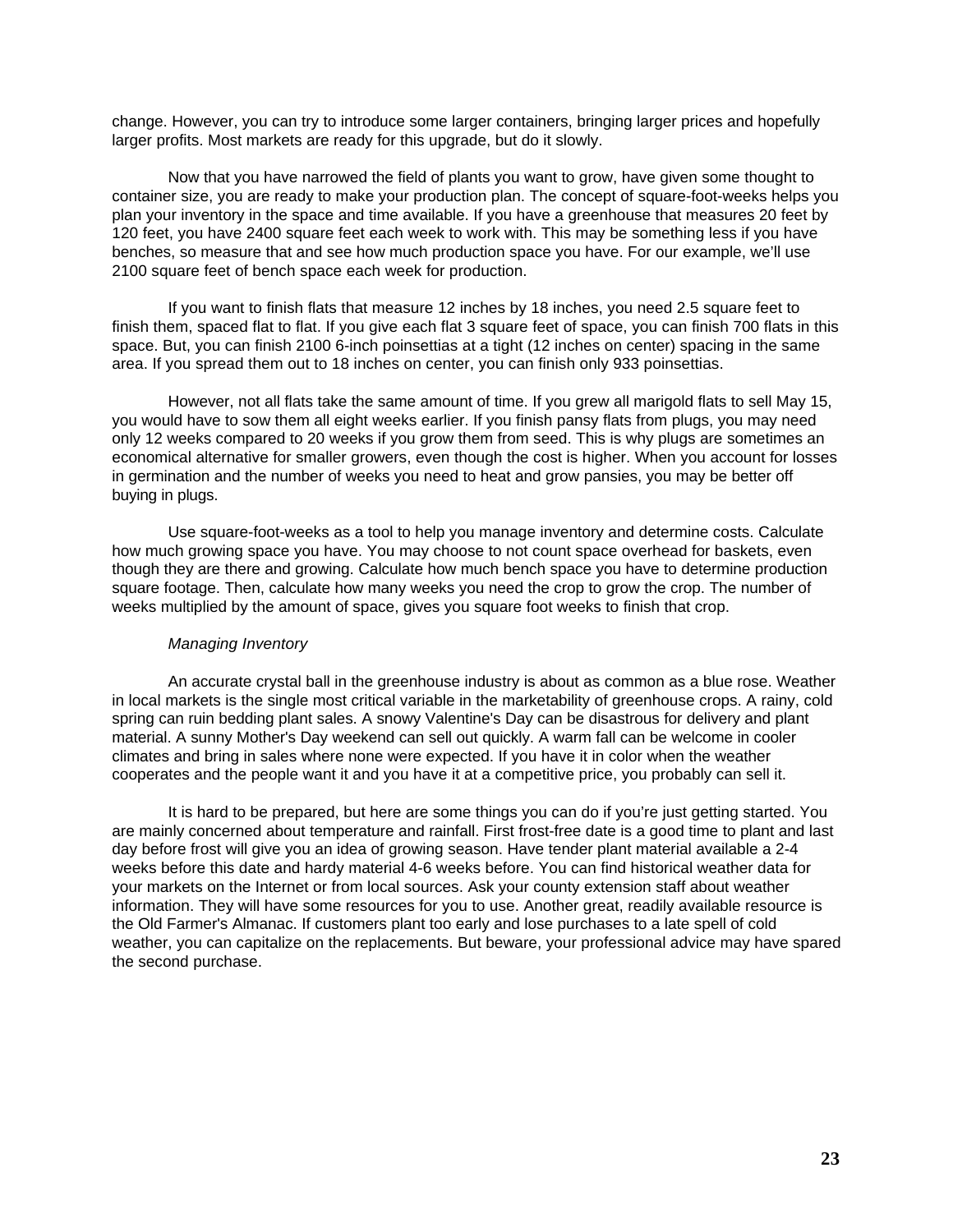change. However, you can try to introduce some larger containers, bringing larger prices and hopefully larger profits. Most markets are ready for this upgrade, but do it slowly.

Now that you have narrowed the field of plants you want to grow, have given some thought to container size, you are ready to make your production plan. The concept of square-foot-weeks helps you plan your inventory in the space and time available. If you have a greenhouse that measures 20 feet by 120 feet, you have 2400 square feet each week to work with. This may be something less if you have benches, so measure that and see how much production space you have. For our example, we'll use 2100 square feet of bench space each week for production.

If you want to finish flats that measure 12 inches by 18 inches, you need 2.5 square feet to finish them, spaced flat to flat. If you give each flat 3 square feet of space, you can finish 700 flats in this space. But, you can finish 2100 6-inch poinsettias at a tight (12 inches on center) spacing in the same area. If you spread them out to 18 inches on center, you can finish only 933 poinsettias.

However, not all flats take the same amount of time. If you grew all marigold flats to sell May 15, you would have to sow them all eight weeks earlier. If you finish pansy flats from plugs, you may need only 12 weeks compared to 20 weeks if you grow them from seed. This is why plugs are sometimes an economical alternative for smaller growers, even though the cost is higher. When you account for losses in germination and the number of weeks you need to heat and grow pansies, you may be better off buying in plugs.

Use square-foot-weeks as a tool to help you manage inventory and determine costs. Calculate how much growing space you have. You may choose to not count space overhead for baskets, even though they are there and growing. Calculate how much bench space you have to determine production square footage. Then, calculate how many weeks you need the crop to grow the crop. The number of weeks multiplied by the amount of space, gives you square foot weeks to finish that crop.

*Managing Inventory*

An accurate crystal ball in the greenhouse industry is about as common as a blue rose. Weather in local markets is the single most critical variable in the marketability of greenhouse crops. A rainy, cold spring can ruin bedding plant sales. A snowy Valentine's Day can be disastrous for delivery and plant material. A sunny Mother's Day weekend can sell out quickly. A warm fall can be welcome in cooler climates and bring in sales where none were expected. If you have it in color when the weather cooperates and the people want it and you have it at a competitive price, you probably can sell it.

It is hard to be prepared, but here are some things you can do if you're just getting started. You are mainly concerned about temperature and rainfall. First frost-free date is a good time to plant and last day before frost will give you an idea of growing season. Have tender plant material available a 2-4 weeks before this date and hardy material 4-6 weeks before. You can find historical weather data for your markets on the Internet or from local sources. Ask your county extension staff about weather information. They will have some resources for you to use. Another great, readily available resource is the Old Farmer's Almanac. If customers plant too early and lose purchases to a late spell of cold weather, you can capitalize on the replacements. But beware, your professional advice may have spared the second purchase.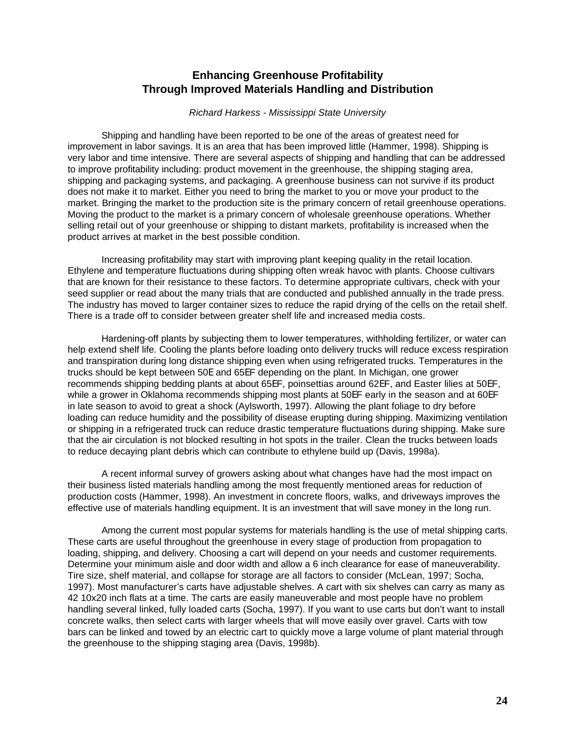# Enhancing Greenhouse Profitability Through Improved Materials Handling and Distribution

*Richard Harkess - Mississippi State University*

Shipping and handling have been reported to be one of the areas of greatest need for improvement in labor savings. It is an area that has been improved little (Hammer, 1998). Shipping is very labor and time intensive. There are several aspects of shipping and handling that can be addressed to improve profitability including: product movement in the greenhouse, the shipping staging area, shipping and packaging systems, and packaging. A greenhouse business can not survive if its product does not make it to market. Either you need to bring the market to you or move your product to the market. Bringing the market to the production site is the primary concern of retail greenhouse operations. Moving the product to the market is a primary concern of wholesale greenhouse operations. Whether selling retail out of your greenhouse or shipping to distant markets, profitability is increased when the product arrives at market in the best possible condition.

Increasing profitability may start with improving plant keeping quality in the retail location. Ethylene and temperature fluctuations during shipping often wreak havoc with plants. Choose cultivars that are known for their resistance to these factors. To determine appropriate cultivars, check with your seed supplier or read about the many trials that are conducted and published annually in the trade press. The industry has moved to larger container sizes to reduce the rapid drying of the cells on the retail shelf. There is a trade off to consider between greater shelf life and increased media costs.

Hardening-off plants by subjecting them to lower temperatures, withholding fertilizer, or water can help extend shelf life. Cooling the plants before loading onto delivery trucks will reduce excess respiration and transpiration during long distance shipping even when using refrigerated trucks. Temperatures in the trucks should be kept between 50E and 65EF depending on the plant. In Michigan, one grower recommends shipping bedding plants at about 65EF, poinsettias around 62EF, and Easter lilies at 50EF, while a grower in Oklahoma recommends shipping most plants at 50EF early in the season and at 60EF in late season to avoid to great a shock (Aylsworth, 1997). Allowing the plant foliage to dry before loading can reduce humidity and the possibility of disease erupting during shipping. Maximizing ventilation or shipping in a refrigerated truck can reduce drastic temperature fluctuations during shipping. Make sure that the air circulation is not blocked resulting in hot spots in the trailer. Clean the trucks between loads to reduce decaying plant debris which can contribute to ethylene build up (Davis, 1998a).

A recent informal survey of growers asking about what changes have had the most impact on their business listed materials handling among the most frequently mentioned areas for reduction of production costs (Hammer, 1998). An investment in concrete floors, walks, and driveways improves the effective use of materials handling equipment. It is an investment that will save money in the long run.

Among the current most popular systems for materials handling is the use of metal shipping carts. These carts are useful throughout the greenhouse in every stage of production from propagation to loading, shipping, and delivery. Choosing a cart will depend on your needs and customer requirements. Determine your minimum aisle and door width and allow a 6 inch clearance for ease of maneuverability. Tire size, shelf material, and collapse for storage are all factors to consider (McLean, 1997; Socha, 1997). Most manufacturer's carts have adjustable shelves. A cart with six shelves can carry as many as 42 10x20 inch flats at a time. The carts are easily maneuverable and most people have no problem handling several linked, fully loaded carts (Socha, 1997). If you want to use carts but don't want to install concrete walks, then select carts with larger wheels that will move easily over gravel. Carts with tow bars can be linked and towed by an electric cart to quickly move a large volume of plant material through the greenhouse to the shipping staging area (Davis, 1998b).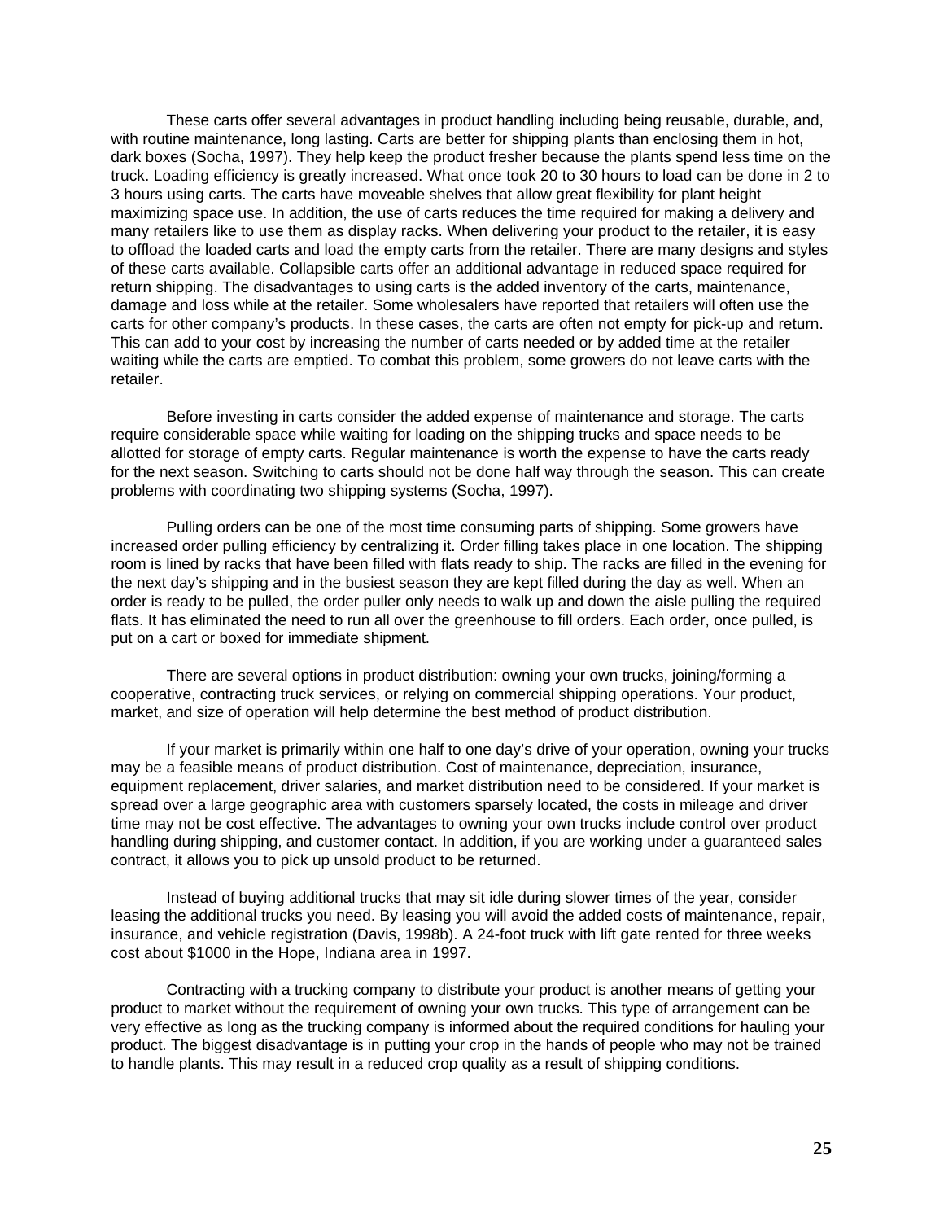These carts offer several advantages in product handling including being reusable, durable, and, with routine maintenance, long lasting. Carts are better for shipping plants than enclosing them in hot, dark boxes (Socha, 1997). They help keep the product fresher because the plants spend less time on the truck. Loading efficiency is greatly increased. What once took 20 to 30 hours to load can be done in 2 to 3 hours using carts. The carts have moveable shelves that allow great flexibility for plant height maximizing space use. In addition, the use of carts reduces the time required for making a delivery and many retailers like to use them as display racks. When delivering your product to the retailer, it is easy to offload the loaded carts and load the empty carts from the retailer. There are many designs and styles of these carts available. Collapsible carts offer an additional advantage in reduced space required for return shipping. The disadvantages to using carts is the added inventory of the carts, maintenance, damage and loss while at the retailer. Some wholesalers have reported that retailers will often use the carts for other company's products. In these cases, the carts are often not empty for pick-up and return. This can add to your cost by increasing the number of carts needed or by added time at the retailer waiting while the carts are emptied. To combat this problem, some growers do not leave carts with the retailer.

Before investing in carts consider the added expense of maintenance and storage. The carts require considerable space while waiting for loading on the shipping trucks and space needs to be allotted for storage of empty carts. Regular maintenance is worth the expense to have the carts ready for the next season. Switching to carts should not be done half way through the season. This can create problems with coordinating two shipping systems (Socha, 1997).

Pulling orders can be one of the most time consuming parts of shipping. Some growers have increased order pulling efficiency by centralizing it. Order filling takes place in one location. The shipping room is lined by racks that have been filled with flats ready to ship. The racks are filled in the evening for the next day's shipping and in the busiest season they are kept filled during the day as well. When an order is ready to be pulled, the order puller only needs to walk up and down the aisle pulling the required flats. It has eliminated the need to run all over the greenhouse to fill orders. Each order, once pulled, is put on a cart or boxed for immediate shipment.

There are several options in product distribution: owning your own trucks, joining/forming a cooperative, contracting truck services, or relying on commercial shipping operations. Your product, market, and size of operation will help determine the best method of product distribution.

If your market is primarily within one half to one day's drive of your operation, owning your trucks may be a feasible means of product distribution. Cost of maintenance, depreciation, insurance, equipment replacement, driver salaries, and market distribution need to be considered. If your market is spread over a large geographic area with customers sparsely located, the costs in mileage and driver time may not be cost effective. The advantages to owning your own trucks include control over product handling during shipping, and customer contact. In addition, if you are working under a guaranteed sales contract, it allows you to pick up unsold product to be returned.

Instead of buying additional trucks that may sit idle during slower times of the year, consider leasing the additional trucks you need. By leasing you will avoid the added costs of maintenance, repair, insurance, and vehicle registration (Davis, 1998b). A 24-foot truck with lift gate rented for three weeks cost about $1000 in the Hope, Indiana area in 1997.

Contracting with a trucking company to distribute your product is another means of getting your product to market without the requirement of owning your own trucks. This type of arrangement can be very effective as long as the trucking company is informed about the required conditions for hauling your product. The biggest disadvantage is in putting your crop in the hands of people who may not be trained to handle plants. This may result in a reduced crop quality as a result of shipping conditions.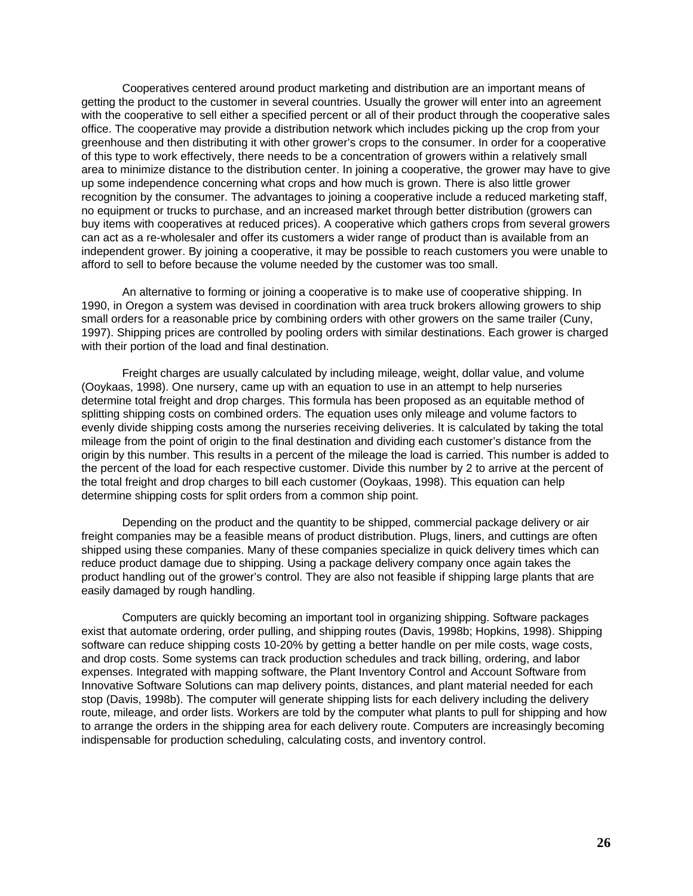Cooperatives centered around product marketing and distribution are an important means of getting the product to the customer in several countries. Usually the grower will enter into an agreement with the cooperative to sell either a specified percent or all of their product through the cooperative sales office. The cooperative may provide a distribution network which includes picking up the crop from your greenhouse and then distributing it with other grower's crops to the consumer. In order for a cooperative of this type to work effectively, there needs to be a concentration of growers within a relatively small area to minimize distance to the distribution center. In joining a cooperative, the grower may have to give up some independence concerning what crops and how much is grown. There is also little grower recognition by the consumer. The advantages to joining a cooperative include a reduced marketing staff, no equipment or trucks to purchase, and an increased market through better distribution (growers can buy items with cooperatives at reduced prices). A cooperative which gathers crops from several growers can act as a re-wholesaler and offer its customers a wider range of product than is available from an independent grower. By joining a cooperative, it may be possible to reach customers you were unable to afford to sell to before because the volume needed by the customer was too small.

An alternative to forming or joining a cooperative is to make use of cooperative shipping. In 1990, in Oregon a system was devised in coordination with area truck brokers allowing growers to ship small orders for a reasonable price by combining orders with other growers on the same trailer (Cuny, 1997). Shipping prices are controlled by pooling orders with similar destinations. Each grower is charged with their portion of the load and final destination.

Freight charges are usually calculated by including mileage, weight, dollar value, and volume (Ooykaas, 1998). One nursery, came up with an equation to use in an attempt to help nurseries determine total freight and drop charges. This formula has been proposed as an equitable method of splitting shipping costs on combined orders. The equation uses only mileage and volume factors to evenly divide shipping costs among the nurseries receiving deliveries. It is calculated by taking the total mileage from the point of origin to the final destination and dividing each customer's distance from the origin by this number. This results in a percent of the mileage the load is carried. This number is added to the percent of the load for each respective customer. Divide this number by 2 to arrive at the percent of the total freight and drop charges to bill each customer (Ooykaas, 1998). This equation can help determine shipping costs for split orders from a common ship point.

Depending on the product and the quantity to be shipped, commercial package delivery or air freight companies may be a feasible means of product distribution. Plugs, liners, and cuttings are often shipped using these companies. Many of these companies specialize in quick delivery times which can reduce product damage due to shipping. Using a package delivery company once again takes the product handling out of the grower's control. They are also not feasible if shipping large plants that are easily damaged by rough handling.

Computers are quickly becoming an important tool in organizing shipping. Software packages exist that automate ordering, order pulling, and shipping routes (Davis, 1998b; Hopkins, 1998). Shipping software can reduce shipping costs 10-20% by getting a better handle on per mile costs, wage costs, and drop costs. Some systems can track production schedules and track billing, ordering, and labor expenses. Integrated with mapping software, the Plant Inventory Control and Account Software from Innovative Software Solutions can map delivery points, distances, and plant material needed for each stop (Davis, 1998b). The computer will generate shipping lists for each delivery including the delivery route, mileage, and order lists. Workers are told by the computer what plants to pull for shipping and how to arrange the orders in the shipping area for each delivery route. Computers are increasingly becoming indispensable for production scheduling, calculating costs, and inventory control.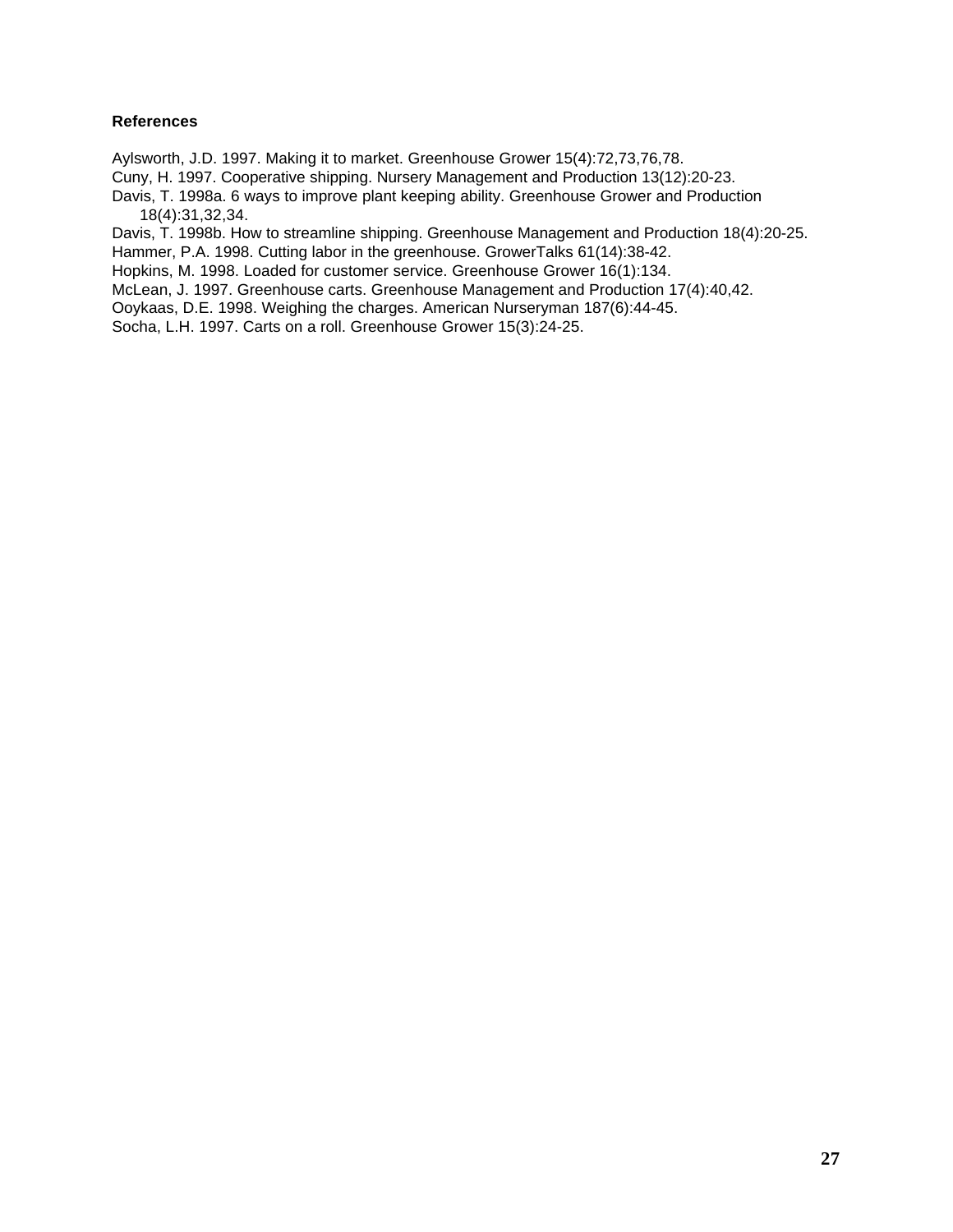**References**

Aylsworth, J.D. 1997. Making it to market. Greenhouse Grower 15(4):72,73,76,78.

Cuny, H. 1997. Cooperative shipping. Nursery Management and Production 13(12):20-23.

Davis, T. 1998a. 6 ways to improve plant keeping ability. Greenhouse Grower and Production 18(4):31,32,34.

Davis, T. 1998b. How to streamline shipping. Greenhouse Management and Production 18(4):20-25.

Hammer, P.A. 1998. Cutting labor in the greenhouse. GrowerTalks 61(14):38-42.

Hopkins, M. 1998. Loaded for customer service. Greenhouse Grower 16(1):134.

McLean, J. 1997. Greenhouse carts. Greenhouse Management and Production 17(4):40,42.

Ooykaas, D.E. 1998. Weighing the charges. American Nurseryman 187(6):44-45.

Socha, L.H. 1997. Carts on a roll. Greenhouse Grower 15(3):24-25.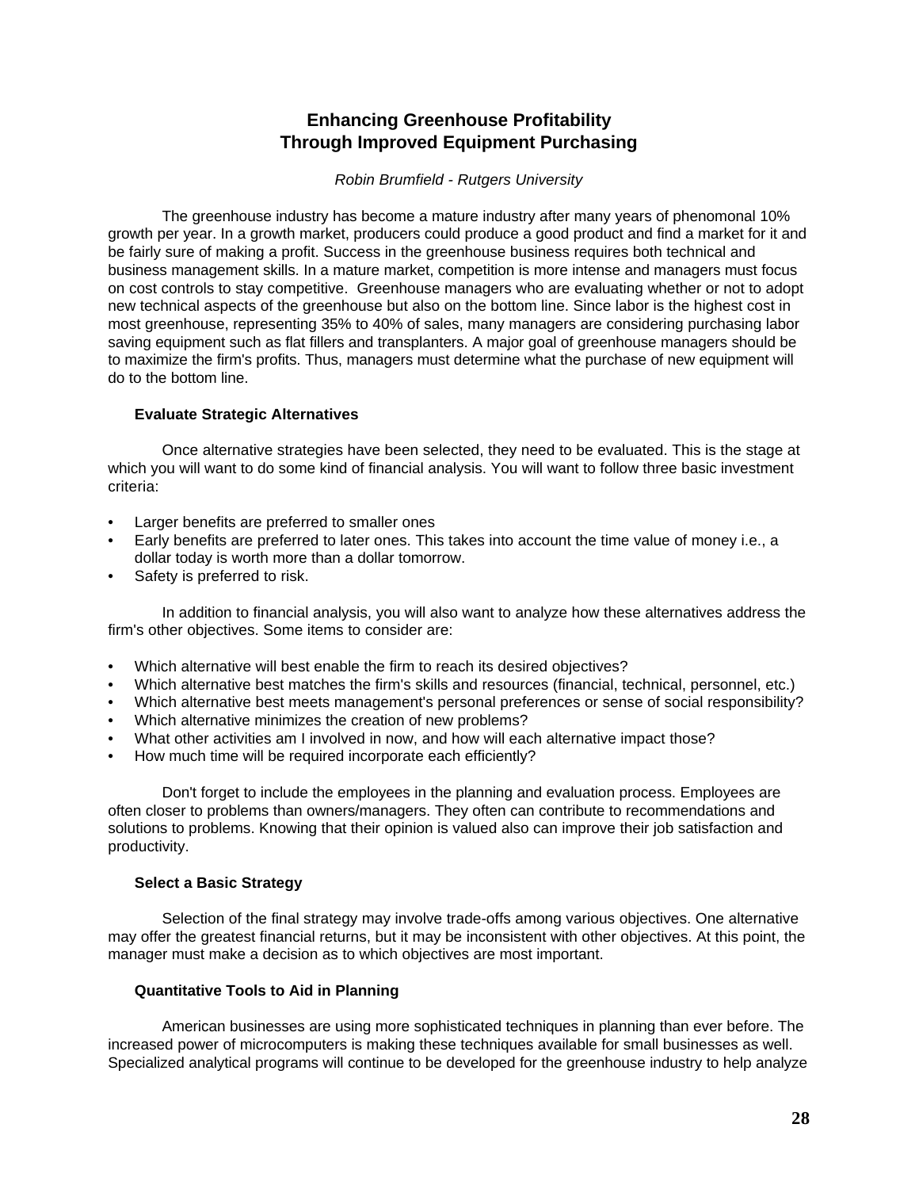# Enhancing Greenhouse Profitability Through Improved Equipment Purchasing

*Robin Brumfield - Rutgers University*

The greenhouse industry has become a mature industry after many years of phenomonal 10% growth per year. In a growth market, producers could produce a good product and find a market for it and be fairly sure of making a profit. Success in the greenhouse business requires both technical and business management skills. In a mature market, competition is more intense and managers must focus on cost controls to stay competitive. Greenhouse managers who are evaluating whether or not to adopt new technical aspects of the greenhouse but also on the bottom line. Since labor is the highest cost in most greenhouse, representing 35% to 40% of sales, many managers are considering purchasing labor saving equipment such as flat fillers and transplanters. A major goal of greenhouse managers should be to maximize the firm's profits. Thus, managers must determine what the purchase of new equipment will do to the bottom line.

### Evaluate Strategic Alternatives

Once alternative strategies have been selected, they need to be evaluated. This is the stage at which you will want to do some kind of financial analysis. You will want to follow three basic investment criteria:

- Larger benefits are preferred to smaller ones
- Early benefits are preferred to later ones. This takes into account the time value of money i.e., a dollar today is worth more than a dollar tomorrow.
- Safety is preferred to risk.

In addition to financial analysis, you will also want to analyze how these alternatives address the firm's other objectives. Some items to consider are:

- Which alternative will best enable the firm to reach its desired objectives?
- Which alternative best matches the firm's skills and resources (financial, technical, personnel, etc.)
- Which alternative best meets management's personal preferences or sense of social responsibility?
- Which alternative minimizes the creation of new problems?
- What other activities am I involved in now, and how will each alternative impact those?
- How much time will be required incorporate each efficiently?

Don't forget to include the employees in the planning and evaluation process. Employees are often closer to problems than owners/managers. They often can contribute to recommendations and solutions to problems. Knowing that their opinion is valued also can improve their job satisfaction and productivity.

### Select a Basic Strategy

Selection of the final strategy may involve trade-offs among various objectives. One alternative may offer the greatest financial returns, but it may be inconsistent with other objectives. At this point, the manager must make a decision as to which objectives are most important.

### Quantitative Tools to Aid in Planning

American businesses are using more sophisticated techniques in planning than ever before. The increased power of microcomputers is making these techniques available for small businesses as well. Specialized analytical programs will continue to be developed for the greenhouse industry to help analyze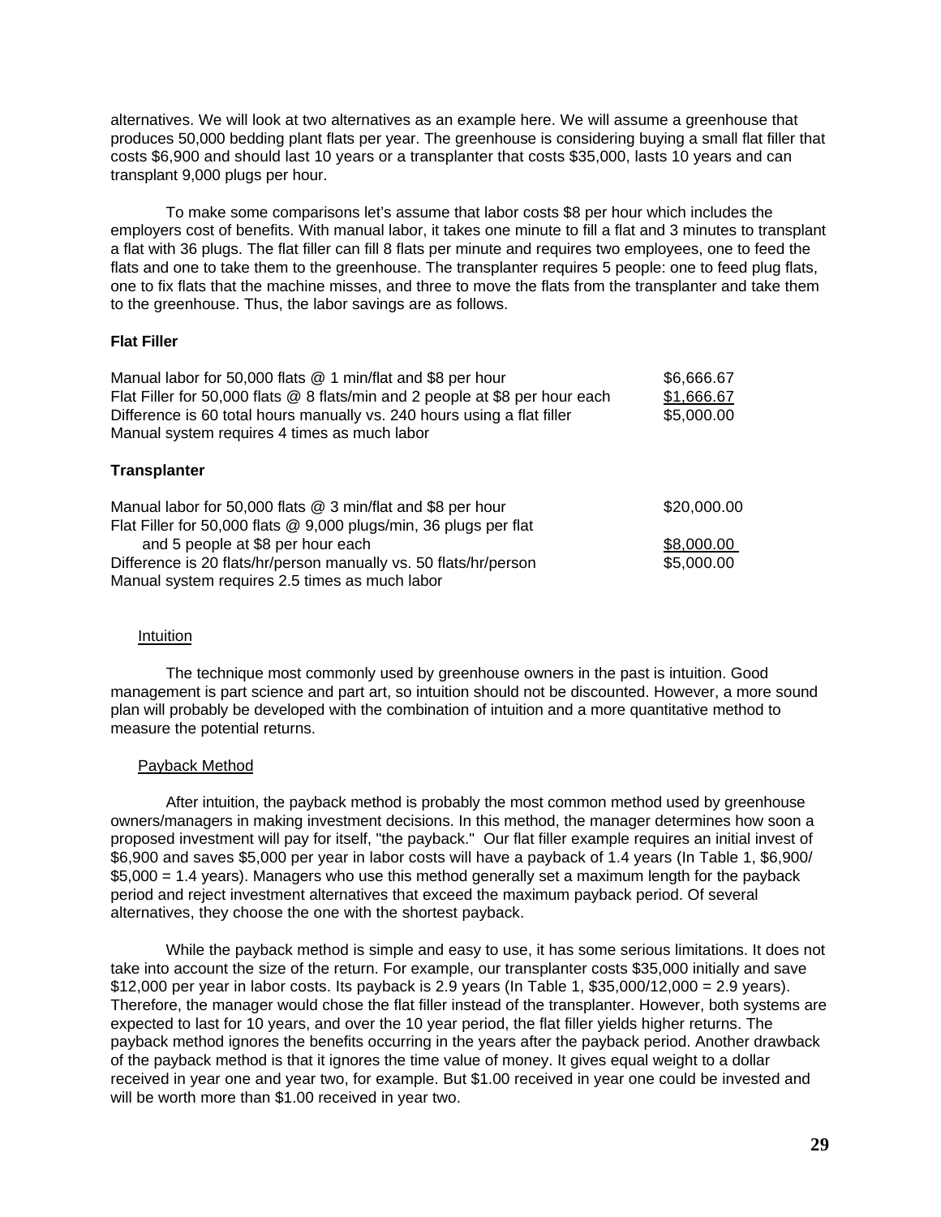alternatives. We will look at two alternatives as an example here. We will assume a greenhouse that produces 50,000 bedding plant flats per year. The greenhouse is considering buying a small flat filler that costs $6,900 and should last 10 years or a transplanter that costs $35,000, lasts 10 years and can transplant 9,000 plugs per hour.

To make some comparisons let's assume that labor costs $8 per hour which includes the employers cost of benefits. With manual labor, it takes one minute to fill a flat and 3 minutes to transplant a flat with 36 plugs. The flat filler can fill 8 flats per minute and requires two employees, one to feed the flats and one to take them to the greenhouse. The transplanter requires 5 people: one to feed plug flats, one to fix flats that the machine misses, and three to move the flats from the transplanter and take them to the greenhouse. Thus, the labor savings are as follows.

**Flat Filler**

| | |
|---|---|
| Manual labor for 50,000 flats @ 1 min/flat and $8 per hour | $6,666.67 |
| Flat Filler for 50,000 flats @ 8 flats/min and 2 people at $8 per hour each | <u>$1,666.67</u> |
| Difference is 60 total hours manually vs. 240 hours using a flat filler | $5,000.00 |
| Manual system requires 4 times as much labor | |

**Transplanter**

| | |
|---|---|
| Manual labor for 50,000 flats @ 3 min/flat and $8 per hour | $20,000.00 |
| Flat Filler for 50,000 flats @ 9,000 plugs/min, 36 plugs per flat and 5 people at $8 per hour each | <u>$8,000.00</u> |
| Difference is 20 flats/hr/person manually vs. 50 flats/hr/person | $5,000.00 |
| Manual system requires 2.5 times as much labor | |

<u>Intuition</u>

The technique most commonly used by greenhouse owners in the past is intuition. Good management is part science and part art, so intuition should not be discounted. However, a more sound plan will probably be developed with the combination of intuition and a more quantitative method to measure the potential returns.

<u>Payback Method</u>

After intuition, the payback method is probably the most common method used by greenhouse owners/managers in making investment decisions. In this method, the manager determines how soon a proposed investment will pay for itself, "the payback." Our flat filler example requires an initial invest of $6,900 and saves $5,000 per year in labor costs will have a payback of 1.4 years (In Table 1, $6,900/ $5,000 = 1.4 years). Managers who use this method generally set a maximum length for the payback period and reject investment alternatives that exceed the maximum payback period. Of several alternatives, they choose the one with the shortest payback.

While the payback method is simple and easy to use, it has some serious limitations. It does not take into account the size of the return. For example, our transplanter costs $35,000 initially and save $12,000 per year in labor costs. Its payback is 2.9 years (In Table 1, $35,000/12,000 = 2.9 years). Therefore, the manager would chose the flat filler instead of the transplanter. However, both systems are expected to last for 10 years, and over the 10 year period, the flat filler yields higher returns. The payback method ignores the benefits occurring in the years after the payback period. Another drawback of the payback method is that it ignores the time value of money. It gives equal weight to a dollar received in year one and year two, for example. But $1.00 received in year one could be invested and will be worth more than $1.00 received in year two.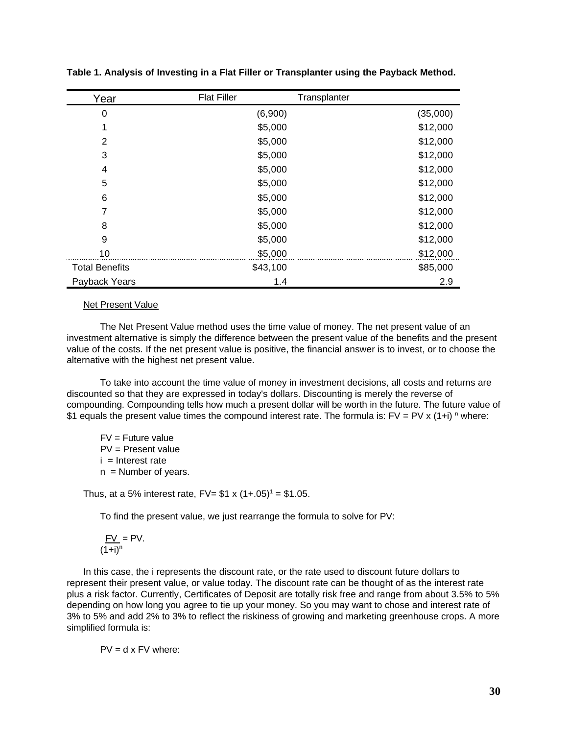**Table 1. Analysis of Investing in a Flat Filler or Transplanter using the Payback Method.**

| Year | Flat Filler | Transplanter |
|---|---|---|
| 0 | (6,900) | (35,000) |
| 1 | $5,000 | $12,000 |
| 2 | $5,000 | $12,000 |
| 3 | $5,000 | $12,000 |
| 4 | $5,000 | $12,000 |
| 5 | $5,000 | $12,000 |
| 6 | $5,000 | $12,000 |
| 7 | $5,000 | $12,000 |
| 8 | $5,000 | $12,000 |
| 9 | $5,000 | $12,000 |
| 10 | $5,000 | $12,000 |
| Total Benefits | $43,100 | $85,000 |
| Payback Years | 1.4 | 2.9 |

Net Present Value

The Net Present Value method uses the time value of money. The net present value of an investment alternative is simply the difference between the present value of the benefits and the present value of the costs. If the net present value is positive, the financial answer is to invest, or to choose the alternative with the highest net present value.

To take into account the time value of money in investment decisions, all costs and returns are discounted so that they are expressed in today's dollars. Discounting is merely the reverse of compounding. Compounding tells how much a present dollar will be worth in the future. The future value of \$1 equals the present value times the compound interest rate. The formula is: $FV = PV \times (1+i)^n$ where:

FV = Future value
PV = Present value
i = Interest rate
n = Number of years.

Thus, at a 5% interest rate, $FV = \$1 \times (1+.05)^1 = \$1.05$.

To find the present value, we just rearrange the formula to solve for PV:

$$\frac{FV}{(1+i)^n} = PV.$$

In this case, the i represents the discount rate, or the rate used to discount future dollars to represent their present value, or value today. The discount rate can be thought of as the interest rate plus a risk factor. Currently, Certificates of Deposit are totally risk free and range from about 3.5% to 5% depending on how long you agree to tie up your money. So you may want to chose and interest rate of 3% to 5% and add 2% to 3% to reflect the riskiness of growing and marketing greenhouse crops. A more simplified formula is:

$PV = d \times FV$ where: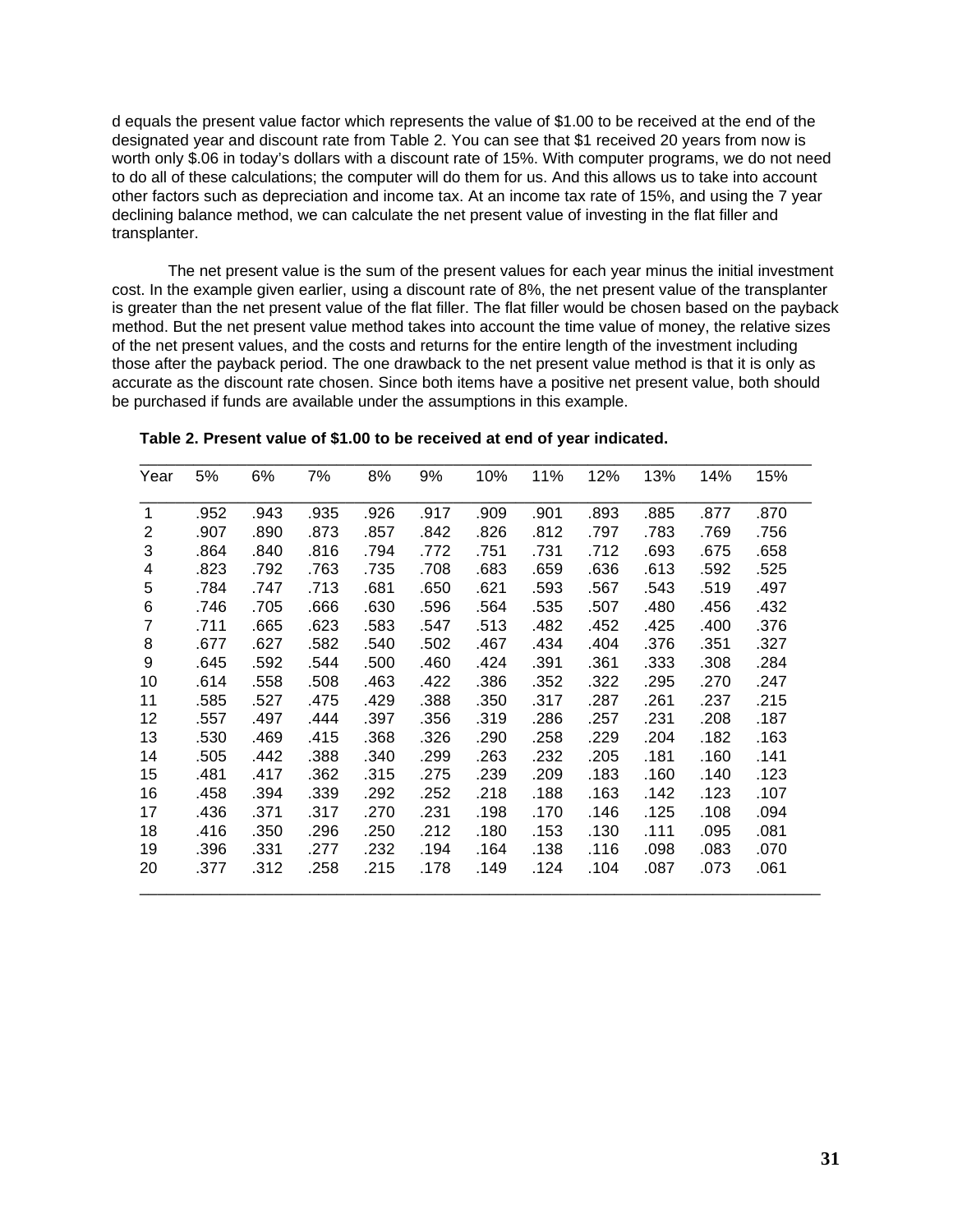d equals the present value factor which represents the value of $1.00 to be received at the end of the designated year and discount rate from Table 2. You can see that $1 received 20 years from now is worth only $.06 in today's dollars with a discount rate of 15%. With computer programs, we do not need to do all of these calculations; the computer will do them for us. And this allows us to take into account other factors such as depreciation and income tax. At an income tax rate of 15%, and using the 7 year declining balance method, we can calculate the net present value of investing in the flat filler and transplanter.

The net present value is the sum of the present values for each year minus the initial investment cost. In the example given earlier, using a discount rate of 8%, the net present value of the transplanter is greater than the net present value of the flat filler. The flat filler would be chosen based on the payback method. But the net present value method takes into account the time value of money, the relative sizes of the net present values, and the costs and returns for the entire length of the investment including those after the payback period. The one drawback to the net present value method is that it is only as accurate as the discount rate chosen. Since both items have a positive net present value, both should be purchased if funds are available under the assumptions in this example.

**Table 2. Present value of $1.00 to be received at end of year indicated.**

| Year | 5% | 6% | 7% | 8% | 9% | 10% | 11% | 12% | 13% | 14% | 15% |
|---|---|---|---|---|---|---|---|---|---|---|---|
| 1 | .952 | .943 | .935 | .926 | .917 | .909 | .901 | .893 | .885 | .877 | .870 |
| 2 | .907 | .890 | .873 | .857 | .842 | .826 | .812 | .797 | .783 | .769 | .756 |
| 3 | .864 | .840 | .816 | .794 | .772 | .751 | .731 | .712 | .693 | .675 | .658 |
| 4 | .823 | .792 | .763 | .735 | .708 | .683 | .659 | .636 | .613 | .592 | .525 |
| 5 | .784 | .747 | .713 | .681 | .650 | .621 | .593 | .567 | .543 | .519 | .497 |
| 6 | .746 | .705 | .666 | .630 | .596 | .564 | .535 | .507 | .480 | .456 | .432 |
| 7 | .711 | .665 | .623 | .583 | .547 | .513 | .482 | .452 | .425 | .400 | .376 |
| 8 | .677 | .627 | .582 | .540 | .502 | .467 | .434 | .404 | .376 | .351 | .327 |
| 9 | .645 | .592 | .544 | .500 | .460 | .424 | .391 | .361 | .333 | .308 | .284 |
| 10 | .614 | .558 | .508 | .463 | .422 | .386 | .352 | .322 | .295 | .270 | .247 |
| 11 | .585 | .527 | .475 | .429 | .388 | .350 | .317 | .287 | .261 | .237 | .215 |
| 12 | .557 | .497 | .444 | .397 | .356 | .319 | .286 | .257 | .231 | .208 | .187 |
| 13 | .530 | .469 | .415 | .368 | .326 | .290 | .258 | .229 | .204 | .182 | .163 |
| 14 | .505 | .442 | .388 | .340 | .299 | .263 | .232 | .205 | .181 | .160 | .141 |
| 15 | .481 | .417 | .362 | .315 | .275 | .239 | .209 | .183 | .160 | .140 | .123 |
| 16 | .458 | .394 | .339 | .292 | .252 | .218 | .188 | .163 | .142 | .123 | .107 |
| 17 | .436 | .371 | .317 | .270 | .231 | .198 | .170 | .146 | .125 | .108 | .094 |
| 18 | .416 | .350 | .296 | .250 | .212 | .180 | .153 | .130 | .111 | .095 | .081 |
| 19 | .396 | .331 | .277 | .232 | .194 | .164 | .138 | .116 | .098 | .083 | .070 |
| 20 | .377 | .312 | .258 | .215 | .178 | .149 | .124 | .104 | .087 | .073 | .061 |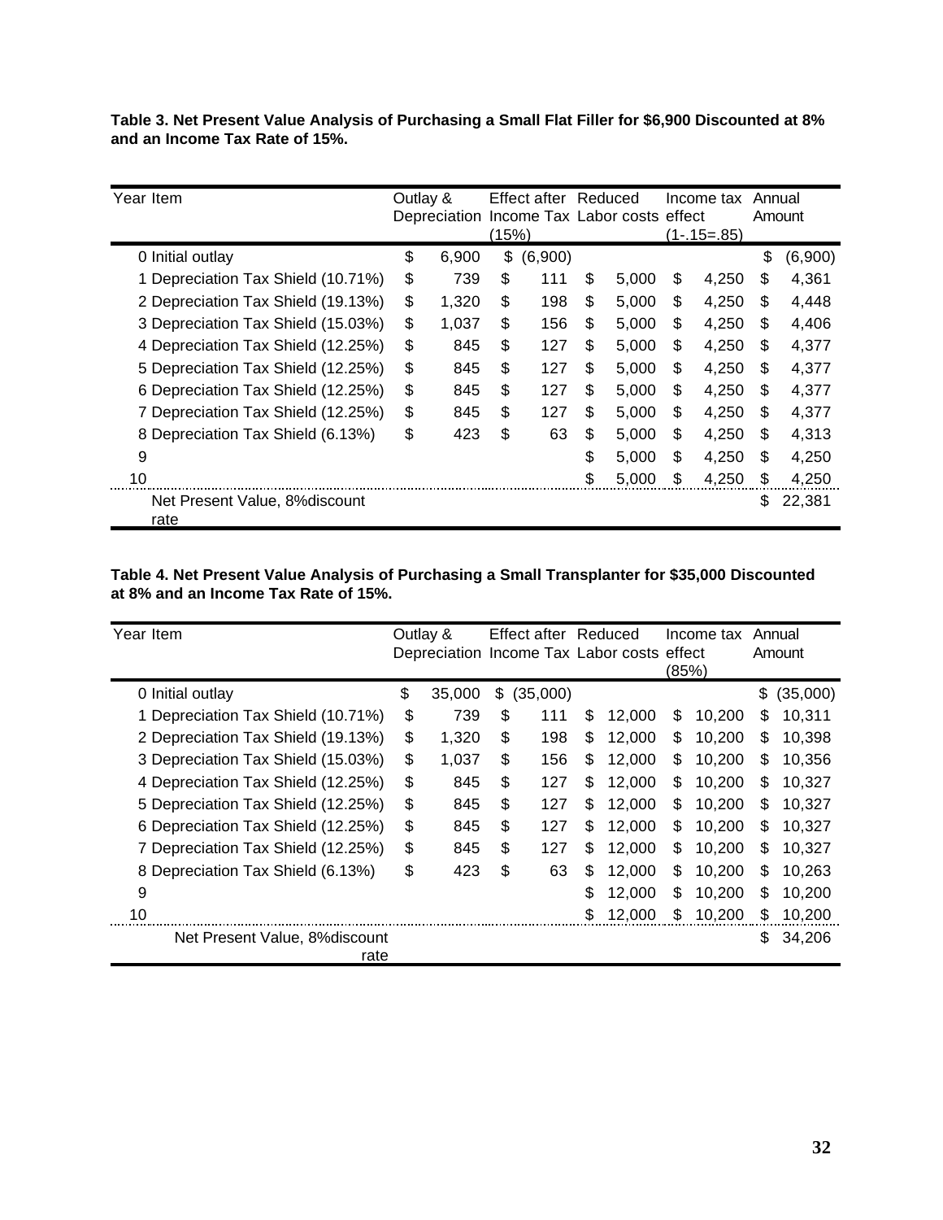**Table 3. Net Present Value Analysis of Purchasing a Small Flat Filler for $6,900 Discounted at 8% and an Income Tax Rate of 15%.**

| Year | Item | Outlay & Depreciation | Effect after Income Tax (15%) | Reduced Labor costs | Income tax effect (1-.15=.85) | Annual Amount |
|---|---|---|---|---|---|---|
| 0 | Initial outlay | $ 6,900 | $ (6,900) | | | $ (6,900) |
| 1 | Depreciation Tax Shield (10.71%) | $ 739 | $ 111 | $ 5,000 | $ 4,250 | $ 4,361 |
| 2 | Depreciation Tax Shield (19.13%) | $ 1,320 | $ 198 | $ 5,000 | $ 4,250 | $ 4,448 |
| 3 | Depreciation Tax Shield (15.03%) | $ 1,037 | $ 156 | $ 5,000 | $ 4,250 | $ 4,406 |
| 4 | Depreciation Tax Shield (12.25%) | $ 845 | $ 127 | $ 5,000 | $ 4,250 | $ 4,377 |
| 5 | Depreciation Tax Shield (12.25%) | $ 845 | $ 127 | $ 5,000 | $ 4,250 | $ 4,377 |
| 6 | Depreciation Tax Shield (12.25%) | $ 845 | $ 127 | $ 5,000 | $ 4,250 | $ 4,377 |
| 7 | Depreciation Tax Shield (12.25%) | $ 845 | $ 127 | $ 5,000 | $ 4,250 | $ 4,377 |
| 8 | Depreciation Tax Shield (6.13%) | $ 423 | $ 63 | $ 5,000 | $ 4,250 | $ 4,313 |
| 9 | | | | $ 5,000 | $ 4,250 | $ 4,250 |
| 10 | | | | $ 5,000 | $ 4,250 | $ 4,250 |
| | Net Present Value, 8%discount rate | | | | | $ 22,381 |

**Table 4. Net Present Value Analysis of Purchasing a Small Transplanter for $35,000 Discounted at 8% and an Income Tax Rate of 15%.**

| Year | Item | Outlay & Depreciation | Effect after Income Tax | Reduced Labor costs | Income tax effect (85%) | Annual Amount |
|---|---|---|---|---|---|---|
| 0 | Initial outlay | $ 35,000 | $ (35,000) | | | $ (35,000) |
| 1 | Depreciation Tax Shield (10.71%) | $ 739 | $ 111 | $ 12,000 | $ 10,200 | $ 10,311 |
| 2 | Depreciation Tax Shield (19.13%) | $ 1,320 | $ 198 | $ 12,000 | $ 10,200 | $ 10,398 |
| 3 | Depreciation Tax Shield (15.03%) | $ 1,037 | $ 156 | $ 12,000 | $ 10,200 | $ 10,356 |
| 4 | Depreciation Tax Shield (12.25%) | $ 845 | $ 127 | $ 12,000 | $ 10,200 | $ 10,327 |
| 5 | Depreciation Tax Shield (12.25%) | $ 845 | $ 127 | $ 12,000 | $ 10,200 | $ 10,327 |
| 6 | Depreciation Tax Shield (12.25%) | $ 845 | $ 127 | $ 12,000 | $ 10,200 | $ 10,327 |
| 7 | Depreciation Tax Shield (12.25%) | $ 845 | $ 127 | $ 12,000 | $ 10,200 | $ 10,327 |
| 8 | Depreciation Tax Shield (6.13%) | $ 423 | $ 63 | $ 12,000 | $ 10,200 | $ 10,263 |
| 9 | | | | $ 12,000 | $ 10,200 | $ 10,200 |
| 10 | | | | $ 12,000 | $ 10,200 | $ 10,200 |
| | Net Present Value, 8%discount rate | | | | | $ 34,206 |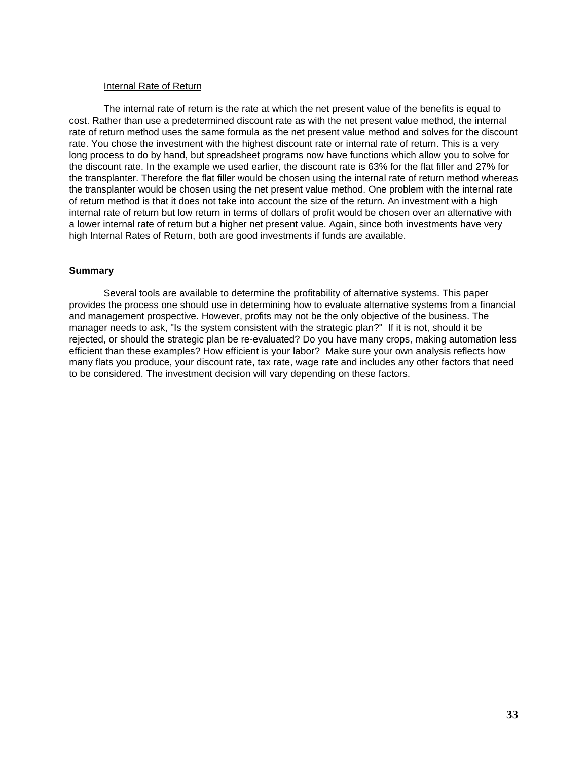<u>Internal Rate of Return</u>

The internal rate of return is the rate at which the net present value of the benefits is equal to cost. Rather than use a predetermined discount rate as with the net present value method, the internal rate of return method uses the same formula as the net present value method and solves for the discount rate. You chose the investment with the highest discount rate or internal rate of return. This is a very long process to do by hand, but spreadsheet programs now have functions which allow you to solve for the discount rate. In the example we used earlier, the discount rate is 63% for the flat filler and 27% for the transplanter. Therefore the flat filler would be chosen using the internal rate of return method whereas the transplanter would be chosen using the net present value method. One problem with the internal rate of return method is that it does not take into account the size of the return. An investment with a high internal rate of return but low return in terms of dollars of profit would be chosen over an alternative with a lower internal rate of return but a higher net present value. Again, since both investments have very high Internal Rates of Return, both are good investments if funds are available.

## Summary

Several tools are available to determine the profitability of alternative systems. This paper provides the process one should use in determining how to evaluate alternative systems from a financial and management prospective. However, profits may not be the only objective of the business. The manager needs to ask, "Is the system consistent with the strategic plan?" If it is not, should it be rejected, or should the strategic plan be re-evaluated? Do you have many crops, making automation less efficient than these examples? How efficient is your labor? Make sure your own analysis reflects how many flats you produce, your discount rate, tax rate, wage rate and includes any other factors that need to be considered. The investment decision will vary depending on these factors.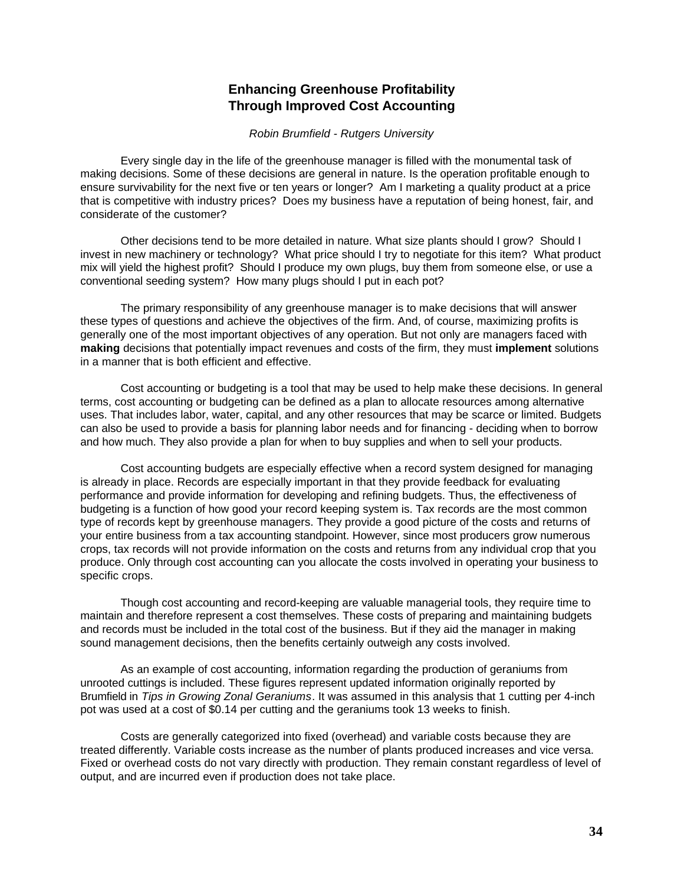## Enhancing Greenhouse Profitability Through Improved Cost Accounting

*Robin Brumfield - Rutgers University*

Every single day in the life of the greenhouse manager is filled with the monumental task of making decisions. Some of these decisions are general in nature. Is the operation profitable enough to ensure survivability for the next five or ten years or longer? Am I marketing a quality product at a price that is competitive with industry prices? Does my business have a reputation of being honest, fair, and considerate of the customer?

Other decisions tend to be more detailed in nature. What size plants should I grow? Should I invest in new machinery or technology? What price should I try to negotiate for this item? What product mix will yield the highest profit? Should I produce my own plugs, buy them from someone else, or use a conventional seeding system? How many plugs should I put in each pot?

The primary responsibility of any greenhouse manager is to make decisions that will answer these types of questions and achieve the objectives of the firm. And, of course, maximizing profits is generally one of the most important objectives of any operation. But not only are managers faced with **making** decisions that potentially impact revenues and costs of the firm, they must **implement** solutions in a manner that is both efficient and effective.

Cost accounting or budgeting is a tool that may be used to help make these decisions. In general terms, cost accounting or budgeting can be defined as a plan to allocate resources among alternative uses. That includes labor, water, capital, and any other resources that may be scarce or limited. Budgets can also be used to provide a basis for planning labor needs and for financing - deciding when to borrow and how much. They also provide a plan for when to buy supplies and when to sell your products.

Cost accounting budgets are especially effective when a record system designed for managing is already in place. Records are especially important in that they provide feedback for evaluating performance and provide information for developing and refining budgets. Thus, the effectiveness of budgeting is a function of how good your record keeping system is. Tax records are the most common type of records kept by greenhouse managers. They provide a good picture of the costs and returns of your entire business from a tax accounting standpoint. However, since most producers grow numerous crops, tax records will not provide information on the costs and returns from any individual crop that you produce. Only through cost accounting can you allocate the costs involved in operating your business to specific crops.

Though cost accounting and record-keeping are valuable managerial tools, they require time to maintain and therefore represent a cost themselves. These costs of preparing and maintaining budgets and records must be included in the total cost of the business. But if they aid the manager in making sound management decisions, then the benefits certainly outweigh any costs involved.

As an example of cost accounting, information regarding the production of geraniums from unrooted cuttings is included. These figures represent updated information originally reported by Brumfield in *Tips in Growing Zonal Geraniums*. It was assumed in this analysis that 1 cutting per 4-inch pot was used at a cost of $0.14 per cutting and the geraniums took 13 weeks to finish.

Costs are generally categorized into fixed (overhead) and variable costs because they are treated differently. Variable costs increase as the number of plants produced increases and vice versa. Fixed or overhead costs do not vary directly with production. They remain constant regardless of level of output, and are incurred even if production does not take place.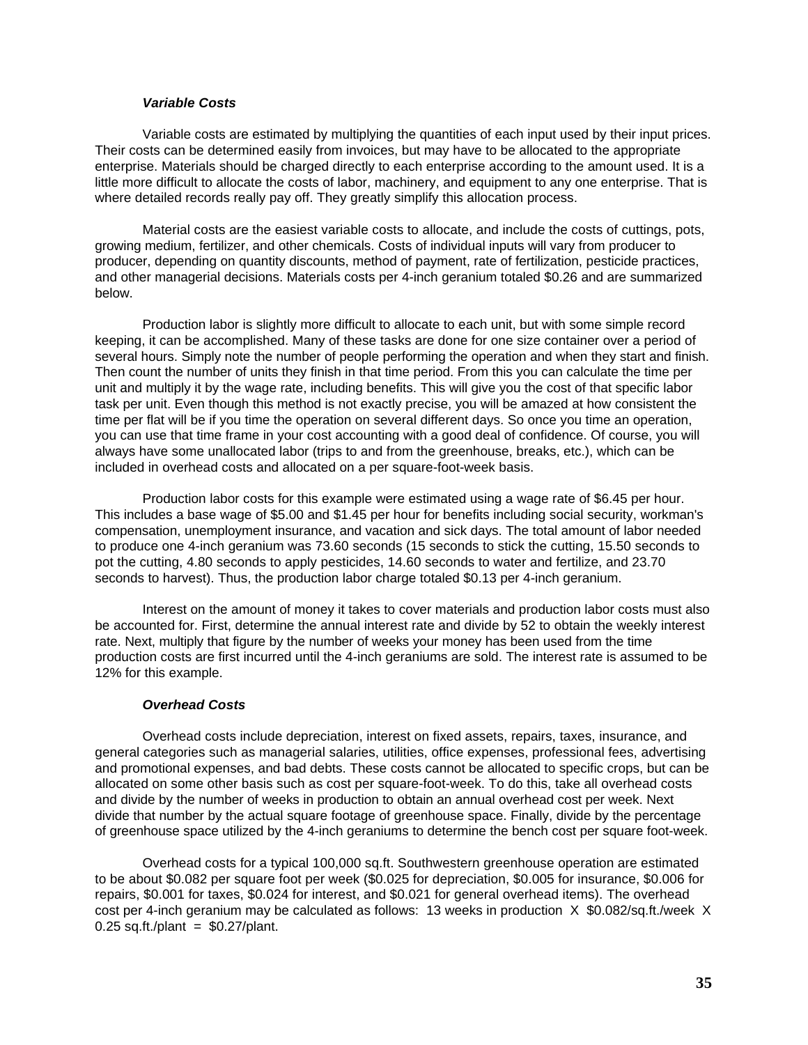### *Variable Costs*

Variable costs are estimated by multiplying the quantities of each input used by their input prices. Their costs can be determined easily from invoices, but may have to be allocated to the appropriate enterprise. Materials should be charged directly to each enterprise according to the amount used. It is a little more difficult to allocate the costs of labor, machinery, and equipment to any one enterprise. That is where detailed records really pay off. They greatly simplify this allocation process.

Material costs are the easiest variable costs to allocate, and include the costs of cuttings, pots, growing medium, fertilizer, and other chemicals. Costs of individual inputs will vary from producer to producer, depending on quantity discounts, method of payment, rate of fertilization, pesticide practices, and other managerial decisions. Materials costs per 4-inch geranium totaled $0.26 and are summarized below.

Production labor is slightly more difficult to allocate to each unit, but with some simple record keeping, it can be accomplished. Many of these tasks are done for one size container over a period of several hours. Simply note the number of people performing the operation and when they start and finish. Then count the number of units they finish in that time period. From this you can calculate the time per unit and multiply it by the wage rate, including benefits. This will give you the cost of that specific labor task per unit. Even though this method is not exactly precise, you will be amazed at how consistent the time per flat will be if you time the operation on several different days. So once you time an operation, you can use that time frame in your cost accounting with a good deal of confidence. Of course, you will always have some unallocated labor (trips to and from the greenhouse, breaks, etc.), which can be included in overhead costs and allocated on a per square-foot-week basis.

Production labor costs for this example were estimated using a wage rate of $6.45 per hour. This includes a base wage of $5.00 and $1.45 per hour for benefits including social security, workman's compensation, unemployment insurance, and vacation and sick days. The total amount of labor needed to produce one 4-inch geranium was 73.60 seconds (15 seconds to stick the cutting, 15.50 seconds to pot the cutting, 4.80 seconds to apply pesticides, 14.60 seconds to water and fertilize, and 23.70 seconds to harvest). Thus, the production labor charge totaled $0.13 per 4-inch geranium.

Interest on the amount of money it takes to cover materials and production labor costs must also be accounted for. First, determine the annual interest rate and divide by 52 to obtain the weekly interest rate. Next, multiply that figure by the number of weeks your money has been used from the time production costs are first incurred until the 4-inch geraniums are sold. The interest rate is assumed to be 12% for this example.

### *Overhead Costs*

Overhead costs include depreciation, interest on fixed assets, repairs, taxes, insurance, and general categories such as managerial salaries, utilities, office expenses, professional fees, advertising and promotional expenses, and bad debts. These costs cannot be allocated to specific crops, but can be allocated on some other basis such as cost per square-foot-week. To do this, take all overhead costs and divide by the number of weeks in production to obtain an annual overhead cost per week. Next divide that number by the actual square footage of greenhouse space. Finally, divide by the percentage of greenhouse space utilized by the 4-inch geraniums to determine the bench cost per square foot-week.

Overhead costs for a typical 100,000 sq.ft. Southwestern greenhouse operation are estimated to be about $0.082 per square foot per week ($0.025 for depreciation, $0.005 for insurance, $0.006 for repairs, $0.001 for taxes, $0.024 for interest, and $0.021 for general overhead items). The overhead cost per 4-inch geranium may be calculated as follows: 13 weeks in production X $0.082/sq.ft./week X 0.25 sq.ft./plant = $0.27/plant.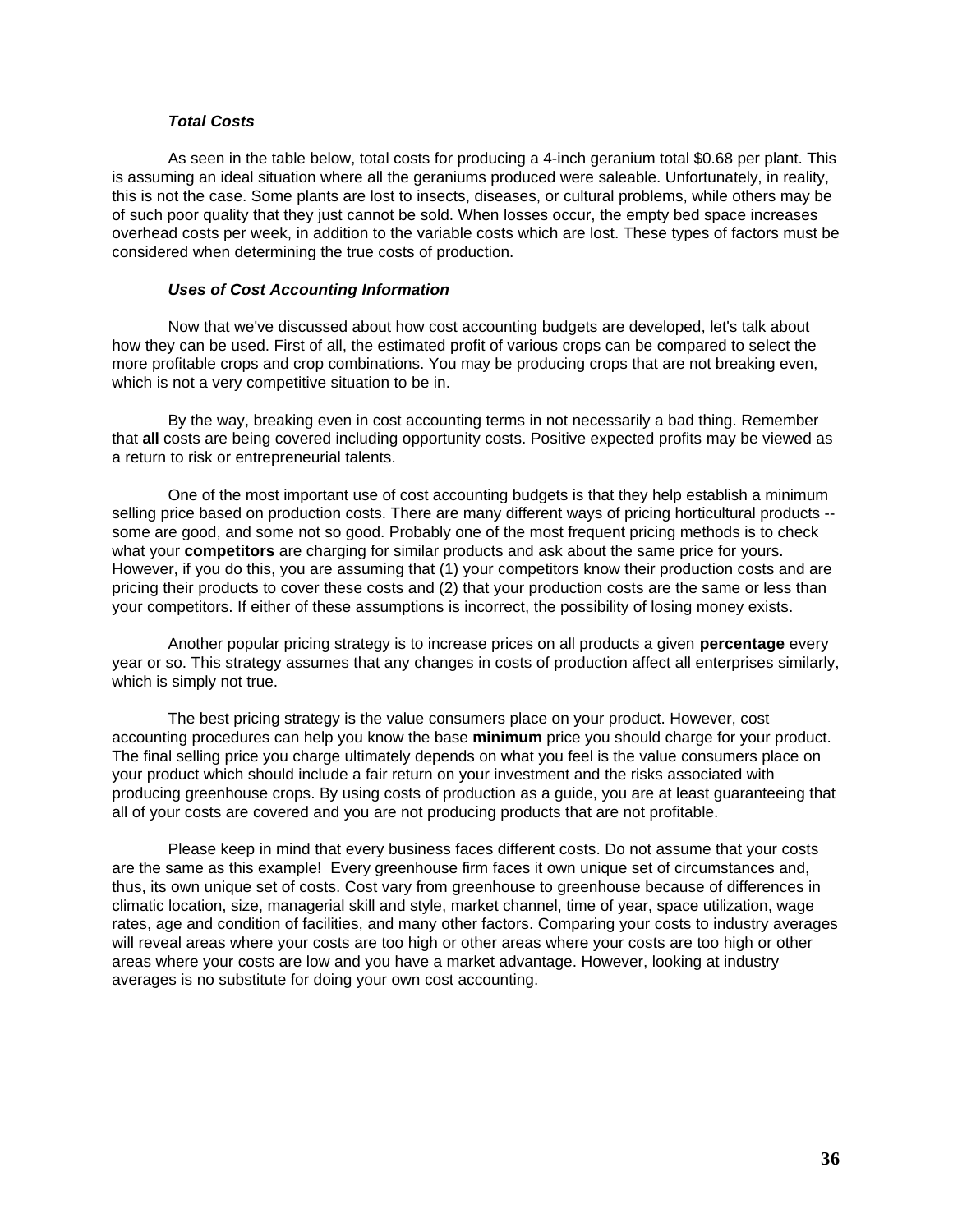### *Total Costs*

As seen in the table below, total costs for producing a 4-inch geranium total $0.68 per plant. This is assuming an ideal situation where all the geraniums produced were saleable. Unfortunately, in reality, this is not the case. Some plants are lost to insects, diseases, or cultural problems, while others may be of such poor quality that they just cannot be sold. When losses occur, the empty bed space increases overhead costs per week, in addition to the variable costs which are lost. These types of factors must be considered when determining the true costs of production.

### *Uses of Cost Accounting Information*

Now that we've discussed about how cost accounting budgets are developed, let's talk about how they can be used. First of all, the estimated profit of various crops can be compared to select the more profitable crops and crop combinations. You may be producing crops that are not breaking even, which is not a very competitive situation to be in.

By the way, breaking even in cost accounting terms in not necessarily a bad thing. Remember that **all** costs are being covered including opportunity costs. Positive expected profits may be viewed as a return to risk or entrepreneurial talents.

One of the most important use of cost accounting budgets is that they help establish a minimum selling price based on production costs. There are many different ways of pricing horticultural products -- some are good, and some not so good. Probably one of the most frequent pricing methods is to check what your **competitors** are charging for similar products and ask about the same price for yours. However, if you do this, you are assuming that (1) your competitors know their production costs and are pricing their products to cover these costs and (2) that your production costs are the same or less than your competitors. If either of these assumptions is incorrect, the possibility of losing money exists.

Another popular pricing strategy is to increase prices on all products a given **percentage** every year or so. This strategy assumes that any changes in costs of production affect all enterprises similarly, which is simply not true.

The best pricing strategy is the value consumers place on your product. However, cost accounting procedures can help you know the base **minimum** price you should charge for your product. The final selling price you charge ultimately depends on what you feel is the value consumers place on your product which should include a fair return on your investment and the risks associated with producing greenhouse crops. By using costs of production as a guide, you are at least guaranteeing that all of your costs are covered and you are not producing products that are not profitable.

Please keep in mind that every business faces different costs. Do not assume that your costs are the same as this example! Every greenhouse firm faces it own unique set of circumstances and, thus, its own unique set of costs. Cost vary from greenhouse to greenhouse because of differences in climatic location, size, managerial skill and style, market channel, time of year, space utilization, wage rates, age and condition of facilities, and many other factors. Comparing your costs to industry averages will reveal areas where your costs are too high or other areas where your costs are too high or other areas where your costs are low and you have a market advantage. However, looking at industry averages is no substitute for doing your own cost accounting.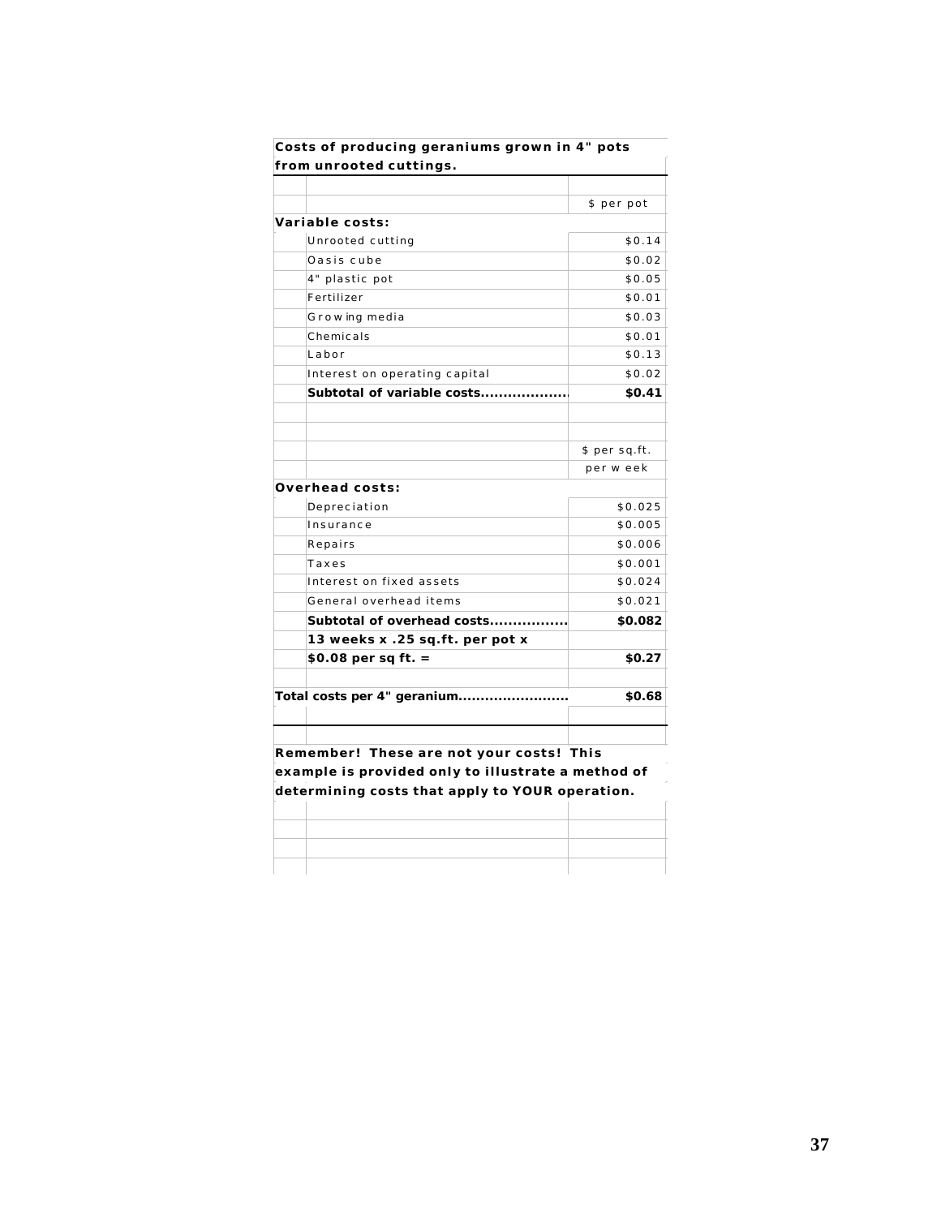**Costs of producing geraniums grown in 4" pots from unrooted cuttings.**

| | $ per pot |
|---|---|
| **Variable costs:** | |
| Unrooted cutting | $0.14 |
| Oasis cube | $0.02 |
| 4" plastic pot | $0.05 |
| Fertilizer | $0.01 |
| Growing media | $0.03 |
| Chemicals | $0.01 |
| Labor | $0.13 |
| Interest on operating capital | $0.02 |
| **Subtotal of variable costs....................** | **$0.41** |
| | |
| | $ per sq.ft. per week |
| **Overhead costs:** | |
| Depreciation | $0.025 |
| Insurance | $0.005 |
| Repairs | $0.006 |
| Taxes | $0.001 |
| Interest on fixed assets | $0.024 |
| General overhead items | $0.021 |
| **Subtotal of overhead costs.................** | **$0.082** |
| **13 weeks x .25 sq.ft. per pot x $0.08 per sq ft. =** | **$0.27** |
| | |
| **Total costs per 4" geranium........................** | **$0.68** |

**Remember! These are not your costs! This example is provided only to illustrate a method of determining costs that apply to YOUR operation.**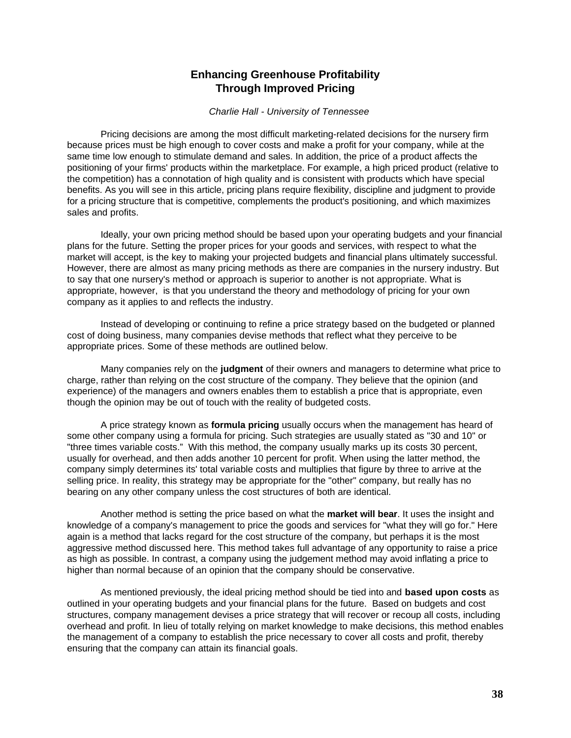# Enhancing Greenhouse Profitability Through Improved Pricing

*Charlie Hall - University of Tennessee*

Pricing decisions are among the most difficult marketing-related decisions for the nursery firm because prices must be high enough to cover costs and make a profit for your company, while at the same time low enough to stimulate demand and sales. In addition, the price of a product affects the positioning of your firms' products within the marketplace. For example, a high priced product (relative to the competition) has a connotation of high quality and is consistent with products which have special benefits. As you will see in this article, pricing plans require flexibility, discipline and judgment to provide for a pricing structure that is competitive, complements the product's positioning, and which maximizes sales and profits.

Ideally, your own pricing method should be based upon your operating budgets and your financial plans for the future. Setting the proper prices for your goods and services, with respect to what the market will accept, is the key to making your projected budgets and financial plans ultimately successful. However, there are almost as many pricing methods as there are companies in the nursery industry. But to say that one nursery's method or approach is superior to another is not appropriate. What is appropriate, however, is that you understand the theory and methodology of pricing for your own company as it applies to and reflects the industry.

Instead of developing or continuing to refine a price strategy based on the budgeted or planned cost of doing business, many companies devise methods that reflect what they perceive to be appropriate prices. Some of these methods are outlined below.

Many companies rely on the **judgment** of their owners and managers to determine what price to charge, rather than relying on the cost structure of the company. They believe that the opinion (and experience) of the managers and owners enables them to establish a price that is appropriate, even though the opinion may be out of touch with the reality of budgeted costs.

A price strategy known as **formula pricing** usually occurs when the management has heard of some other company using a formula for pricing. Such strategies are usually stated as "30 and 10" or "three times variable costs." With this method, the company usually marks up its costs 30 percent, usually for overhead, and then adds another 10 percent for profit. When using the latter method, the company simply determines its' total variable costs and multiplies that figure by three to arrive at the selling price. In reality, this strategy may be appropriate for the "other" company, but really has no bearing on any other company unless the cost structures of both are identical.

Another method is setting the price based on what the **market will bear**. It uses the insight and knowledge of a company's management to price the goods and services for "what they will go for." Here again is a method that lacks regard for the cost structure of the company, but perhaps it is the most aggressive method discussed here. This method takes full advantage of any opportunity to raise a price as high as possible. In contrast, a company using the judgement method may avoid inflating a price to higher than normal because of an opinion that the company should be conservative.

As mentioned previously, the ideal pricing method should be tied into and **based upon costs** as outlined in your operating budgets and your financial plans for the future. Based on budgets and cost structures, company management devises a price strategy that will recover or recoup all costs, including overhead and profit. In lieu of totally relying on market knowledge to make decisions, this method enables the management of a company to establish the price necessary to cover all costs and profit, thereby ensuring that the company can attain its financial goals.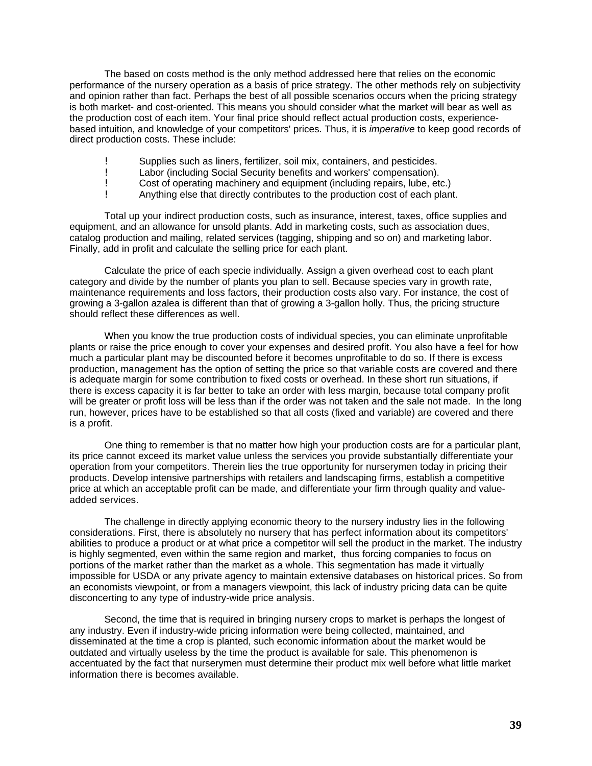The based on costs method is the only method addressed here that relies on the economic performance of the nursery operation as a basis of price strategy. The other methods rely on subjectivity and opinion rather than fact. Perhaps the best of all possible scenarios occurs when the pricing strategy is both market- and cost-oriented. This means you should consider what the market will bear as well as the production cost of each item. Your final price should reflect actual production costs, experience-based intuition, and knowledge of your competitors' prices. Thus, it is *imperative* to keep good records of direct production costs. These include:

- Supplies such as liners, fertilizer, soil mix, containers, and pesticides.
- Labor (including Social Security benefits and workers' compensation).
- Cost of operating machinery and equipment (including repairs, lube, etc.)
- Anything else that directly contributes to the production cost of each plant.

Total up your indirect production costs, such as insurance, interest, taxes, office supplies and equipment, and an allowance for unsold plants. Add in marketing costs, such as association dues, catalog production and mailing, related services (tagging, shipping and so on) and marketing labor. Finally, add in profit and calculate the selling price for each plant.

Calculate the price of each specie individually. Assign a given overhead cost to each plant category and divide by the number of plants you plan to sell. Because species vary in growth rate, maintenance requirements and loss factors, their production costs also vary. For instance, the cost of growing a 3-gallon azalea is different than that of growing a 3-gallon holly. Thus, the pricing structure should reflect these differences as well.

When you know the true production costs of individual species, you can eliminate unprofitable plants or raise the price enough to cover your expenses and desired profit. You also have a feel for how much a particular plant may be discounted before it becomes unprofitable to do so. If there is excess production, management has the option of setting the price so that variable costs are covered and there is adequate margin for some contribution to fixed costs or overhead. In these short run situations, if there is excess capacity it is far better to take an order with less margin, because total company profit will be greater or profit loss will be less than if the order was not taken and the sale not made. In the long run, however, prices have to be established so that all costs (fixed and variable) are covered and there is a profit.

One thing to remember is that no matter how high your production costs are for a particular plant, its price cannot exceed its market value unless the services you provide substantially differentiate your operation from your competitors. Therein lies the true opportunity for nurserymen today in pricing their products. Develop intensive partnerships with retailers and landscaping firms, establish a competitive price at which an acceptable profit can be made, and differentiate your firm through quality and value-added services.

The challenge in directly applying economic theory to the nursery industry lies in the following considerations. First, there is absolutely no nursery that has perfect information about its competitors' abilities to produce a product or at what price a competitor will sell the product in the market. The industry is highly segmented, even within the same region and market, thus forcing companies to focus on portions of the market rather than the market as a whole. This segmentation has made it virtually impossible for USDA or any private agency to maintain extensive databases on historical prices. So from an economists viewpoint, or from a managers viewpoint, this lack of industry pricing data can be quite disconcerting to any type of industry-wide price analysis.

Second, the time that is required in bringing nursery crops to market is perhaps the longest of any industry. Even if industry-wide pricing information were being collected, maintained, and disseminated at the time a crop is planted, such economic information about the market would be outdated and virtually useless by the time the product is available for sale. This phenomenon is accentuated by the fact that nurserymen must determine their product mix well before what little market information there is becomes available.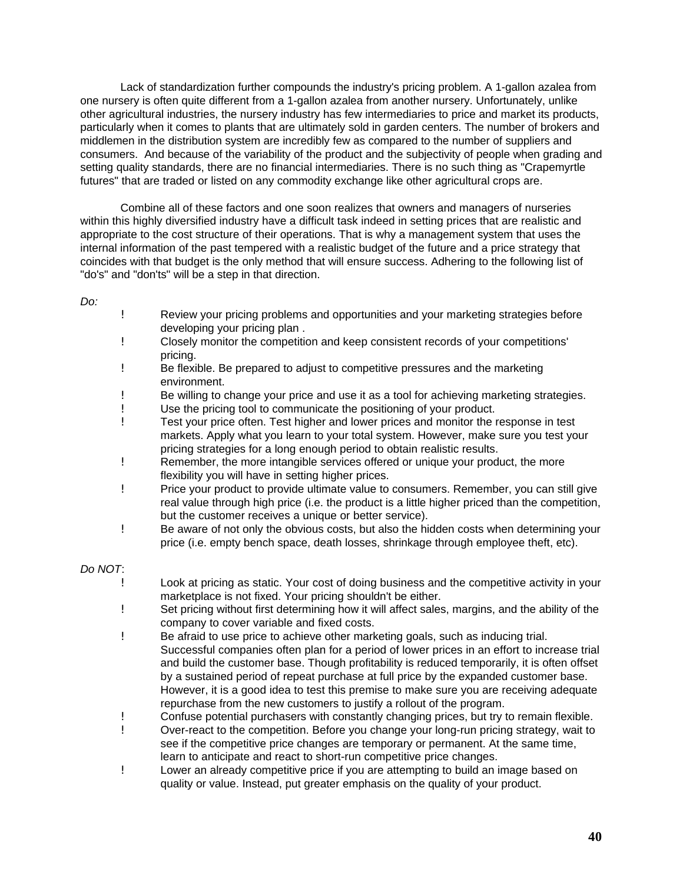Lack of standardization further compounds the industry's pricing problem. A 1-gallon azalea from one nursery is often quite different from a 1-gallon azalea from another nursery. Unfortunately, unlike other agricultural industries, the nursery industry has few intermediaries to price and market its products, particularly when it comes to plants that are ultimately sold in garden centers. The number of brokers and middlemen in the distribution system are incredibly few as compared to the number of suppliers and consumers. And because of the variability of the product and the subjectivity of people when grading and setting quality standards, there are no financial intermediaries. There is no such thing as "Crapemyrtle futures" that are traded or listed on any commodity exchange like other agricultural crops are.

Combine all of these factors and one soon realizes that owners and managers of nurseries within this highly diversified industry have a difficult task indeed in setting prices that are realistic and appropriate to the cost structure of their operations. That is why a management system that uses the internal information of the past tempered with a realistic budget of the future and a price strategy that coincides with that budget is the only method that will ensure success. Adhering to the following list of "do's" and "don'ts" will be a step in that direction.

*Do:*

- Review your pricing problems and opportunities and your marketing strategies before developing your pricing plan .
- Closely monitor the competition and keep consistent records of your competitions' pricing.
- Be flexible. Be prepared to adjust to competitive pressures and the marketing environment.
- Be willing to change your price and use it as a tool for achieving marketing strategies.
- Use the pricing tool to communicate the positioning of your product.
- Test your price often. Test higher and lower prices and monitor the response in test markets. Apply what you learn to your total system. However, make sure you test your pricing strategies for a long enough period to obtain realistic results.
- Remember, the more intangible services offered or unique your product, the more flexibility you will have in setting higher prices.
- Price your product to provide ultimate value to consumers. Remember, you can still give real value through high price (i.e. the product is a little higher priced than the competition, but the customer receives a unique or better service).
- Be aware of not only the obvious costs, but also the hidden costs when determining your price (i.e. empty bench space, death losses, shrinkage through employee theft, etc).

*Do NOT*:

- Look at pricing as static. Your cost of doing business and the competitive activity in your marketplace is not fixed. Your pricing shouldn't be either.
- Set pricing without first determining how it will affect sales, margins, and the ability of the company to cover variable and fixed costs.
- Be afraid to use price to achieve other marketing goals, such as inducing trial. Successful companies often plan for a period of lower prices in an effort to increase trial and build the customer base. Though profitability is reduced temporarily, it is often offset by a sustained period of repeat purchase at full price by the expanded customer base. However, it is a good idea to test this premise to make sure you are receiving adequate repurchase from the new customers to justify a rollout of the program.
- Confuse potential purchasers with constantly changing prices, but try to remain flexible.
- Over-react to the competition. Before you change your long-run pricing strategy, wait to see if the competitive price changes are temporary or permanent. At the same time, learn to anticipate and react to short-run competitive price changes.
- Lower an already competitive price if you are attempting to build an image based on quality or value. Instead, put greater emphasis on the quality of your product.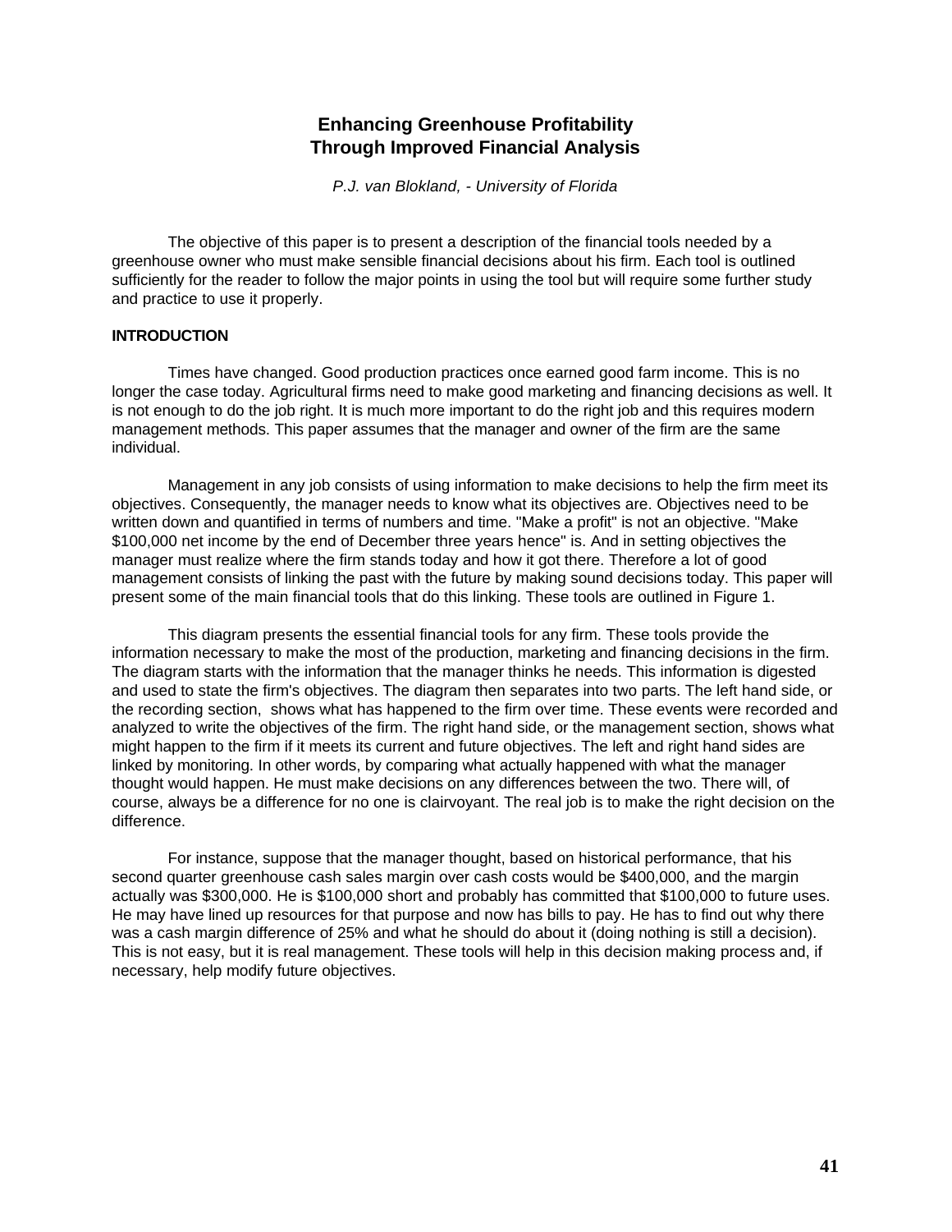# Enhancing Greenhouse Profitability Through Improved Financial Analysis

*P.J. van Blokland, - University of Florida*

The objective of this paper is to present a description of the financial tools needed by a greenhouse owner who must make sensible financial decisions about his firm. Each tool is outlined sufficiently for the reader to follow the major points in using the tool but will require some further study and practice to use it properly.

## INTRODUCTION

Times have changed. Good production practices once earned good farm income. This is no longer the case today. Agricultural firms need to make good marketing and financing decisions as well. It is not enough to do the job right. It is much more important to do the right job and this requires modern management methods. This paper assumes that the manager and owner of the firm are the same individual.

Management in any job consists of using information to make decisions to help the firm meet its objectives. Consequently, the manager needs to know what its objectives are. Objectives need to be written down and quantified in terms of numbers and time. "Make a profit" is not an objective. "Make $100,000 net income by the end of December three years hence" is. And in setting objectives the manager must realize where the firm stands today and how it got there. Therefore a lot of good management consists of linking the past with the future by making sound decisions today. This paper will present some of the main financial tools that do this linking. These tools are outlined in Figure 1.

This diagram presents the essential financial tools for any firm. These tools provide the information necessary to make the most of the production, marketing and financing decisions in the firm. The diagram starts with the information that the manager thinks he needs. This information is digested and used to state the firm's objectives. The diagram then separates into two parts. The left hand side, or the recording section, shows what has happened to the firm over time. These events were recorded and analyzed to write the objectives of the firm. The right hand side, or the management section, shows what might happen to the firm if it meets its current and future objectives. The left and right hand sides are linked by monitoring. In other words, by comparing what actually happened with what the manager thought would happen. He must make decisions on any differences between the two. There will, of course, always be a difference for no one is clairvoyant. The real job is to make the right decision on the difference.

For instance, suppose that the manager thought, based on historical performance, that his second quarter greenhouse cash sales margin over cash costs would be $400,000, and the margin actually was $300,000. He is $100,000 short and probably has committed that $100,000 to future uses. He may have lined up resources for that purpose and now has bills to pay. He has to find out why there was a cash margin difference of 25% and what he should do about it (doing nothing is still a decision). This is not easy, but it is real management. These tools will help in this decision making process and, if necessary, help modify future objectives.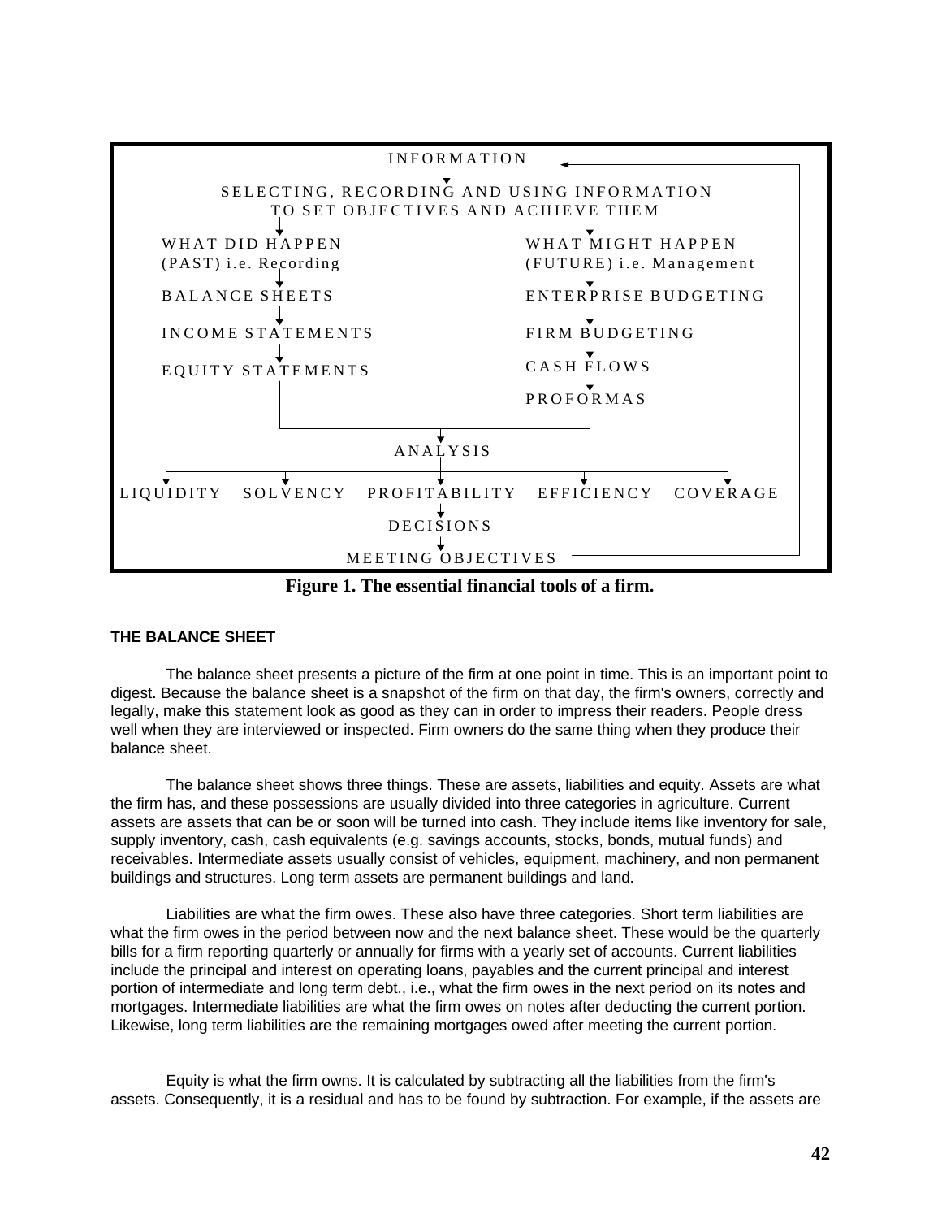```
                         INFORMATION  <-----------------------------------+
                              |                                           |
        SELECTING, RECORDING AND USING INFORMATION                        |
              TO SET OBJECTIVES AND ACHIEVE THEM                          |
                 |                              |                         |
WHAT DID HAPPEN                      WHAT MIGHT HAPPEN                    |
(PAST) i.e. Recording                (FUTURE) i.e. Management             |
                 |                              |                         |
BALANCE SHEETS                       ENTERPRISE BUDGETING                 |
                 |                              |                         |
INCOME STATEMENTS                    FIRM BUDGETING                       |
                 |                              |                         |
EQUITY STATEMENTS                    CASH FLOWS                           |
                 |                              |                         |
                 |                   PROFORMAS                            |
                 +-------------+----------------+                         |
                               |                                          |
                           ANALYSIS                                       |
                               |                                          |
LIQUIDITY   SOLVENCY   PROFITABILITY   EFFICIENCY   COVERAGE              |
                               |                                          |
                           DECISIONS                                      |
                               |                                          |
                      MEETING OBJECTIVES  --------------------------------+
```

**Figure 1. The essential financial tools of a firm.**

#### THE BALANCE SHEET

The balance sheet presents a picture of the firm at one point in time. This is an important point to digest. Because the balance sheet is a snapshot of the firm on that day, the firm's owners, correctly and legally, make this statement look as good as they can in order to impress their readers. People dress well when they are interviewed or inspected. Firm owners do the same thing when they produce their balance sheet.

The balance sheet shows three things. These are assets, liabilities and equity. Assets are what the firm has, and these possessions are usually divided into three categories in agriculture. Current assets are assets that can be or soon will be turned into cash. They include items like inventory for sale, supply inventory, cash, cash equivalents (e.g. savings accounts, stocks, bonds, mutual funds) and receivables. Intermediate assets usually consist of vehicles, equipment, machinery, and non permanent buildings and structures. Long term assets are permanent buildings and land.

Liabilities are what the firm owes. These also have three categories. Short term liabilities are what the firm owes in the period between now and the next balance sheet. These would be the quarterly bills for a firm reporting quarterly or annually for firms with a yearly set of accounts. Current liabilities include the principal and interest on operating loans, payables and the current principal and interest portion of intermediate and long term debt., i.e., what the firm owes in the next period on its notes and mortgages. Intermediate liabilities are what the firm owes on notes after deducting the current portion. Likewise, long term liabilities are the remaining mortgages owed after meeting the current portion.

Equity is what the firm owns. It is calculated by subtracting all the liabilities from the firm's assets. Consequently, it is a residual and has to be found by subtraction. For example, if the assets are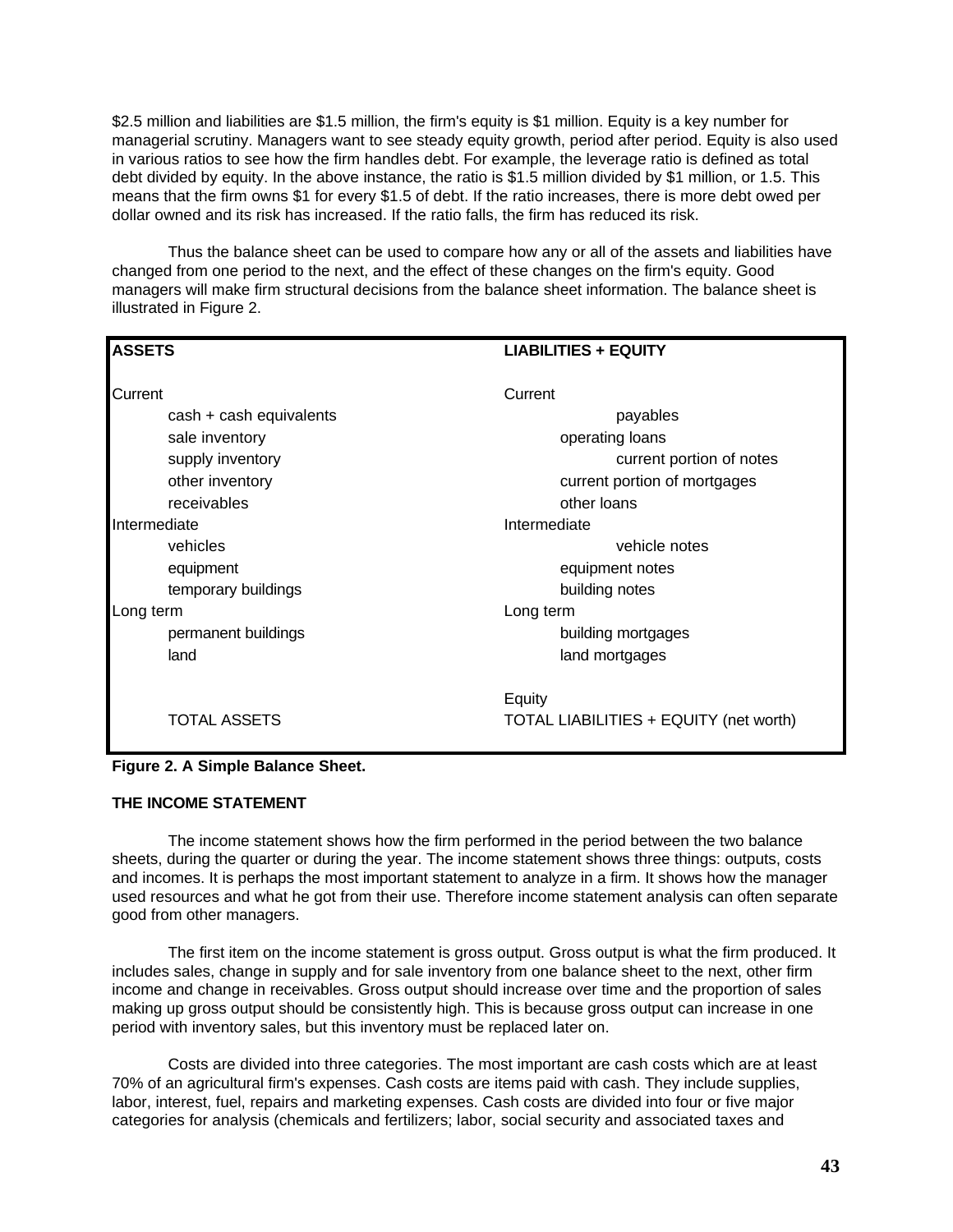$2.5 million and liabilities are $1.5 million, the firm's equity is $1 million. Equity is a key number for managerial scrutiny. Managers want to see steady equity growth, period after period. Equity is also used in various ratios to see how the firm handles debt. For example, the leverage ratio is defined as total debt divided by equity. In the above instance, the ratio is $1.5 million divided by $1 million, or 1.5. This means that the firm owns $1 for every $1.5 of debt. If the ratio increases, there is more debt owed per dollar owned and its risk has increased. If the ratio falls, the firm has reduced its risk.

Thus the balance sheet can be used to compare how any or all of the assets and liabilities have changed from one period to the next, and the effect of these changes on the firm's equity. Good managers will make firm structural decisions from the balance sheet information. The balance sheet is illustrated in Figure 2.

| **ASSETS** | **LIABILITIES + EQUITY** |
|---|---|
| Current | Current |
| cash + cash equivalents | payables |
| sale inventory | operating loans |
| supply inventory | current portion of notes |
| other inventory | current portion of mortgages |
| receivables | other loans |
| Intermediate | Intermediate |
| vehicles | vehicle notes |
| equipment | equipment notes |
| temporary buildings | building notes |
| Long term | Long term |
| permanent buildings | building mortgages |
| land | land mortgages |
| | Equity |
| TOTAL ASSETS | TOTAL LIABILITIES + EQUITY (net worth) |

**Figure 2. A Simple Balance Sheet.**

**THE INCOME STATEMENT**

The income statement shows how the firm performed in the period between the two balance sheets, during the quarter or during the year. The income statement shows three things: outputs, costs and incomes. It is perhaps the most important statement to analyze in a firm. It shows how the manager used resources and what he got from their use. Therefore income statement analysis can often separate good from other managers.

The first item on the income statement is gross output. Gross output is what the firm produced. It includes sales, change in supply and for sale inventory from one balance sheet to the next, other firm income and change in receivables. Gross output should increase over time and the proportion of sales making up gross output should be consistently high. This is because gross output can increase in one period with inventory sales, but this inventory must be replaced later on.

Costs are divided into three categories. The most important are cash costs which are at least 70% of an agricultural firm's expenses. Cash costs are items paid with cash. They include supplies, labor, interest, fuel, repairs and marketing expenses. Cash costs are divided into four or five major categories for analysis (chemicals and fertilizers; labor, social security and associated taxes and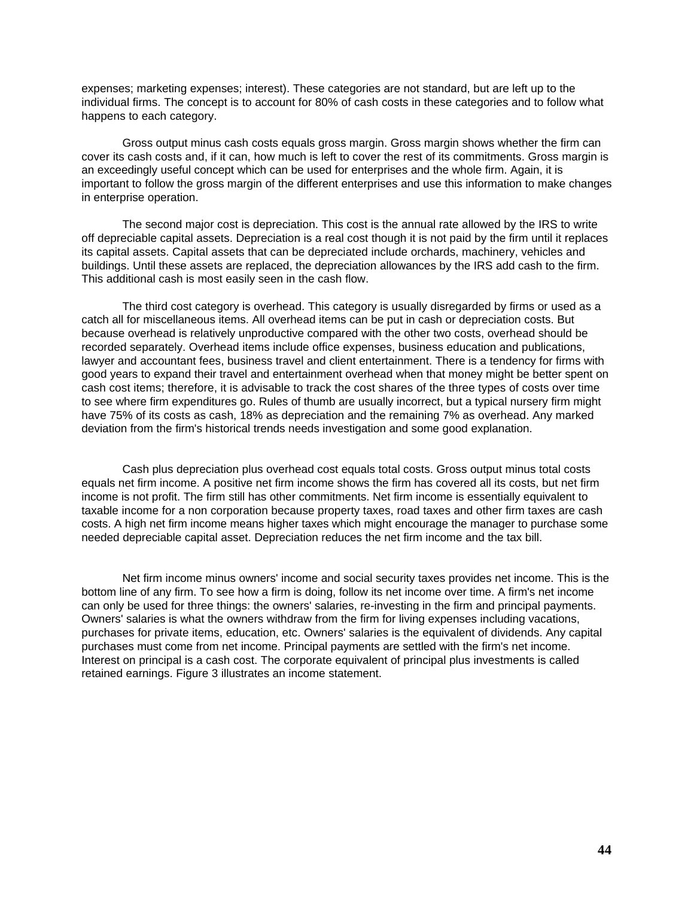expenses; marketing expenses; interest). These categories are not standard, but are left up to the individual firms. The concept is to account for 80% of cash costs in these categories and to follow what happens to each category.

Gross output minus cash costs equals gross margin. Gross margin shows whether the firm can cover its cash costs and, if it can, how much is left to cover the rest of its commitments. Gross margin is an exceedingly useful concept which can be used for enterprises and the whole firm. Again, it is important to follow the gross margin of the different enterprises and use this information to make changes in enterprise operation.

The second major cost is depreciation. This cost is the annual rate allowed by the IRS to write off depreciable capital assets. Depreciation is a real cost though it is not paid by the firm until it replaces its capital assets. Capital assets that can be depreciated include orchards, machinery, vehicles and buildings. Until these assets are replaced, the depreciation allowances by the IRS add cash to the firm. This additional cash is most easily seen in the cash flow.

The third cost category is overhead. This category is usually disregarded by firms or used as a catch all for miscellaneous items. All overhead items can be put in cash or depreciation costs. But because overhead is relatively unproductive compared with the other two costs, overhead should be recorded separately. Overhead items include office expenses, business education and publications, lawyer and accountant fees, business travel and client entertainment. There is a tendency for firms with good years to expand their travel and entertainment overhead when that money might be better spent on cash cost items; therefore, it is advisable to track the cost shares of the three types of costs over time to see where firm expenditures go. Rules of thumb are usually incorrect, but a typical nursery firm might have 75% of its costs as cash, 18% as depreciation and the remaining 7% as overhead. Any marked deviation from the firm's historical trends needs investigation and some good explanation.

Cash plus depreciation plus overhead cost equals total costs. Gross output minus total costs equals net firm income. A positive net firm income shows the firm has covered all its costs, but net firm income is not profit. The firm still has other commitments. Net firm income is essentially equivalent to taxable income for a non corporation because property taxes, road taxes and other firm taxes are cash costs. A high net firm income means higher taxes which might encourage the manager to purchase some needed depreciable capital asset. Depreciation reduces the net firm income and the tax bill.

Net firm income minus owners' income and social security taxes provides net income. This is the bottom line of any firm. To see how a firm is doing, follow its net income over time. A firm's net income can only be used for three things: the owners' salaries, re-investing in the firm and principal payments. Owners' salaries is what the owners withdraw from the firm for living expenses including vacations, purchases for private items, education, etc. Owners' salaries is the equivalent of dividends. Any capital purchases must come from net income. Principal payments are settled with the firm's net income. Interest on principal is a cash cost. The corporate equivalent of principal plus investments is called retained earnings. Figure 3 illustrates an income statement.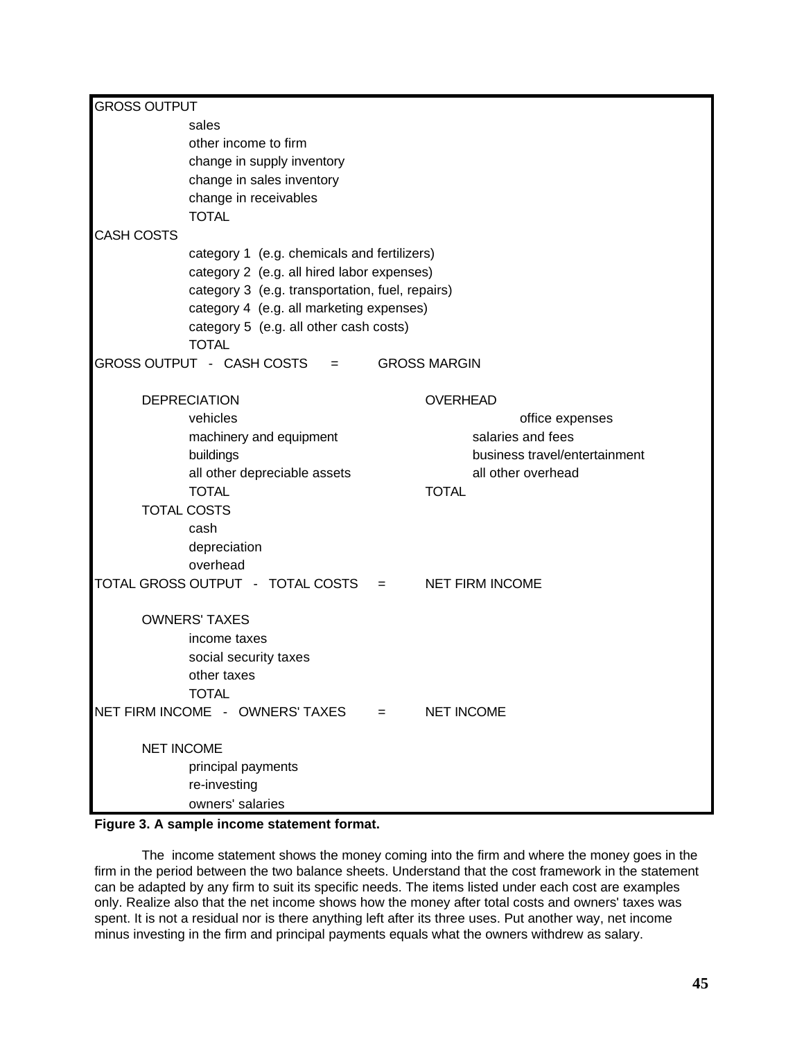GROSS OUTPUT
- sales
- other income to firm
- change in supply inventory
- change in sales inventory
- change in receivables
- TOTAL

CASH COSTS
- category 1 (e.g. chemicals and fertilizers)
- category 2 (e.g. all hired labor expenses)
- category 3 (e.g. transportation, fuel, repairs)
- category 4 (e.g. all marketing expenses)
- category 5 (e.g. all other cash costs)
- TOTAL

GROSS OUTPUT - CASH COSTS = GROSS MARGIN

DEPRECIATION
- vehicles
- machinery and equipment
- buildings
- all other depreciable assets
- TOTAL

OVERHEAD
- office expenses
- salaries and fees
- business travel/entertainment
- all other overhead
- TOTAL

TOTAL COSTS
- cash
- depreciation
- overhead

TOTAL GROSS OUTPUT - TOTAL COSTS = NET FIRM INCOME

OWNERS' TAXES
- income taxes
- social security taxes
- other taxes
- TOTAL

NET FIRM INCOME - OWNERS' TAXES = NET INCOME

NET INCOME
- principal payments
- re-investing
- owners' salaries

**Figure 3. A sample income statement format.**

The income statement shows the money coming into the firm and where the money goes in the firm in the period between the two balance sheets. Understand that the cost framework in the statement can be adapted by any firm to suit its specific needs. The items listed under each cost are examples only. Realize also that the net income shows how the money after total costs and owners' taxes was spent. It is not a residual nor is there anything left after its three uses. Put another way, net income minus investing in the firm and principal payments equals what the owners withdrew as salary.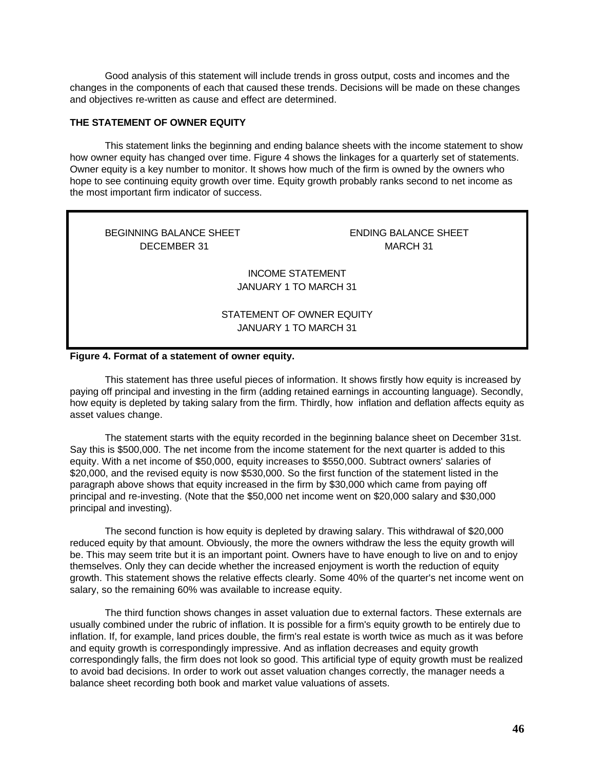Good analysis of this statement will include trends in gross output, costs and incomes and the changes in the components of each that caused these trends. Decisions will be made on these changes and objectives re-written as cause and effect are determined.

## THE STATEMENT OF OWNER EQUITY

This statement links the beginning and ending balance sheets with the income statement to show how owner equity has changed over time. Figure 4 shows the linkages for a quarterly set of statements. Owner equity is a key number to monitor. It shows how much of the firm is owned by the owners who hope to see continuing equity growth over time. Equity growth probably ranks second to net income as the most important firm indicator of success.

| BEGINNING BALANCE SHEET<br>DECEMBER 31 | ENDING BALANCE SHEET<br>MARCH 31 |
|---|---|
| INCOME STATEMENT<br>JANUARY 1 TO MARCH 31 | |
| STATEMENT OF OWNER EQUITY<br>JANUARY 1 TO MARCH 31 | |

**Figure 4. Format of a statement of owner equity.**

This statement has three useful pieces of information. It shows firstly how equity is increased by paying off principal and investing in the firm (adding retained earnings in accounting language). Secondly, how equity is depleted by taking salary from the firm. Thirdly, how inflation and deflation affects equity as asset values change.

The statement starts with the equity recorded in the beginning balance sheet on December 31st. Say this is $500,000. The net income from the income statement for the next quarter is added to this equity. With a net income of $50,000, equity increases to $550,000. Subtract owners' salaries of $20,000, and the revised equity is now $530,000. So the first function of the statement listed in the paragraph above shows that equity increased in the firm by $30,000 which came from paying off principal and re-investing. (Note that the $50,000 net income went on $20,000 salary and $30,000 principal and investing).

The second function is how equity is depleted by drawing salary. This withdrawal of $20,000 reduced equity by that amount. Obviously, the more the owners withdraw the less the equity growth will be. This may seem trite but it is an important point. Owners have to have enough to live on and to enjoy themselves. Only they can decide whether the increased enjoyment is worth the reduction of equity growth. This statement shows the relative effects clearly. Some 40% of the quarter's net income went on salary, so the remaining 60% was available to increase equity.

The third function shows changes in asset valuation due to external factors. These externals are usually combined under the rubric of inflation. It is possible for a firm's equity growth to be entirely due to inflation. If, for example, land prices double, the firm's real estate is worth twice as much as it was before and equity growth is correspondingly impressive. And as inflation decreases and equity growth correspondingly falls, the firm does not look so good. This artificial type of equity growth must be realized to avoid bad decisions. In order to work out asset valuation changes correctly, the manager needs a balance sheet recording both book and market value valuations of assets.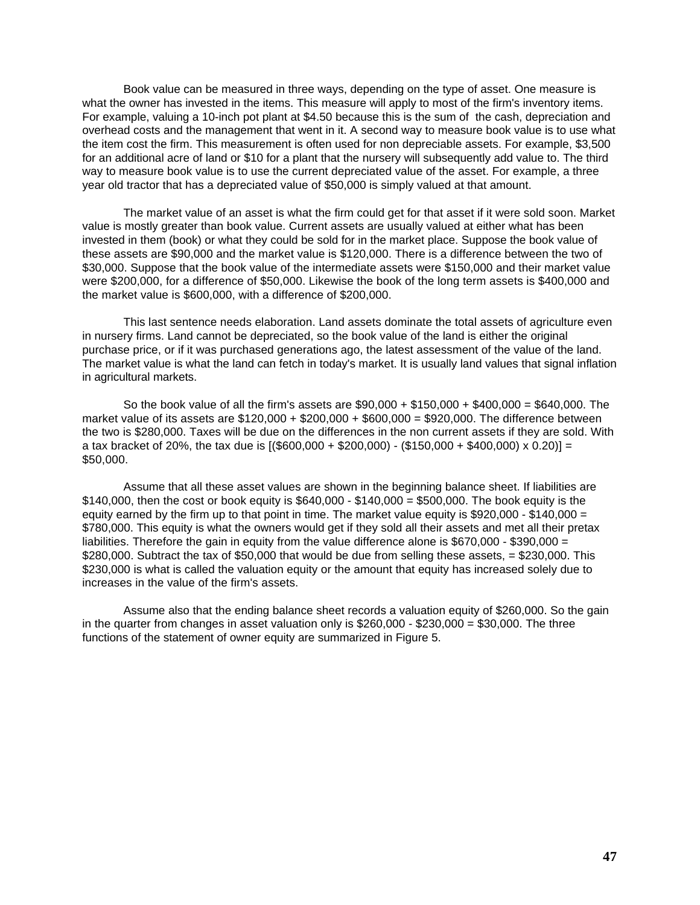Book value can be measured in three ways, depending on the type of asset. One measure is what the owner has invested in the items. This measure will apply to most of the firm's inventory items. For example, valuing a 10-inch pot plant at \$4.50 because this is the sum of the cash, depreciation and overhead costs and the management that went in it. A second way to measure book value is to use what the item cost the firm. This measurement is often used for non depreciable assets. For example, \$3,500 for an additional acre of land or \$10 for a plant that the nursery will subsequently add value to. The third way to measure book value is to use the current depreciated value of the asset. For example, a three year old tractor that has a depreciated value of \$50,000 is simply valued at that amount.

The market value of an asset is what the firm could get for that asset if it were sold soon. Market value is mostly greater than book value. Current assets are usually valued at either what has been invested in them (book) or what they could be sold for in the market place. Suppose the book value of these assets are \$90,000 and the market value is \$120,000. There is a difference between the two of \$30,000. Suppose that the book value of the intermediate assets were \$150,000 and their market value were \$200,000, for a difference of \$50,000. Likewise the book of the long term assets is \$400,000 and the market value is \$600,000, with a difference of \$200,000.

This last sentence needs elaboration. Land assets dominate the total assets of agriculture even in nursery firms. Land cannot be depreciated, so the book value of the land is either the original purchase price, or if it was purchased generations ago, the latest assessment of the value of the land. The market value is what the land can fetch in today's market. It is usually land values that signal inflation in agricultural markets.

So the book value of all the firm's assets are \$90,000 + \$150,000 + \$400,000 = \$640,000. The market value of its assets are \$120,000 + \$200,000 + \$600,000 = \$920,000. The difference between the two is \$280,000. Taxes will be due on the differences in the non current assets if they are sold. With a tax bracket of 20%, the tax due is [(\$600,000 + \$200,000) - (\$150,000 + \$400,000) x 0.20)] = \$50,000.

Assume that all these asset values are shown in the beginning balance sheet. If liabilities are \$140,000, then the cost or book equity is \$640,000 - \$140,000 = \$500,000. The book equity is the equity earned by the firm up to that point in time. The market value equity is \$920,000 - \$140,000 = \$780,000. This equity is what the owners would get if they sold all their assets and met all their pretax liabilities. Therefore the gain in equity from the value difference alone is \$670,000 - \$390,000 = \$280,000. Subtract the tax of \$50,000 that would be due from selling these assets, = \$230,000. This \$230,000 is what is called the valuation equity or the amount that equity has increased solely due to increases in the value of the firm's assets.

Assume also that the ending balance sheet records a valuation equity of \$260,000. So the gain in the quarter from changes in asset valuation only is \$260,000 - \$230,000 = \$30,000. The three functions of the statement of owner equity are summarized in Figure 5.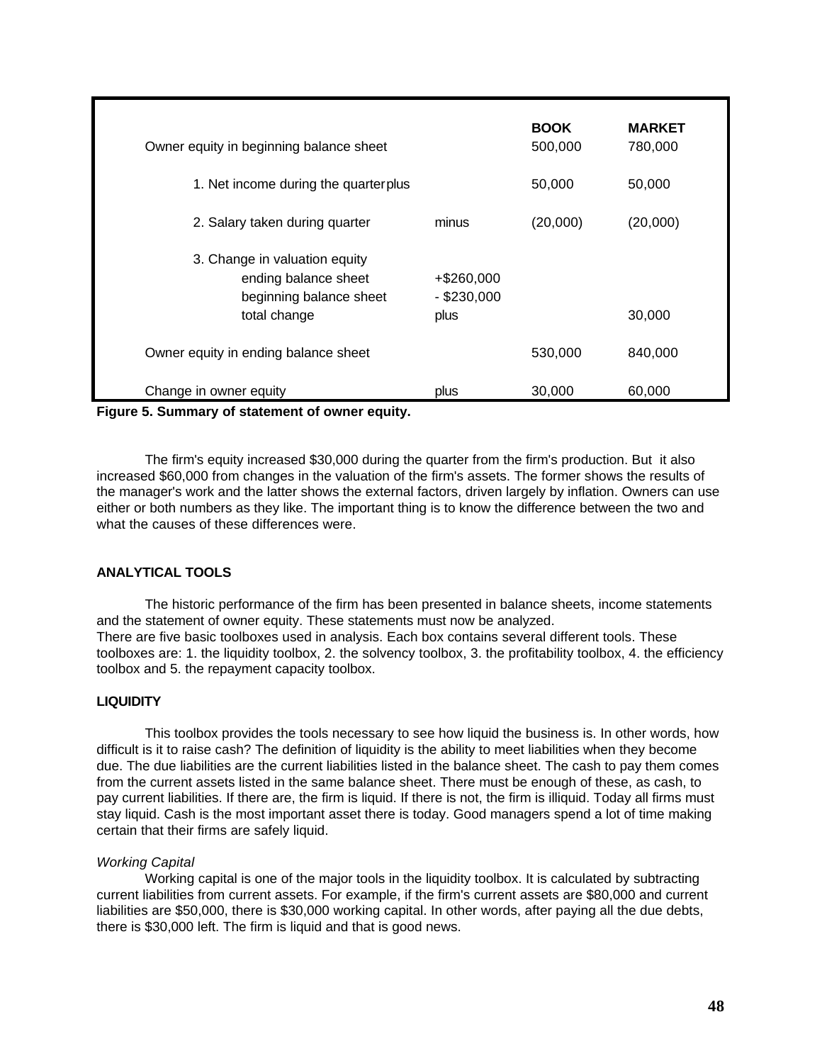| Owner equity in beginning balance sheet | | BOOK 500,000 | MARKET 780,000 |
|---|---|---|---|
| 1. Net income during the quarter | plus | 50,000 | 50,000 |
| 2. Salary taken during quarter | minus | (20,000) | (20,000) |
| 3. Change in valuation equity | | | |
| ending balance sheet | +$260,000 | | |
| beginning balance sheet | - $230,000 | | |
| total change | plus | | 30,000 |
| Owner equity in ending balance sheet | | 530,000 | 840,000 |
| Change in owner equity | plus | 30,000 | 60,000 |

**Figure 5. Summary of statement of owner equity.**

The firm's equity increased $30,000 during the quarter from the firm's production. But it also increased $60,000 from changes in the valuation of the firm's assets. The former shows the results of the manager's work and the latter shows the external factors, driven largely by inflation. Owners can use either or both numbers as they like. The important thing is to know the difference between the two and what the causes of these differences were.

## ANALYTICAL TOOLS

The historic performance of the firm has been presented in balance sheets, income statements and the statement of owner equity. These statements must now be analyzed.
There are five basic toolboxes used in analysis. Each box contains several different tools. These toolboxes are: 1. the liquidity toolbox, 2. the solvency toolbox, 3. the profitability toolbox, 4. the efficiency toolbox and 5. the repayment capacity toolbox.

### LIQUIDITY

This toolbox provides the tools necessary to see how liquid the business is. In other words, how difficult is it to raise cash? The definition of liquidity is the ability to meet liabilities when they become due. The due liabilities are the current liabilities listed in the balance sheet. The cash to pay them comes from the current assets listed in the same balance sheet. There must be enough of these, as cash, to pay current liabilities. If there are, the firm is liquid. If there is not, the firm is illiquid. Today all firms must stay liquid. Cash is the most important asset there is today. Good managers spend a lot of time making certain that their firms are safely liquid.

*Working Capital*

Working capital is one of the major tools in the liquidity toolbox. It is calculated by subtracting current liabilities from current assets. For example, if the firm's current assets are $80,000 and current liabilities are $50,000, there is $30,000 working capital. In other words, after paying all the due debts, there is $30,000 left. The firm is liquid and that is good news.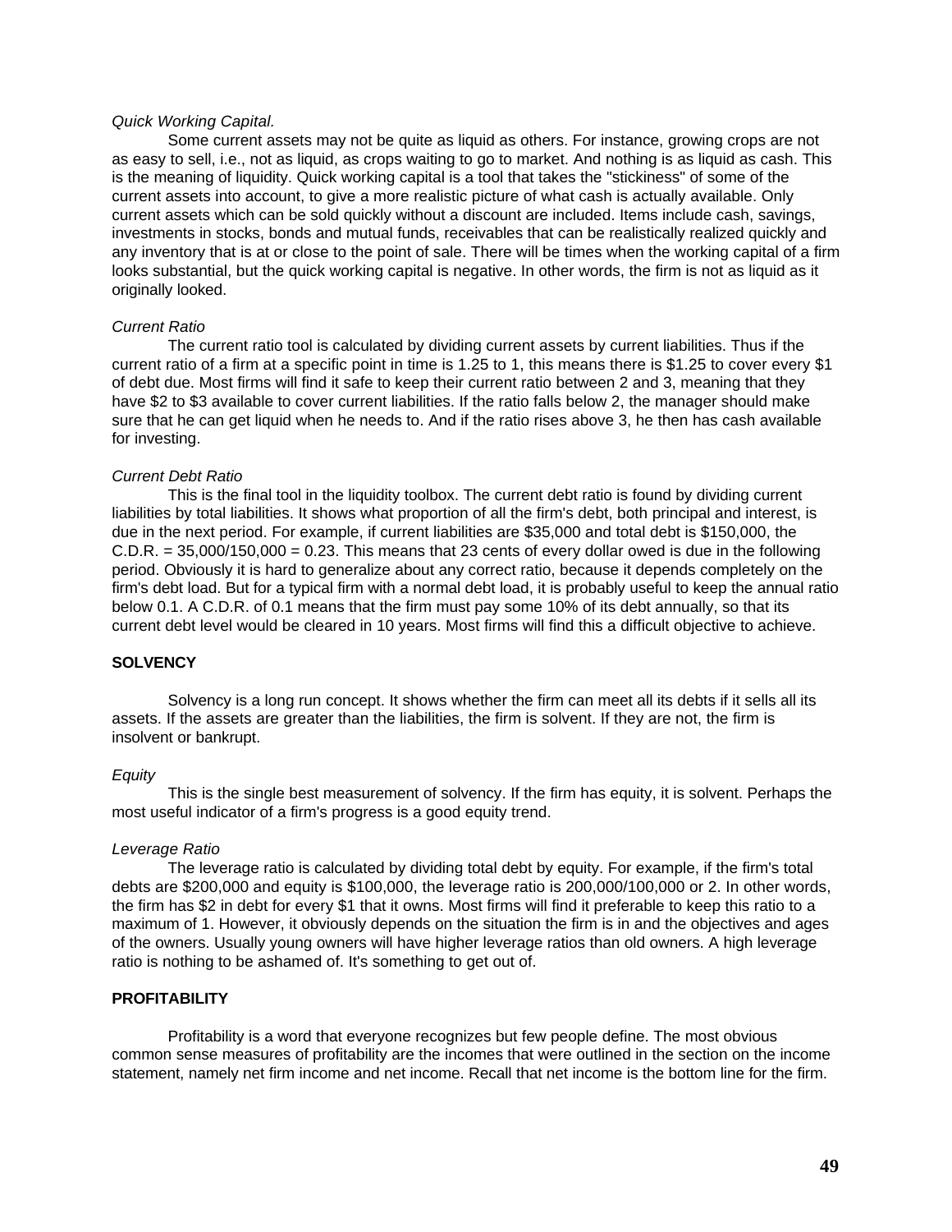*Quick Working Capital.*

Some current assets may not be quite as liquid as others. For instance, growing crops are not as easy to sell, i.e., not as liquid, as crops waiting to go to market. And nothing is as liquid as cash. This is the meaning of liquidity. Quick working capital is a tool that takes the "stickiness" of some of the current assets into account, to give a more realistic picture of what cash is actually available. Only current assets which can be sold quickly without a discount are included. Items include cash, savings, investments in stocks, bonds and mutual funds, receivables that can be realistically realized quickly and any inventory that is at or close to the point of sale. There will be times when the working capital of a firm looks substantial, but the quick working capital is negative. In other words, the firm is not as liquid as it originally looked.

*Current Ratio*

The current ratio tool is calculated by dividing current assets by current liabilities. Thus if the current ratio of a firm at a specific point in time is 1.25 to 1, this means there is $1.25 to cover every $1 of debt due. Most firms will find it safe to keep their current ratio between 2 and 3, meaning that they have $2 to $3 available to cover current liabilities. If the ratio falls below 2, the manager should make sure that he can get liquid when he needs to. And if the ratio rises above 3, he then has cash available for investing.

*Current Debt Ratio*

This is the final tool in the liquidity toolbox. The current debt ratio is found by dividing current liabilities by total liabilities. It shows what proportion of all the firm's debt, both principal and interest, is due in the next period. For example, if current liabilities are $35,000 and total debt is $150,000, the C.D.R. = 35,000/150,000 = 0.23. This means that 23 cents of every dollar owed is due in the following period. Obviously it is hard to generalize about any correct ratio, because it depends completely on the firm's debt load. But for a typical firm with a normal debt load, it is probably useful to keep the annual ratio below 0.1. A C.D.R. of 0.1 means that the firm must pay some 10% of its debt annually, so that its current debt level would be cleared in 10 years. Most firms will find this a difficult objective to achieve.

**SOLVENCY**

Solvency is a long run concept. It shows whether the firm can meet all its debts if it sells all its assets. If the assets are greater than the liabilities, the firm is solvent. If they are not, the firm is insolvent or bankrupt.

*Equity*

This is the single best measurement of solvency. If the firm has equity, it is solvent. Perhaps the most useful indicator of a firm's progress is a good equity trend.

*Leverage Ratio*

The leverage ratio is calculated by dividing total debt by equity. For example, if the firm's total debts are $200,000 and equity is $100,000, the leverage ratio is 200,000/100,000 or 2. In other words, the firm has $2 in debt for every $1 that it owns. Most firms will find it preferable to keep this ratio to a maximum of 1. However, it obviously depends on the situation the firm is in and the objectives and ages of the owners. Usually young owners will have higher leverage ratios than old owners. A high leverage ratio is nothing to be ashamed of. It's something to get out of.

**PROFITABILITY**

Profitability is a word that everyone recognizes but few people define. The most obvious common sense measures of profitability are the incomes that were outlined in the section on the income statement, namely net firm income and net income. Recall that net income is the bottom line for the firm.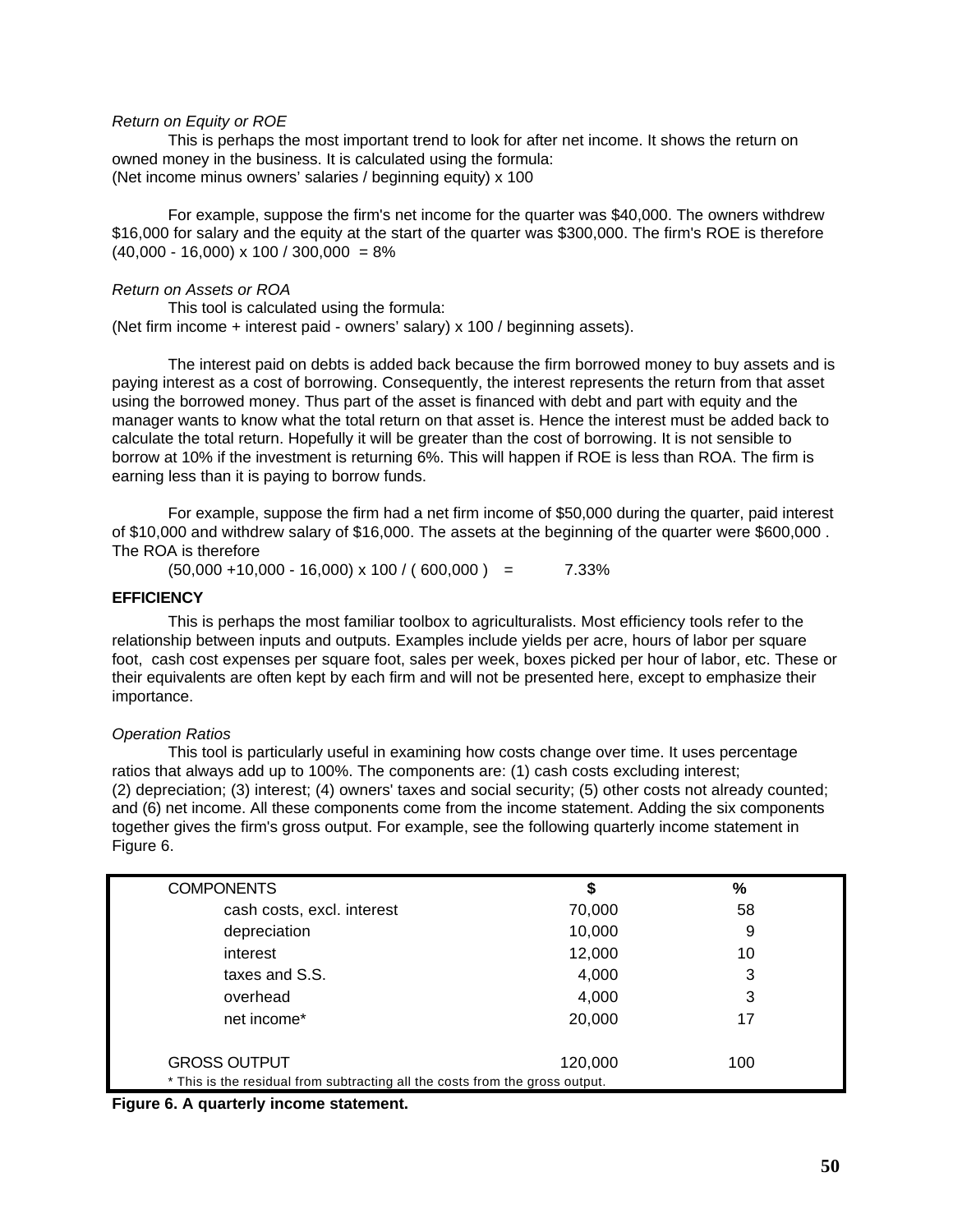*Return on Equity or ROE*

This is perhaps the most important trend to look for after net income. It shows the return on owned money in the business. It is calculated using the formula:
(Net income minus owners' salaries / beginning equity) x 100

For example, suppose the firm's net income for the quarter was $40,000. The owners withdrew $16,000 for salary and the equity at the start of the quarter was $300,000. The firm's ROE is therefore (40,000 - 16,000) x 100 / 300,000 = 8%

*Return on Assets or ROA*

This tool is calculated using the formula:
(Net firm income + interest paid - owners' salary) x 100 / beginning assets).

The interest paid on debts is added back because the firm borrowed money to buy assets and is paying interest as a cost of borrowing. Consequently, the interest represents the return from that asset using the borrowed money. Thus part of the asset is financed with debt and part with equity and the manager wants to know what the total return on that asset is. Hence the interest must be added back to calculate the total return. Hopefully it will be greater than the cost of borrowing. It is not sensible to borrow at 10% if the investment is returning 6%. This will happen if ROE is less than ROA. The firm is earning less than it is paying to borrow funds.

For example, suppose the firm had a net firm income of $50,000 during the quarter, paid interest of $10,000 and withdrew salary of $16,000. The assets at the beginning of the quarter were $600,000 . The ROA is therefore

(50,000 +10,000 - 16,000) x 100 / ( 600,000 ) = 7.33%

**EFFICIENCY**

This is perhaps the most familiar toolbox to agriculturalists. Most efficiency tools refer to the relationship between inputs and outputs. Examples include yields per acre, hours of labor per square foot, cash cost expenses per square foot, sales per week, boxes picked per hour of labor, etc. These or their equivalents are often kept by each firm and will not be presented here, except to emphasize their importance.

*Operation Ratios*

This tool is particularly useful in examining how costs change over time. It uses percentage ratios that always add up to 100%. The components are: (1) cash costs excluding interest; (2) depreciation; (3) interest; (4) owners' taxes and social security; (5) other costs not already counted; and (6) net income. All these components come from the income statement. Adding the six components together gives the firm's gross output. For example, see the following quarterly income statement in Figure 6.

| COMPONENTS | $ | % |
|---|---|---|
| cash costs, excl. interest | 70,000 | 58 |
| depreciation | 10,000 | 9 |
| interest | 12,000 | 10 |
| taxes and S.S. | 4,000 | 3 |
| overhead | 4,000 | 3 |
| net income* | 20,000 | 17 |
| GROSS OUTPUT | 120,000 | 100 |

\* This is the residual from subtracting all the costs from the gross output.

**Figure 6. A quarterly income statement.**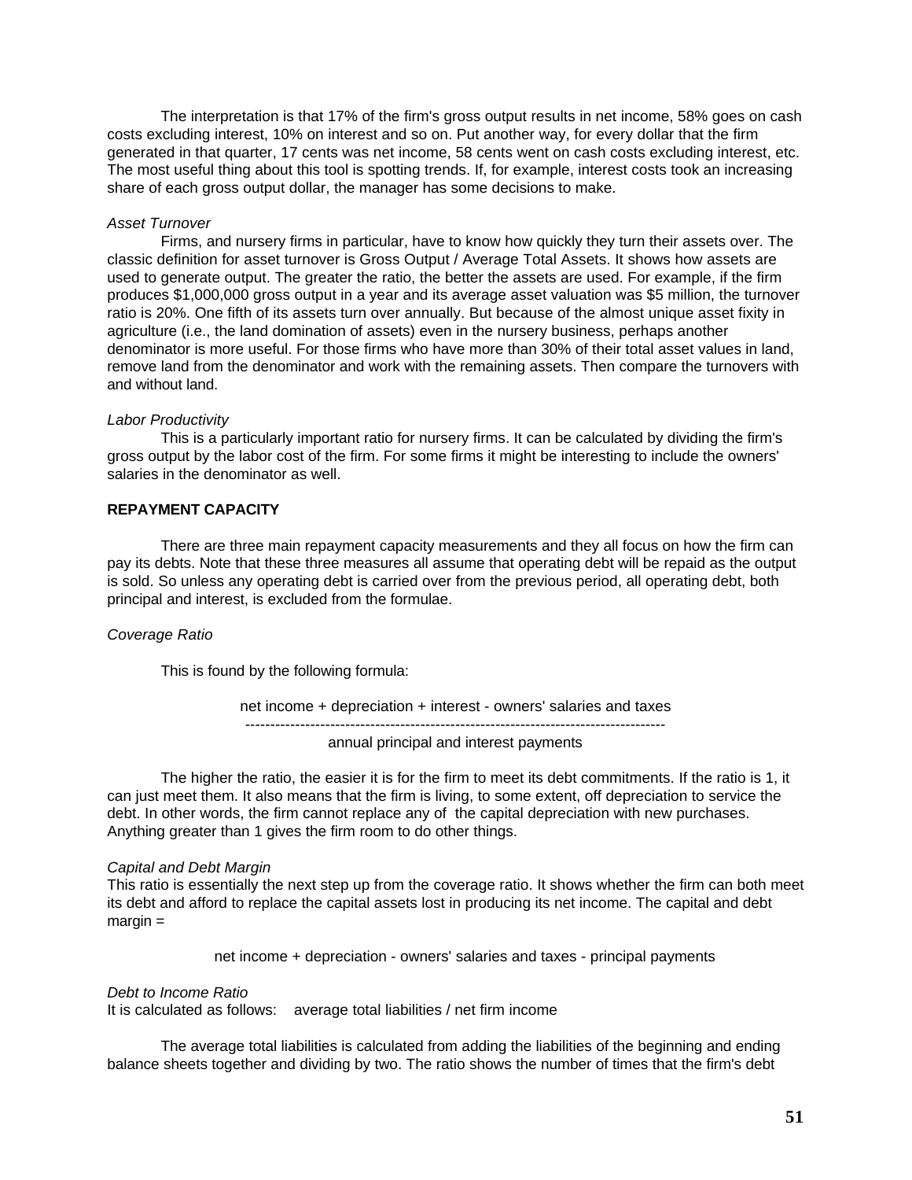The interpretation is that 17% of the firm's gross output results in net income, 58% goes on cash costs excluding interest, 10% on interest and so on. Put another way, for every dollar that the firm generated in that quarter, 17 cents was net income, 58 cents went on cash costs excluding interest, etc. The most useful thing about this tool is spotting trends. If, for example, interest costs took an increasing share of each gross output dollar, the manager has some decisions to make.

*Asset Turnover*

Firms, and nursery firms in particular, have to know how quickly they turn their assets over. The classic definition for asset turnover is Gross Output / Average Total Assets. It shows how assets are used to generate output. The greater the ratio, the better the assets are used. For example, if the firm produces $1,000,000 gross output in a year and its average asset valuation was $5 million, the turnover ratio is 20%. One fifth of its assets turn over annually. But because of the almost unique asset fixity in agriculture (i.e., the land domination of assets) even in the nursery business, perhaps another denominator is more useful. For those firms who have more than 30% of their total asset values in land, remove land from the denominator and work with the remaining assets. Then compare the turnovers with and without land.

*Labor Productivity*

This is a particularly important ratio for nursery firms. It can be calculated by dividing the firm's gross output by the labor cost of the firm. For some firms it might be interesting to include the owners' salaries in the denominator as well.

**REPAYMENT CAPACITY**

There are three main repayment capacity measurements and they all focus on how the firm can pay its debts. Note that these three measures all assume that operating debt will be repaid as the output is sold. So unless any operating debt is carried over from the previous period, all operating debt, both principal and interest, is excluded from the formulae.

*Coverage Ratio*

This is found by the following formula:

$$\frac{\text{net income + depreciation + interest - owners' salaries and taxes}}{\text{annual principal and interest payments}}$$

The higher the ratio, the easier it is for the firm to meet its debt commitments. If the ratio is 1, it can just meet them. It also means that the firm is living, to some extent, off depreciation to service the debt. In other words, the firm cannot replace any of the capital depreciation with new purchases. Anything greater than 1 gives the firm room to do other things.

*Capital and Debt Margin*

This ratio is essentially the next step up from the coverage ratio. It shows whether the firm can both meet its debt and afford to replace the capital assets lost in producing its net income. The capital and debt margin =

net income + depreciation - owners' salaries and taxes - principal payments

*Debt to Income Ratio*

It is calculated as follows: average total liabilities / net firm income

The average total liabilities is calculated from adding the liabilities of the beginning and ending balance sheets together and dividing by two. The ratio shows the number of times that the firm's debt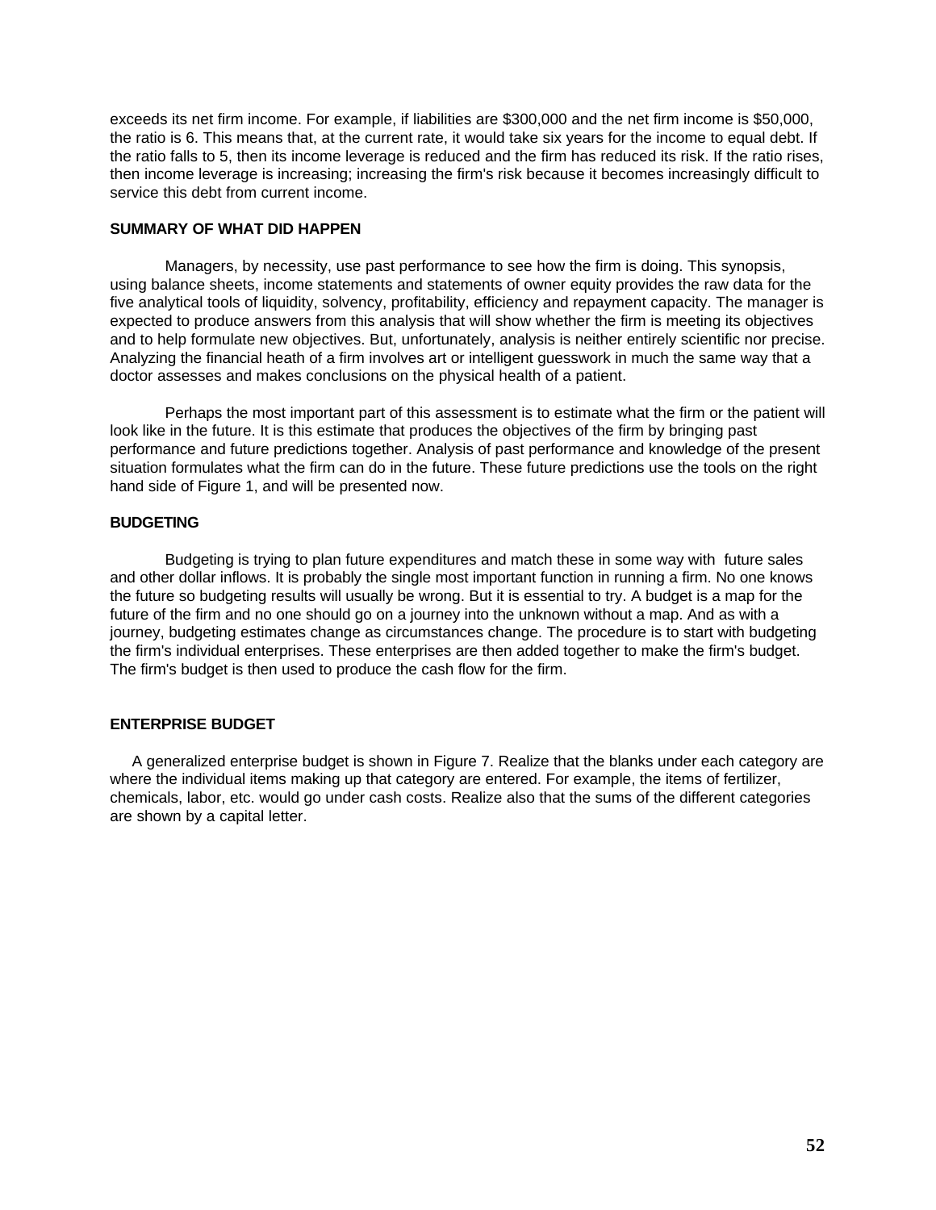exceeds its net firm income. For example, if liabilities are $300,000 and the net firm income is $50,000, the ratio is 6. This means that, at the current rate, it would take six years for the income to equal debt. If the ratio falls to 5, then its income leverage is reduced and the firm has reduced its risk. If the ratio rises, then income leverage is increasing; increasing the firm's risk because it becomes increasingly difficult to service this debt from current income.

## SUMMARY OF WHAT DID HAPPEN

Managers, by necessity, use past performance to see how the firm is doing. This synopsis, using balance sheets, income statements and statements of owner equity provides the raw data for the five analytical tools of liquidity, solvency, profitability, efficiency and repayment capacity. The manager is expected to produce answers from this analysis that will show whether the firm is meeting its objectives and to help formulate new objectives. But, unfortunately, analysis is neither entirely scientific nor precise. Analyzing the financial heath of a firm involves art or intelligent guesswork in much the same way that a doctor assesses and makes conclusions on the physical health of a patient.

Perhaps the most important part of this assessment is to estimate what the firm or the patient will look like in the future. It is this estimate that produces the objectives of the firm by bringing past performance and future predictions together. Analysis of past performance and knowledge of the present situation formulates what the firm can do in the future. These future predictions use the tools on the right hand side of Figure 1, and will be presented now.

## BUDGETING

Budgeting is trying to plan future expenditures and match these in some way with future sales and other dollar inflows. It is probably the single most important function in running a firm. No one knows the future so budgeting results will usually be wrong. But it is essential to try. A budget is a map for the future of the firm and no one should go on a journey into the unknown without a map. And as with a journey, budgeting estimates change as circumstances change. The procedure is to start with budgeting the firm's individual enterprises. These enterprises are then added together to make the firm's budget. The firm's budget is then used to produce the cash flow for the firm.

## ENTERPRISE BUDGET

A generalized enterprise budget is shown in Figure 7. Realize that the blanks under each category are where the individual items making up that category are entered. For example, the items of fertilizer, chemicals, labor, etc. would go under cash costs. Realize also that the sums of the different categories are shown by a capital letter.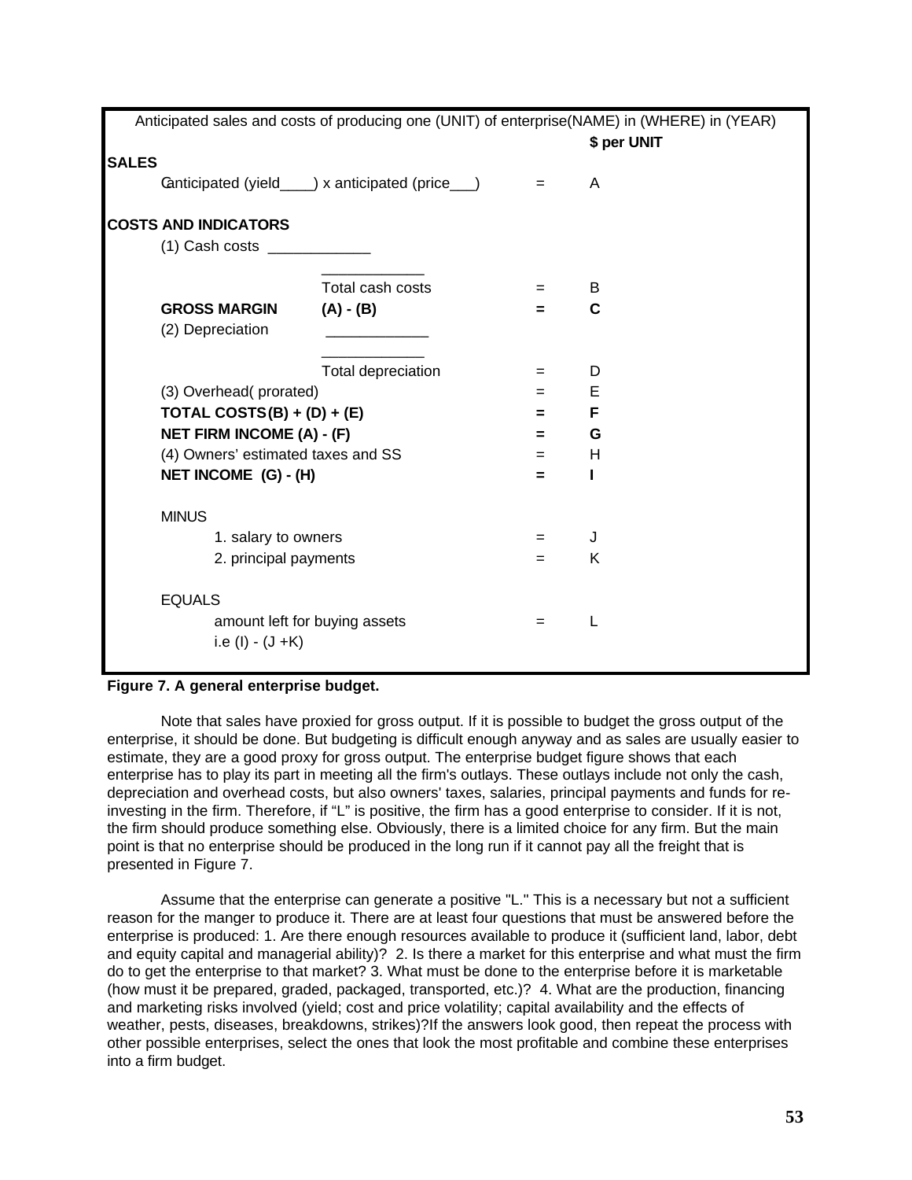Anticipated sales and costs of producing one (UNIT) of enterprise(NAME) in (WHERE) in (YEAR)

| | | | $ per UNIT |
|---|---|---|---|
| **SALES** | | | |
| Canticipated (yield____) x anticipated (price___) | | = | A |
| **COSTS AND INDICATORS** | | | |
| (1) Cash costs ____________ | | | |
| | ____________ | | |
| | Total cash costs | = | B |
| **GROSS MARGIN** | **(A) - (B)** | **=** | **C** |
| (2) Depreciation | ____________ | | |
| | ____________ | | |
| | Total depreciation | = | D |
| (3) Overhead( prorated) | | = | E |
| **TOTAL COSTS(B) + (D) + (E)** | | **=** | **F** |
| **NET FIRM INCOME (A) - (F)** | | **=** | **G** |
| (4) Owners' estimated taxes and SS | | = | H |
| **NET INCOME (G) - (H)** | | **=** | **I** |
| MINUS | | | |
| 1. salary to owners | | = | J |
| 2. principal payments | | = | K |
| EQUALS | | | |
| amount left for buying assets i.e (I) - (J +K) | | = | L |

**Figure 7. A general enterprise budget.**

Note that sales have proxied for gross output. If it is possible to budget the gross output of the enterprise, it should be done. But budgeting is difficult enough anyway and as sales are usually easier to estimate, they are a good proxy for gross output. The enterprise budget figure shows that each enterprise has to play its part in meeting all the firm's outlays. These outlays include not only the cash, depreciation and overhead costs, but also owners' taxes, salaries, principal payments and funds for re-investing in the firm. Therefore, if "L" is positive, the firm has a good enterprise to consider. If it is not, the firm should produce something else. Obviously, there is a limited choice for any firm. But the main point is that no enterprise should be produced in the long run if it cannot pay all the freight that is presented in Figure 7.

Assume that the enterprise can generate a positive "L." This is a necessary but not a sufficient reason for the manger to produce it. There are at least four questions that must be answered before the enterprise is produced: 1. Are there enough resources available to produce it (sufficient land, labor, debt and equity capital and managerial ability)? 2. Is there a market for this enterprise and what must the firm do to get the enterprise to that market? 3. What must be done to the enterprise before it is marketable (how must it be prepared, graded, packaged, transported, etc.)? 4. What are the production, financing and marketing risks involved (yield; cost and price volatility; capital availability and the effects of weather, pests, diseases, breakdowns, strikes)?If the answers look good, then repeat the process with other possible enterprises, select the ones that look the most profitable and combine these enterprises into a firm budget.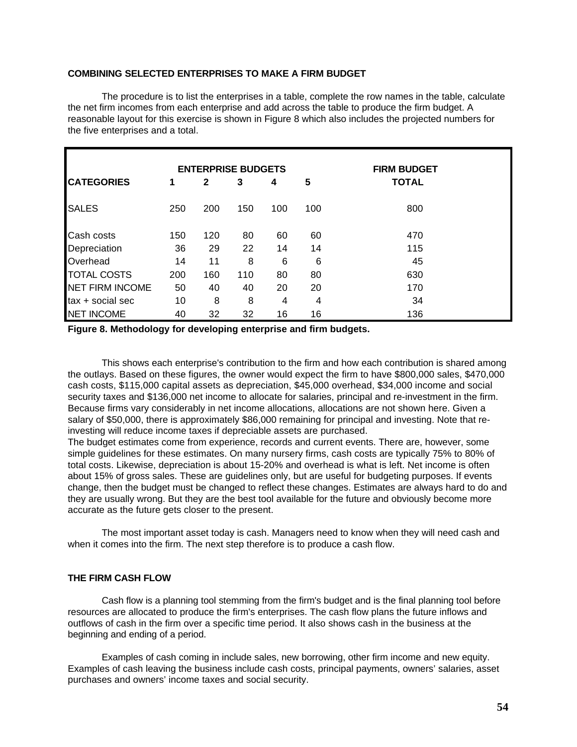## COMBINING SELECTED ENTERPRISES TO MAKE A FIRM BUDGET

The procedure is to list the enterprises in a table, complete the row names in the table, calculate the net firm incomes from each enterprise and add across the table to produce the firm budget. A reasonable layout for this exercise is shown in Figure 8 which also includes the projected numbers for the five enterprises and a total.

| | ENTERPRISE BUDGETS | | | | | FIRM BUDGET |
|---|---|---|---|---|---|---|
| **CATEGORIES** | **1** | **2** | **3** | **4** | **5** | **TOTAL** |
| SALES | 250 | 200 | 150 | 100 | 100 | 800 |
| Cash costs | 150 | 120 | 80 | 60 | 60 | 470 |
| Depreciation | 36 | 29 | 22 | 14 | 14 | 115 |
| Overhead | 14 | 11 | 8 | 6 | 6 | 45 |
| TOTAL COSTS | 200 | 160 | 110 | 80 | 80 | 630 |
| NET FIRM INCOME | 50 | 40 | 40 | 20 | 20 | 170 |
| tax + social sec | 10 | 8 | 8 | 4 | 4 | 34 |
| NET INCOME | 40 | 32 | 32 | 16 | 16 | 136 |

**Figure 8. Methodology for developing enterprise and firm budgets.**

This shows each enterprise's contribution to the firm and how each contribution is shared among the outlays. Based on these figures, the owner would expect the firm to have $800,000 sales, $470,000 cash costs, $115,000 capital assets as depreciation, $45,000 overhead, $34,000 income and social security taxes and $136,000 net income to allocate for salaries, principal and re-investment in the firm. Because firms vary considerably in net income allocations, allocations are not shown here. Given a salary of $50,000, there is approximately $86,000 remaining for principal and investing. Note that re-investing will reduce income taxes if depreciable assets are purchased.

The budget estimates come from experience, records and current events. There are, however, some simple guidelines for these estimates. On many nursery firms, cash costs are typically 75% to 80% of total costs. Likewise, depreciation is about 15-20% and overhead is what is left. Net income is often about 15% of gross sales. These are guidelines only, but are useful for budgeting purposes. If events change, then the budget must be changed to reflect these changes. Estimates are always hard to do and they are usually wrong. But they are the best tool available for the future and obviously become more accurate as the future gets closer to the present.

The most important asset today is cash. Managers need to know when they will need cash and when it comes into the firm. The next step therefore is to produce a cash flow.

## THE FIRM CASH FLOW

Cash flow is a planning tool stemming from the firm's budget and is the final planning tool before resources are allocated to produce the firm's enterprises. The cash flow plans the future inflows and outflows of cash in the firm over a specific time period. It also shows cash in the business at the beginning and ending of a period.

Examples of cash coming in include sales, new borrowing, other firm income and new equity. Examples of cash leaving the business include cash costs, principal payments, owners' salaries, asset purchases and owners' income taxes and social security.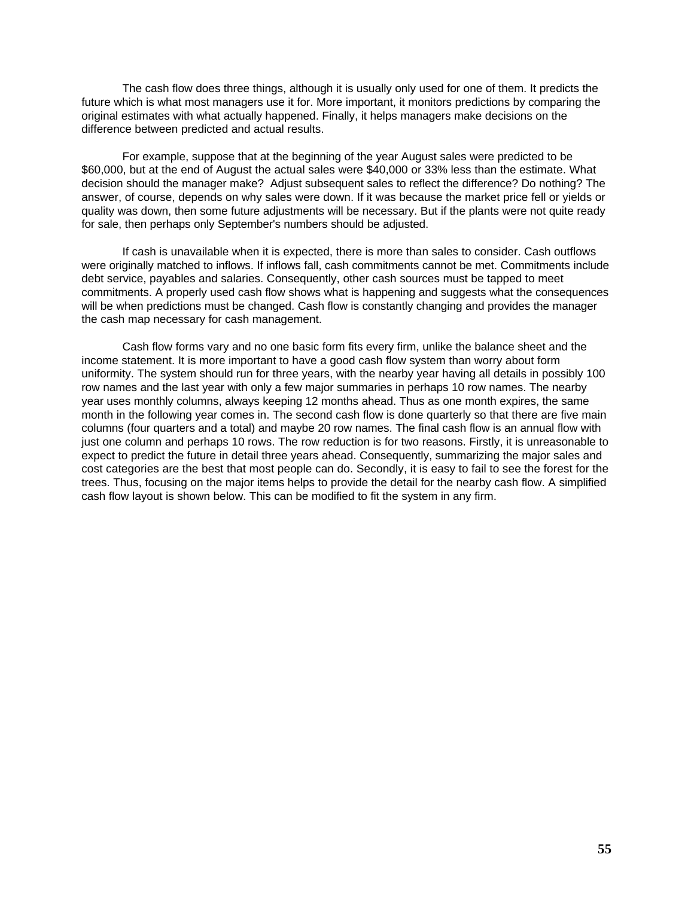The cash flow does three things, although it is usually only used for one of them. It predicts the future which is what most managers use it for. More important, it monitors predictions by comparing the original estimates with what actually happened. Finally, it helps managers make decisions on the difference between predicted and actual results.

For example, suppose that at the beginning of the year August sales were predicted to be $60,000, but at the end of August the actual sales were $40,000 or 33% less than the estimate. What decision should the manager make? Adjust subsequent sales to reflect the difference? Do nothing? The answer, of course, depends on why sales were down. If it was because the market price fell or yields or quality was down, then some future adjustments will be necessary. But if the plants were not quite ready for sale, then perhaps only September's numbers should be adjusted.

If cash is unavailable when it is expected, there is more than sales to consider. Cash outflows were originally matched to inflows. If inflows fall, cash commitments cannot be met. Commitments include debt service, payables and salaries. Consequently, other cash sources must be tapped to meet commitments. A properly used cash flow shows what is happening and suggests what the consequences will be when predictions must be changed. Cash flow is constantly changing and provides the manager the cash map necessary for cash management.

Cash flow forms vary and no one basic form fits every firm, unlike the balance sheet and the income statement. It is more important to have a good cash flow system than worry about form uniformity. The system should run for three years, with the nearby year having all details in possibly 100 row names and the last year with only a few major summaries in perhaps 10 row names. The nearby year uses monthly columns, always keeping 12 months ahead. Thus as one month expires, the same month in the following year comes in. The second cash flow is done quarterly so that there are five main columns (four quarters and a total) and maybe 20 row names. The final cash flow is an annual flow with just one column and perhaps 10 rows. The row reduction is for two reasons. Firstly, it is unreasonable to expect to predict the future in detail three years ahead. Consequently, summarizing the major sales and cost categories are the best that most people can do. Secondly, it is easy to fail to see the forest for the trees. Thus, focusing on the major items helps to provide the detail for the nearby cash flow. A simplified cash flow layout is shown below. This can be modified to fit the system in any firm.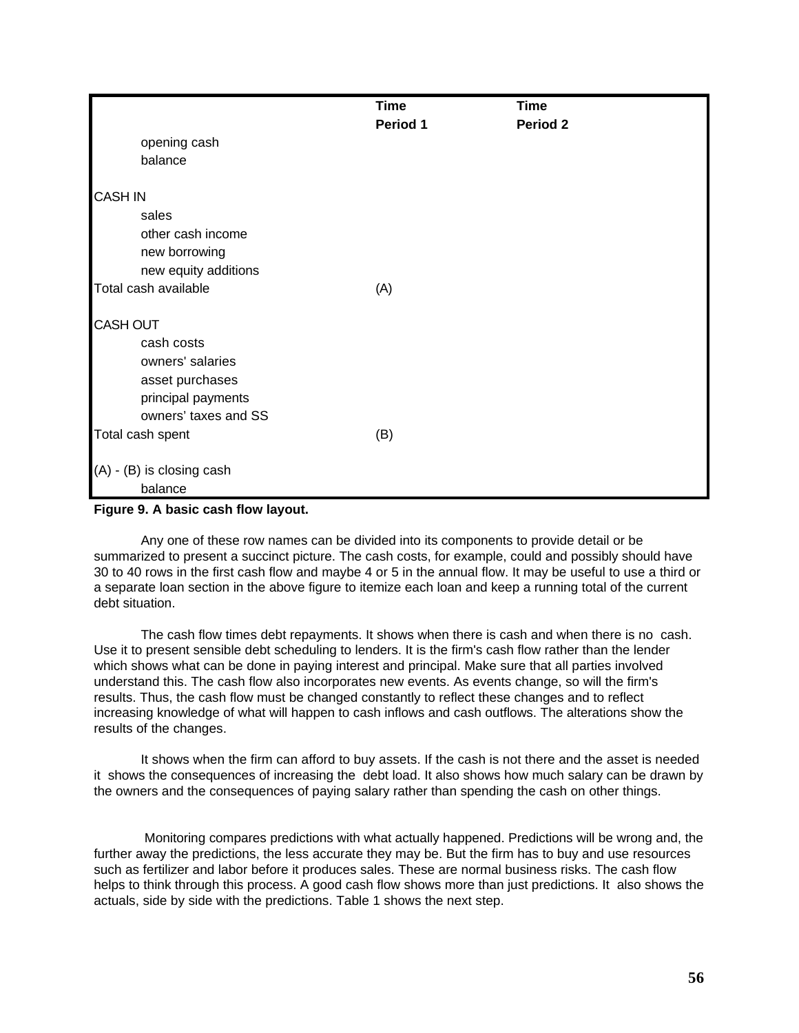| | Time Period 1 | Time Period 2 |
|---|---|---|
| opening cash balance | | |
| | | |
| CASH IN | | |
| sales | | |
| other cash income | | |
| new borrowing | | |
| new equity additions | | |
| Total cash available | (A) | |
| | | |
| CASH OUT | | |
| cash costs | | |
| owners' salaries | | |
| asset purchases | | |
| principal payments | | |
| owners' taxes and SS | | |
| Total cash spent | (B) | |
| | | |
| (A) - (B) is closing cash balance | | |

**Figure 9. A basic cash flow layout.**

Any one of these row names can be divided into its components to provide detail or be summarized to present a succinct picture. The cash costs, for example, could and possibly should have 30 to 40 rows in the first cash flow and maybe 4 or 5 in the annual flow. It may be useful to use a third or a separate loan section in the above figure to itemize each loan and keep a running total of the current debt situation.

The cash flow times debt repayments. It shows when there is cash and when there is no cash. Use it to present sensible debt scheduling to lenders. It is the firm's cash flow rather than the lender which shows what can be done in paying interest and principal. Make sure that all parties involved understand this. The cash flow also incorporates new events. As events change, so will the firm's results. Thus, the cash flow must be changed constantly to reflect these changes and to reflect increasing knowledge of what will happen to cash inflows and cash outflows. The alterations show the results of the changes.

It shows when the firm can afford to buy assets. If the cash is not there and the asset is needed it shows the consequences of increasing the debt load. It also shows how much salary can be drawn by the owners and the consequences of paying salary rather than spending the cash on other things.

Monitoring compares predictions with what actually happened. Predictions will be wrong and, the further away the predictions, the less accurate they may be. But the firm has to buy and use resources such as fertilizer and labor before it produces sales. These are normal business risks. The cash flow helps to think through this process. A good cash flow shows more than just predictions. It also shows the actuals, side by side with the predictions. Table 1 shows the next step.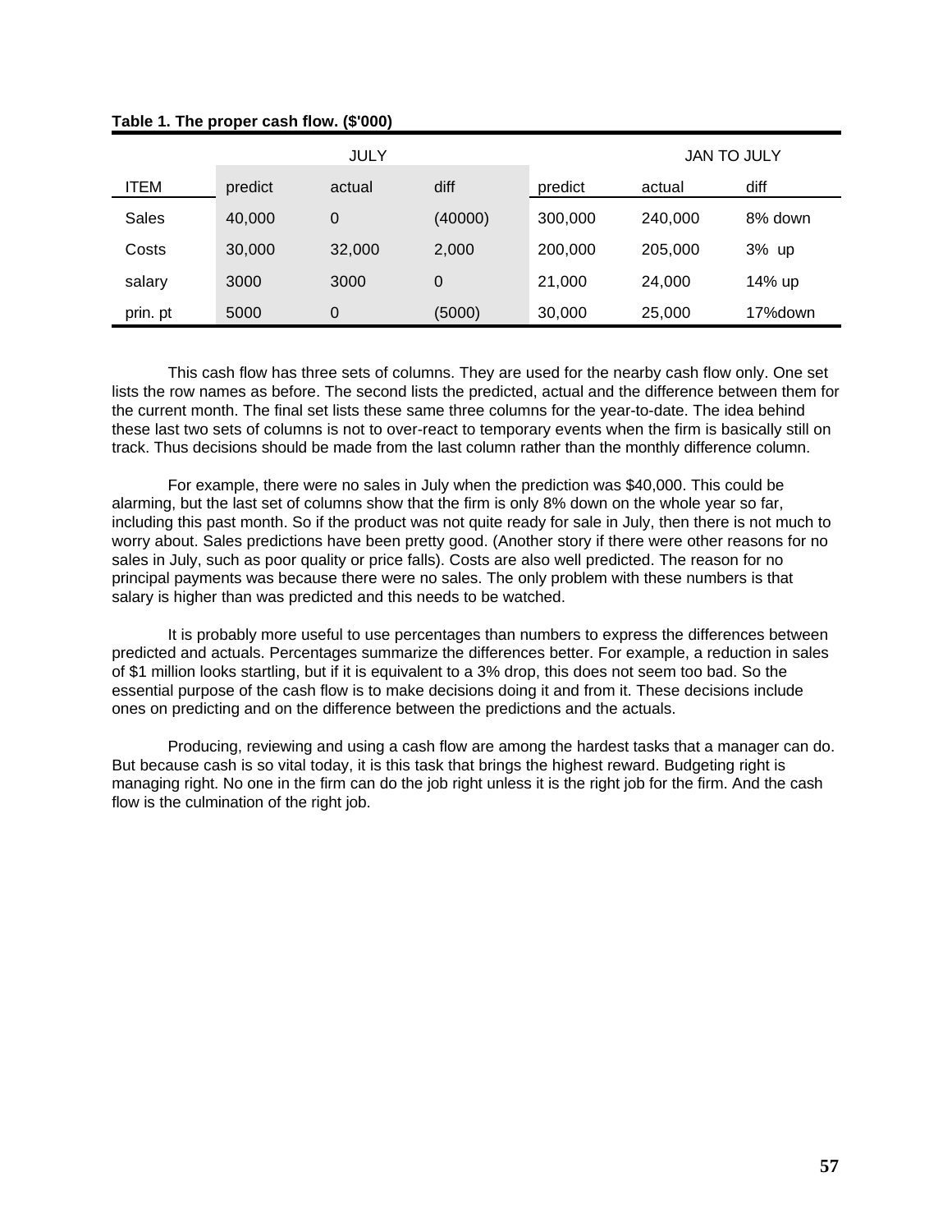**Table 1. The proper cash flow. ($'000)**

| | JULY | | | JAN TO JULY | | |
|---|---|---|---|---|---|---|
| ITEM | predict | actual | diff | predict | actual | diff |
| Sales | 40,000 | 0 | (40000) | 300,000 | 240,000 | 8% down |
| Costs | 30,000 | 32,000 | 2,000 | 200,000 | 205,000 | 3% up |
| salary | 3000 | 3000 | 0 | 21,000 | 24,000 | 14% up |
| prin. pt | 5000 | 0 | (5000) | 30,000 | 25,000 | 17%down |

This cash flow has three sets of columns. They are used for the nearby cash flow only. One set lists the row names as before. The second lists the predicted, actual and the difference between them for the current month. The final set lists these same three columns for the year-to-date. The idea behind these last two sets of columns is not to over-react to temporary events when the firm is basically still on track. Thus decisions should be made from the last column rather than the monthly difference column.

For example, there were no sales in July when the prediction was $40,000. This could be alarming, but the last set of columns show that the firm is only 8% down on the whole year so far, including this past month. So if the product was not quite ready for sale in July, then there is not much to worry about. Sales predictions have been pretty good. (Another story if there were other reasons for no sales in July, such as poor quality or price falls). Costs are also well predicted. The reason for no principal payments was because there were no sales. The only problem with these numbers is that salary is higher than was predicted and this needs to be watched.

It is probably more useful to use percentages than numbers to express the differences between predicted and actuals. Percentages summarize the differences better. For example, a reduction in sales of $1 million looks startling, but if it is equivalent to a 3% drop, this does not seem too bad. So the essential purpose of the cash flow is to make decisions doing it and from it. These decisions include ones on predicting and on the difference between the predictions and the actuals.

Producing, reviewing and using a cash flow are among the hardest tasks that a manager can do. But because cash is so vital today, it is this task that brings the highest reward. Budgeting right is managing right. No one in the firm can do the job right unless it is the right job for the firm. And the cash flow is the culmination of the right job.